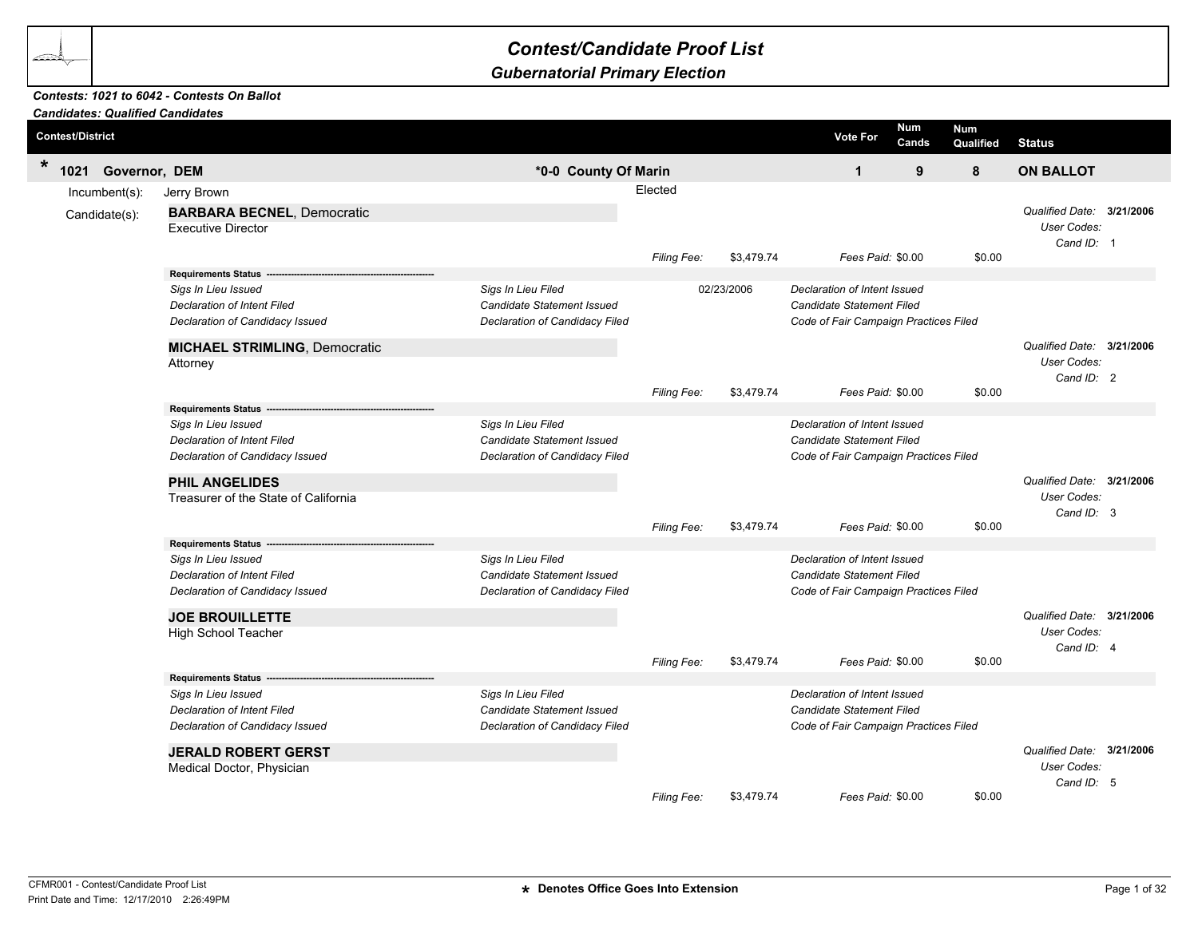# Contest/Candidate Proof List

## Gubernatorial Primary Election

***Contests: 1021 to 6042 - Contests On Ballot***
***Candidates: Qualified Candidates***

| Contest/District | | Vote For | Num Cands | Num Qualified | Status |
|---|---|---|---|---|---|
| * **1021 Governor, DEM** | ***0-0 County Of Marin** | **1** | **9** | **8** | **ON BALLOT** |

Incumbent(s): Jerry Brown — Elected

Candidate(s):

**BARBARA BECNEL**, Democratic
Executive Director

*Qualified Date:* **3/21/2006**
*User Codes:*
*Cand ID:* 1

*Filing Fee:* $3,479.74 *Fees Paid:* $0.00 $0.00

**Requirements Status** -----------------------------------------------------

| | | | |
|---|---|---|---|
| *Sigs In Lieu Issued* | *Sigs In Lieu Filed* | 02/23/2006 | *Declaration of Intent Issued* |
| *Declaration of Intent Filed* | *Candidate Statement Issued* | | *Candidate Statement Filed* |
| *Declaration of Candidacy Issued* | *Declaration of Candidacy Filed* | | *Code of Fair Campaign Practices Filed* |

**MICHAEL STRIMLING**, Democratic
Attorney

*Qualified Date:* **3/21/2006**
*User Codes:*
*Cand ID:* 2

*Filing Fee:* $3,479.74 *Fees Paid:* $0.00 $0.00

**Requirements Status** -----------------------------------------------------

| | | |
|---|---|---|
| *Sigs In Lieu Issued* | *Sigs In Lieu Filed* | *Declaration of Intent Issued* |
| *Declaration of Intent Filed* | *Candidate Statement Issued* | *Candidate Statement Filed* |
| *Declaration of Candidacy Issued* | *Declaration of Candidacy Filed* | *Code of Fair Campaign Practices Filed* |

**PHIL ANGELIDES**
Treasurer of the State of California

*Qualified Date:* **3/21/2006**
*User Codes:*
*Cand ID:* 3

*Filing Fee:* $3,479.74 *Fees Paid:* $0.00 $0.00

**Requirements Status** -----------------------------------------------------

| | | |
|---|---|---|
| *Sigs In Lieu Issued* | *Sigs In Lieu Filed* | *Declaration of Intent Issued* |
| *Declaration of Intent Filed* | *Candidate Statement Issued* | *Candidate Statement Filed* |
| *Declaration of Candidacy Issued* | *Declaration of Candidacy Filed* | *Code of Fair Campaign Practices Filed* |

**JOE BROUILLETTE**
High School Teacher

*Qualified Date:* **3/21/2006**
*User Codes:*
*Cand ID:* 4

*Filing Fee:* $3,479.74 *Fees Paid:* $0.00 $0.00

**Requirements Status** -----------------------------------------------------

| | | |
|---|---|---|
| *Sigs In Lieu Issued* | *Sigs In Lieu Filed* | *Declaration of Intent Issued* |
| *Declaration of Intent Filed* | *Candidate Statement Issued* | *Candidate Statement Filed* |
| *Declaration of Candidacy Issued* | *Declaration of Candidacy Filed* | *Code of Fair Campaign Practices Filed* |

**JERALD ROBERT GERST**
Medical Doctor, Physician

*Qualified Date:* **3/21/2006**
*User Codes:*
*Cand ID:* 5

*Filing Fee:* $3,479.74 *Fees Paid:* $0.00 $0.00

CFMR001 - Contest/Candidate Proof List
Print Date and Time: 12/17/2010 2:26:49PM

**\* Denotes Office Goes Into Extension**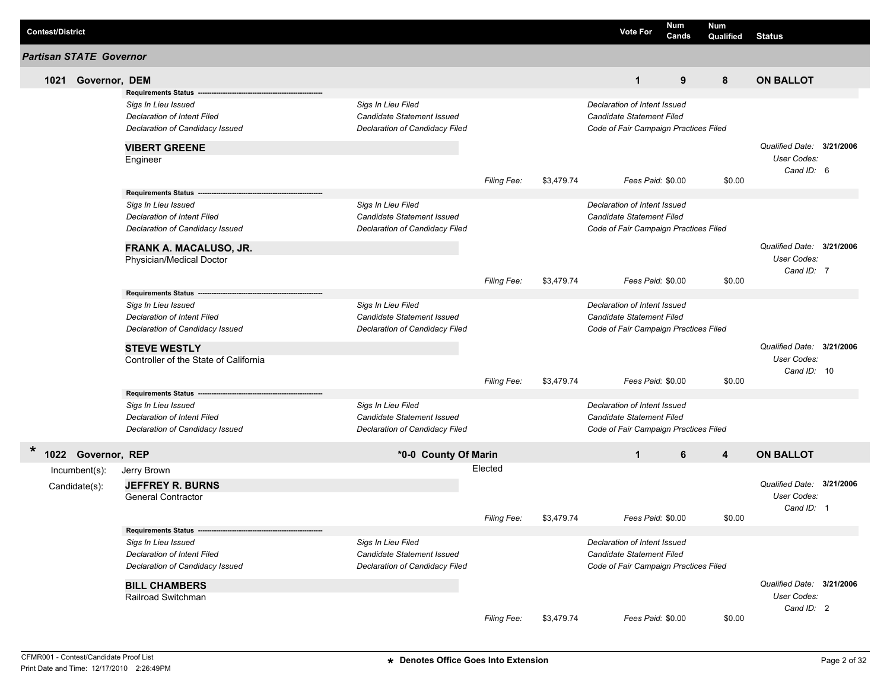| Contest/District | Vote For | Num Cands | Num Qualified | Status |
|---|---|---|---|---|

## Partisan STATE Governor

### 1021 Governor, DEM

| Vote For | Num Cands | Num Qualified | Status |
|---|---|---|---|
| 1 | 9 | 8 | ON BALLOT |

**Requirements Status** ------------------------------------------------------

| | | |
|---|---|---|
| *Sigs In Lieu Issued* | *Sigs In Lieu Filed* | *Declaration of Intent Issued* |
| *Declaration of Intent Filed* | *Candidate Statement Issued* | *Candidate Statement Filed* |
| *Declaration of Candidacy Issued* | *Declaration of Candidacy Filed* | *Code of Fair Campaign Practices Filed* |

**VIBERT GREENE**
Engineer

*Qualified Date:* **3/21/2006**
*User Codes:*
*Cand ID:* 6

*Filing Fee:* $3,479.74 *Fees Paid:* $0.00 $0.00

**Requirements Status** ------------------------------------------------------

| | | |
|---|---|---|
| *Sigs In Lieu Issued* | *Sigs In Lieu Filed* | *Declaration of Intent Issued* |
| *Declaration of Intent Filed* | *Candidate Statement Issued* | *Candidate Statement Filed* |
| *Declaration of Candidacy Issued* | *Declaration of Candidacy Filed* | *Code of Fair Campaign Practices Filed* |

**FRANK A. MACALUSO, JR.**
Physician/Medical Doctor

*Qualified Date:* **3/21/2006**
*User Codes:*
*Cand ID:* 7

*Filing Fee:* $3,479.74 *Fees Paid:* $0.00 $0.00

**Requirements Status** ------------------------------------------------------

| | | |
|---|---|---|
| *Sigs In Lieu Issued* | *Sigs In Lieu Filed* | *Declaration of Intent Issued* |
| *Declaration of Intent Filed* | *Candidate Statement Issued* | *Candidate Statement Filed* |
| *Declaration of Candidacy Issued* | *Declaration of Candidacy Filed* | *Code of Fair Campaign Practices Filed* |

**STEVE WESTLY**
Controller of the State of California

*Qualified Date:* **3/21/2006**
*User Codes:*
*Cand ID:* 10

*Filing Fee:* $3,479.74 *Fees Paid:* $0.00 $0.00

**Requirements Status** ------------------------------------------------------

| | | |
|---|---|---|
| *Sigs In Lieu Issued* | *Sigs In Lieu Filed* | *Declaration of Intent Issued* |
| *Declaration of Intent Filed* | *Candidate Statement Issued* | *Candidate Statement Filed* |
| *Declaration of Candidacy Issued* | *Declaration of Candidacy Filed* | *Code of Fair Campaign Practices Filed* |

### * 1022 Governor, REP — *0-0 County Of Marin

| Vote For | Num Cands | Num Qualified | Status |
|---|---|---|---|
| 1 | 6 | 4 | ON BALLOT |

Incumbent(s): Jerry Brown — Elected

Candidate(s):

**JEFFREY R. BURNS**
General Contractor

*Qualified Date:* **3/21/2006**
*User Codes:*
*Cand ID:* 1

*Filing Fee:* $3,479.74 *Fees Paid:* $0.00 $0.00

**Requirements Status** ------------------------------------------------------

| | | |
|---|---|---|
| *Sigs In Lieu Issued* | *Sigs In Lieu Filed* | *Declaration of Intent Issued* |
| *Declaration of Intent Filed* | *Candidate Statement Issued* | *Candidate Statement Filed* |
| *Declaration of Candidacy Issued* | *Declaration of Candidacy Filed* | *Code of Fair Campaign Practices Filed* |

**BILL CHAMBERS**
Railroad Switchman

*Qualified Date:* **3/21/2006**
*User Codes:*
*Cand ID:* 2

*Filing Fee:* $3,479.74 *Fees Paid:* $0.00 $0.00

CFMR001 - Contest/Candidate Proof List
Print Date and Time: 12/17/2010 2:26:49PM

**\* Denotes Office Goes Into Extension**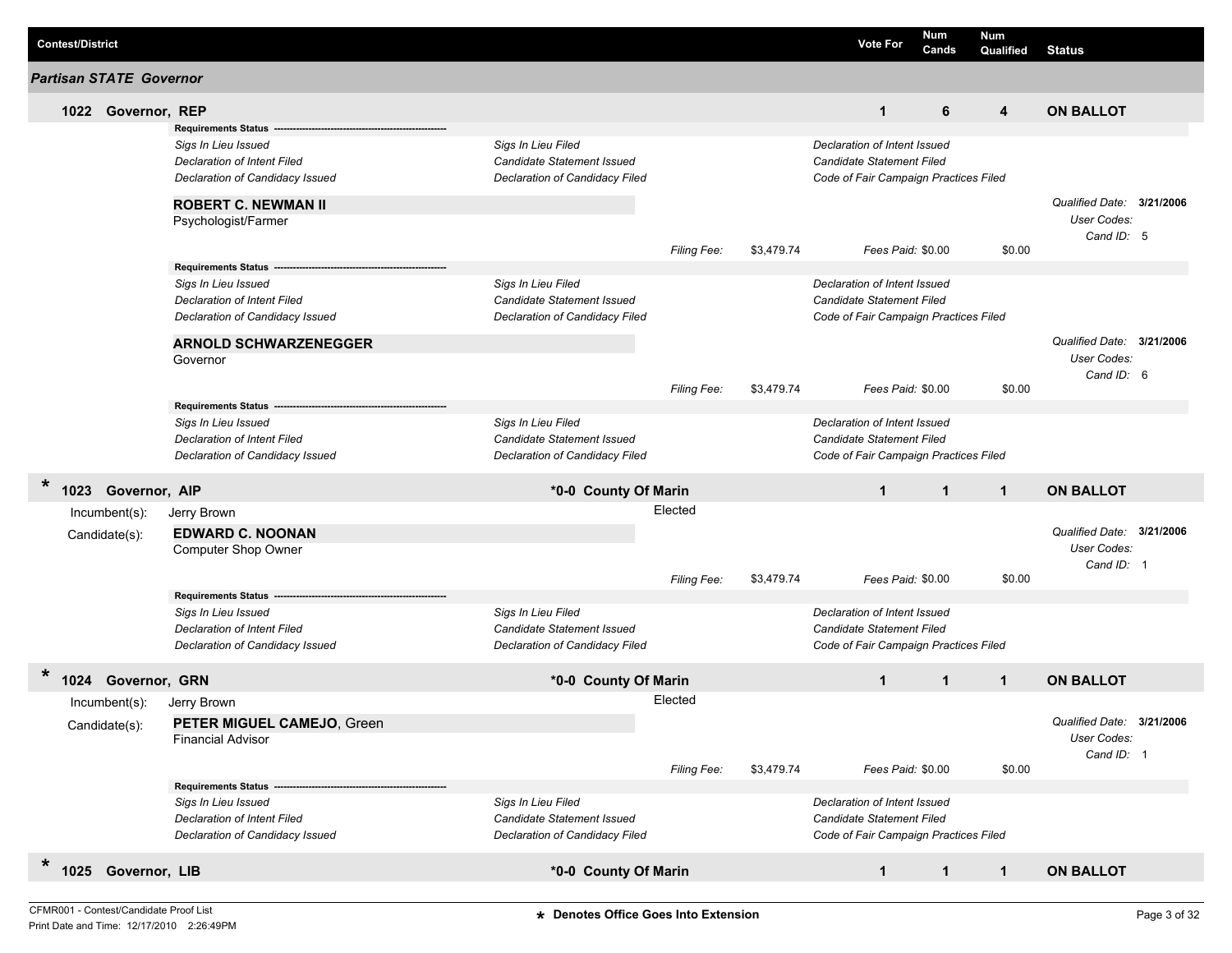| Contest/District | | Vote For | Num Cands | Num Qualified | Status |
|---|---|---|---|---|---|

## Partisan STATE Governor

### 1022 Governor, REP — Vote For: 1 | Num Cands: 6 | Num Qualified: 4 | ON BALLOT

**Requirements Status**

| | | |
|---|---|---|
| *Sigs In Lieu Issued* | *Sigs In Lieu Filed* | *Declaration of Intent Issued* |
| *Declaration of Intent Filed* | *Candidate Statement Issued* | *Candidate Statement Filed* |
| *Declaration of Candidacy Issued* | *Declaration of Candidacy Filed* | *Code of Fair Campaign Practices Filed* |

**ROBERT C. NEWMAN II**
Psychologist/Farmer

*Qualified Date:* **3/21/2006**
*User Codes:*
*Cand ID:* 5

*Filing Fee:* $3,479.74 *Fees Paid:* $0.00 $0.00

**Requirements Status**

| | | |
|---|---|---|
| *Sigs In Lieu Issued* | *Sigs In Lieu Filed* | *Declaration of Intent Issued* |
| *Declaration of Intent Filed* | *Candidate Statement Issued* | *Candidate Statement Filed* |
| *Declaration of Candidacy Issued* | *Declaration of Candidacy Filed* | *Code of Fair Campaign Practices Filed* |

**ARNOLD SCHWARZENEGGER**
Governor

*Qualified Date:* **3/21/2006**
*User Codes:*
*Cand ID:* 6

*Filing Fee:* $3,479.74 *Fees Paid:* $0.00 $0.00

**Requirements Status**

| | | |
|---|---|---|
| *Sigs In Lieu Issued* | *Sigs In Lieu Filed* | *Declaration of Intent Issued* |
| *Declaration of Intent Filed* | *Candidate Statement Issued* | *Candidate Statement Filed* |
| *Declaration of Candidacy Issued* | *Declaration of Candidacy Filed* | *Code of Fair Campaign Practices Filed* |

### * 1023 Governor, AIP — *0-0 County Of Marin — Vote For: 1 | Num Cands: 1 | Num Qualified: 1 | ON BALLOT

Incumbent(s): Jerry Brown — Elected

Candidate(s): **EDWARD C. NOONAN**
Computer Shop Owner

*Qualified Date:* **3/21/2006**
*User Codes:*
*Cand ID:* 1

*Filing Fee:* $3,479.74 *Fees Paid:* $0.00 $0.00

**Requirements Status**

| | | |
|---|---|---|
| *Sigs In Lieu Issued* | *Sigs In Lieu Filed* | *Declaration of Intent Issued* |
| *Declaration of Intent Filed* | *Candidate Statement Issued* | *Candidate Statement Filed* |
| *Declaration of Candidacy Issued* | *Declaration of Candidacy Filed* | *Code of Fair Campaign Practices Filed* |

### * 1024 Governor, GRN — *0-0 County Of Marin — Vote For: 1 | Num Cands: 1 | Num Qualified: 1 | ON BALLOT

Incumbent(s): Jerry Brown — Elected

Candidate(s): **PETER MIGUEL CAMEJO**, Green
Financial Advisor

*Qualified Date:* **3/21/2006**
*User Codes:*
*Cand ID:* 1

*Filing Fee:* $3,479.74 *Fees Paid:* $0.00 $0.00

**Requirements Status**

| | | |
|---|---|---|
| *Sigs In Lieu Issued* | *Sigs In Lieu Filed* | *Declaration of Intent Issued* |
| *Declaration of Intent Filed* | *Candidate Statement Issued* | *Candidate Statement Filed* |
| *Declaration of Candidacy Issued* | *Declaration of Candidacy Filed* | *Code of Fair Campaign Practices Filed* |

### * 1025 Governor, LIB — *0-0 County Of Marin — Vote For: 1 | Num Cands: 1 | Num Qualified: 1 | ON BALLOT

CFMR001 - Contest/Candidate Proof List
Print Date and Time: 12/17/2010 2:26:49PM

* Denotes Office Goes Into Extension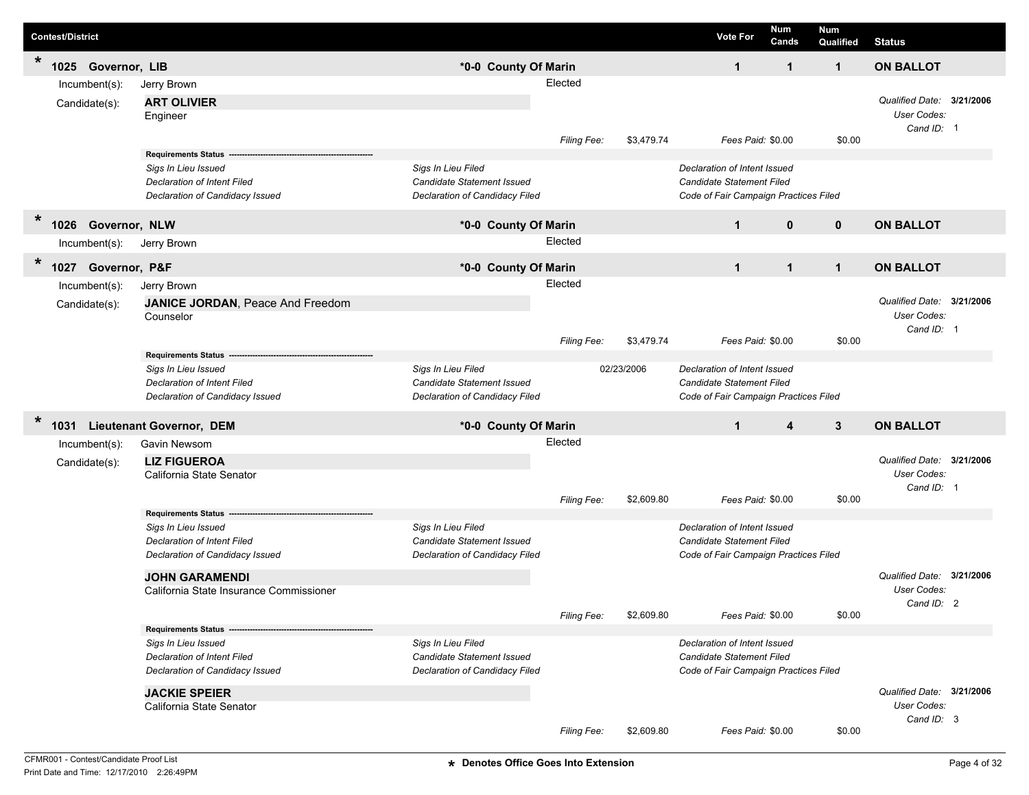| Contest/District | | Vote For | Num Cands | Num Qualified | Status |
|---|---|---|---|---|---|

## * 1025 Governor, LIB — *0-0 County Of Marin

| Vote For | Num Cands | Num Qualified | Status |
|---|---|---|---|
| 1 | 1 | 1 | ON BALLOT |

Incumbent(s): Jerry Brown — Elected

Candidate(s):

**ART OLIVIER**
Engineer

*Qualified Date:* **3/21/2006**
*User Codes:*
*Cand ID:* 1

*Filing Fee:* $3,479.74 *Fees Paid:* $0.00 $0.00

**Requirements Status**

| | | |
|---|---|---|
| *Sigs In Lieu Issued* | *Sigs In Lieu Filed* | *Declaration of Intent Issued* |
| *Declaration of Intent Filed* | *Candidate Statement Issued* | *Candidate Statement Filed* |
| *Declaration of Candidacy Issued* | *Declaration of Candidacy Filed* | *Code of Fair Campaign Practices Filed* |

## * 1026 Governor, NLW — *0-0 County Of Marin

| Vote For | Num Cands | Num Qualified | Status |
|---|---|---|---|
| 1 | 0 | 0 | ON BALLOT |

Incumbent(s): Jerry Brown — Elected

## * 1027 Governor, P&F — *0-0 County Of Marin

| Vote For | Num Cands | Num Qualified | Status |
|---|---|---|---|
| 1 | 1 | 1 | ON BALLOT |

Incumbent(s): Jerry Brown — Elected

Candidate(s):

**JANICE JORDAN**, Peace And Freedom
Counselor

*Qualified Date:* **3/21/2006**
*User Codes:*
*Cand ID:* 1

*Filing Fee:* $3,479.74 *Fees Paid:* $0.00 $0.00

**Requirements Status**

| | | |
|---|---|---|
| *Sigs In Lieu Issued* | *Sigs In Lieu Filed* 02/23/2006 | *Declaration of Intent Issued* |
| *Declaration of Intent Filed* | *Candidate Statement Issued* | *Candidate Statement Filed* |
| *Declaration of Candidacy Issued* | *Declaration of Candidacy Filed* | *Code of Fair Campaign Practices Filed* |

## * 1031 Lieutenant Governor, DEM — *0-0 County Of Marin

| Vote For | Num Cands | Num Qualified | Status |
|---|---|---|---|
| 1 | 4 | 3 | ON BALLOT |

Incumbent(s): Gavin Newsom — Elected

Candidate(s):

**LIZ FIGUEROA**
California State Senator

*Qualified Date:* **3/21/2006**
*User Codes:*
*Cand ID:* 1

*Filing Fee:* $2,609.80 *Fees Paid:* $0.00 $0.00

**Requirements Status**

| | | |
|---|---|---|
| *Sigs In Lieu Issued* | *Sigs In Lieu Filed* | *Declaration of Intent Issued* |
| *Declaration of Intent Filed* | *Candidate Statement Issued* | *Candidate Statement Filed* |
| *Declaration of Candidacy Issued* | *Declaration of Candidacy Filed* | *Code of Fair Campaign Practices Filed* |

**JOHN GARAMENDI**
California State Insurance Commissioner

*Qualified Date:* **3/21/2006**
*User Codes:*
*Cand ID:* 2

*Filing Fee:* $2,609.80 *Fees Paid:* $0.00 $0.00

**Requirements Status**

| | | |
|---|---|---|
| *Sigs In Lieu Issued* | *Sigs In Lieu Filed* | *Declaration of Intent Issued* |
| *Declaration of Intent Filed* | *Candidate Statement Issued* | *Candidate Statement Filed* |
| *Declaration of Candidacy Issued* | *Declaration of Candidacy Filed* | *Code of Fair Campaign Practices Filed* |

**JACKIE SPEIER**
California State Senator

*Qualified Date:* **3/21/2006**
*User Codes:*
*Cand ID:* 3

*Filing Fee:* $2,609.80 *Fees Paid:* $0.00 $0.00

**\* Denotes Office Goes Into Extension**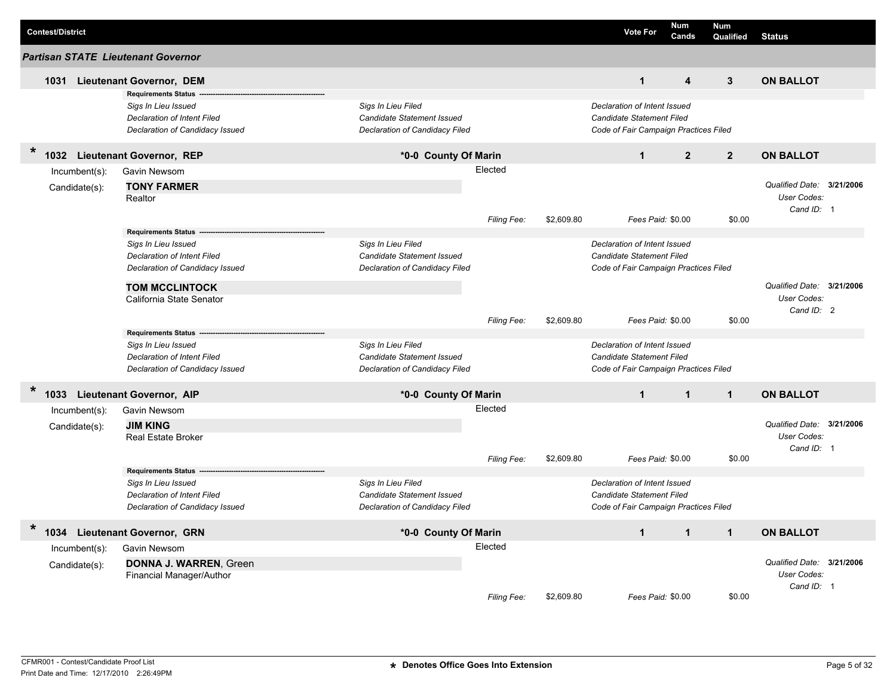| Contest/District | Vote For | Num Cands | Num Qualified | Status |
|---|---|---|---|---|

## Partisan STATE Lieutenant Governor

### 1031 Lieutenant Governor, DEM

| Vote For | Num Cands | Num Qualified | Status |
|---|---|---|---|
| 1 | 4 | 3 | ON BALLOT |

**Requirements Status**

| | | |
|---|---|---|
| *Sigs In Lieu Issued* | *Sigs In Lieu Filed* | *Declaration of Intent Issued* |
| *Declaration of Intent Filed* | *Candidate Statement Issued* | *Candidate Statement Filed* |
| *Declaration of Candidacy Issued* | *Declaration of Candidacy Filed* | *Code of Fair Campaign Practices Filed* |

### * 1032 Lieutenant Governor, REP — *0-0 County Of Marin

| Vote For | Num Cands | Num Qualified | Status |
|---|---|---|---|
| 1 | 2 | 2 | ON BALLOT |

Incumbent(s): Gavin Newsom — Elected

Candidate(s):

**TONY FARMER**
Realtor

*Filing Fee:* $2,609.80 *Fees Paid:* $0.00 $0.00

*Qualified Date:* **3/21/2006**
*User Codes:*
*Cand ID:* 1

**Requirements Status**

| | | |
|---|---|---|
| *Sigs In Lieu Issued* | *Sigs In Lieu Filed* | *Declaration of Intent Issued* |
| *Declaration of Intent Filed* | *Candidate Statement Issued* | *Candidate Statement Filed* |
| *Declaration of Candidacy Issued* | *Declaration of Candidacy Filed* | *Code of Fair Campaign Practices Filed* |

**TOM MCCLINTOCK**
California State Senator

*Filing Fee:* $2,609.80 *Fees Paid:* $0.00 $0.00

*Qualified Date:* **3/21/2006**
*User Codes:*
*Cand ID:* 2

**Requirements Status**

| | | |
|---|---|---|
| *Sigs In Lieu Issued* | *Sigs In Lieu Filed* | *Declaration of Intent Issued* |
| *Declaration of Intent Filed* | *Candidate Statement Issued* | *Candidate Statement Filed* |
| *Declaration of Candidacy Issued* | *Declaration of Candidacy Filed* | *Code of Fair Campaign Practices Filed* |

### * 1033 Lieutenant Governor, AIP — *0-0 County Of Marin

| Vote For | Num Cands | Num Qualified | Status |
|---|---|---|---|
| 1 | 1 | 1 | ON BALLOT |

Incumbent(s): Gavin Newsom — Elected

Candidate(s):

**JIM KING**
Real Estate Broker

*Filing Fee:* $2,609.80 *Fees Paid:* $0.00 $0.00

*Qualified Date:* **3/21/2006**
*User Codes:*
*Cand ID:* 1

**Requirements Status**

| | | |
|---|---|---|
| *Sigs In Lieu Issued* | *Sigs In Lieu Filed* | *Declaration of Intent Issued* |
| *Declaration of Intent Filed* | *Candidate Statement Issued* | *Candidate Statement Filed* |
| *Declaration of Candidacy Issued* | *Declaration of Candidacy Filed* | *Code of Fair Campaign Practices Filed* |

### * 1034 Lieutenant Governor, GRN — *0-0 County Of Marin

| Vote For | Num Cands | Num Qualified | Status |
|---|---|---|---|
| 1 | 1 | 1 | ON BALLOT |

Incumbent(s): Gavin Newsom — Elected

Candidate(s):

**DONNA J. WARREN**, Green
Financial Manager/Author

*Filing Fee:* $2,609.80 *Fees Paid:* $0.00 $0.00

*Qualified Date:* **3/21/2006**
*User Codes:*
*Cand ID:* 1

CFMR001 - Contest/Candidate Proof List
Print Date and Time: 12/17/2010 2:26:49PM

**\* Denotes Office Goes Into Extension**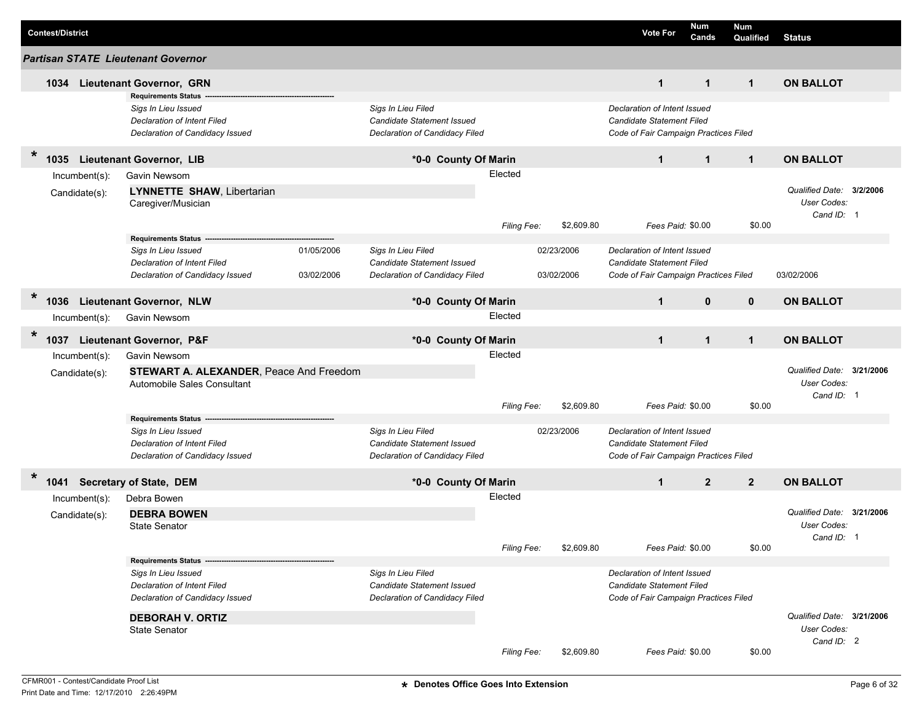| Contest/District | Vote For | Num Cands | Num Qualified | Status |
|---|---|---|---|---|

## Partisan STATE Lieutenant Governor

### 1034 Lieutenant Governor, GRN

| Vote For | Num Cands | Num Qualified | Status |
|---|---|---|---|
| 1 | 1 | 1 | ON BALLOT |

**Requirements Status**

| | | | | | |
|---|---|---|---|---|---|
| *Sigs In Lieu Issued* | | *Sigs In Lieu Filed* | | *Declaration of Intent Issued* | |
| *Declaration of Intent Filed* | | *Candidate Statement Issued* | | *Candidate Statement Filed* | |
| *Declaration of Candidacy Issued* | | *Declaration of Candidacy Filed* | | *Code of Fair Campaign Practices Filed* | |

### * 1035 Lieutenant Governor, LIB — *0-0 County Of Marin

| Vote For | Num Cands | Num Qualified | Status |
|---|---|---|---|
| 1 | 1 | 1 | ON BALLOT |

Incumbent(s): Gavin Newsom — Elected

Candidate(s): **LYNNETTE SHAW**, Libertarian
Caregiver/Musician

*Filing Fee:* $2,609.80 — *Fees Paid:* $0.00 — $0.00

*Qualified Date:* **3/2/2006** — *User Codes:* — *Cand ID:* 1

**Requirements Status**

| | | | | | |
|---|---|---|---|---|---|
| *Sigs In Lieu Issued* | 01/05/2006 | *Sigs In Lieu Filed* | 02/23/2006 | *Declaration of Intent Issued* | |
| *Declaration of Intent Filed* | | *Candidate Statement Issued* | | *Candidate Statement Filed* | |
| *Declaration of Candidacy Issued* | 03/02/2006 | *Declaration of Candidacy Filed* | 03/02/2006 | *Code of Fair Campaign Practices Filed* | 03/02/2006 |

### * 1036 Lieutenant Governor, NLW — *0-0 County Of Marin

| Vote For | Num Cands | Num Qualified | Status |
|---|---|---|---|
| 1 | 0 | 0 | ON BALLOT |

Incumbent(s): Gavin Newsom — Elected

### * 1037 Lieutenant Governor, P&F — *0-0 County Of Marin

| Vote For | Num Cands | Num Qualified | Status |
|---|---|---|---|
| 1 | 1 | 1 | ON BALLOT |

Incumbent(s): Gavin Newsom — Elected

Candidate(s): **STEWART A. ALEXANDER**, Peace And Freedom
Automobile Sales Consultant

*Filing Fee:* $2,609.80 — *Fees Paid:* $0.00 — $0.00

*Qualified Date:* **3/21/2006** — *User Codes:* — *Cand ID:* 1

**Requirements Status**

| | | | | | |
|---|---|---|---|---|---|
| *Sigs In Lieu Issued* | | *Sigs In Lieu Filed* | 02/23/2006 | *Declaration of Intent Issued* | |
| *Declaration of Intent Filed* | | *Candidate Statement Issued* | | *Candidate Statement Filed* | |
| *Declaration of Candidacy Issued* | | *Declaration of Candidacy Filed* | | *Code of Fair Campaign Practices Filed* | |

### * 1041 Secretary of State, DEM — *0-0 County Of Marin

| Vote For | Num Cands | Num Qualified | Status |
|---|---|---|---|
| 1 | 2 | 2 | ON BALLOT |

Incumbent(s): Debra Bowen — Elected

Candidate(s): **DEBRA BOWEN**
State Senator

*Filing Fee:* $2,609.80 — *Fees Paid:* $0.00 — $0.00

*Qualified Date:* **3/21/2006** — *User Codes:* — *Cand ID:* 1

**Requirements Status**

| | | | | | |
|---|---|---|---|---|---|
| *Sigs In Lieu Issued* | | *Sigs In Lieu Filed* | | *Declaration of Intent Issued* | |
| *Declaration of Intent Filed* | | *Candidate Statement Issued* | | *Candidate Statement Filed* | |
| *Declaration of Candidacy Issued* | | *Declaration of Candidacy Filed* | | *Code of Fair Campaign Practices Filed* | |

**DEBORAH V. ORTIZ**
State Senator

*Filing Fee:* $2,609.80 — *Fees Paid:* $0.00 — $0.00

*Qualified Date:* **3/21/2006** — *User Codes:* — *Cand ID:* 2

CFMR001 - Contest/Candidate Proof List
Print Date and Time: 12/17/2010 2:26:49PM

* Denotes Office Goes Into Extension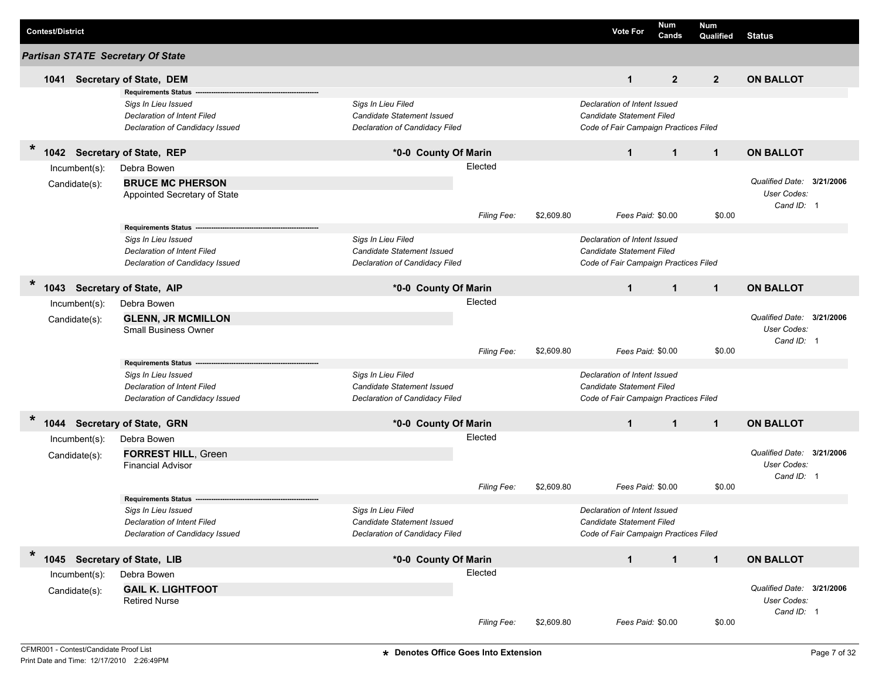| Contest/District | | Vote For | Num Cands | Num Qualified | Status |
|---|---|---|---|---|---|

## Partisan STATE Secretary Of State

**1041 Secretary of State, DEM** — Vote For: 1 | Num Cands: 2 | Num Qualified: 2 | **ON BALLOT**

**Requirements Status**

| | | |
|---|---|---|
| *Sigs In Lieu Issued* | *Sigs In Lieu Filed* | *Declaration of Intent Issued* |
| *Declaration of Intent Filed* | *Candidate Statement Issued* | *Candidate Statement Filed* |
| *Declaration of Candidacy Issued* | *Declaration of Candidacy Filed* | *Code of Fair Campaign Practices Filed* |

\* **1042 Secretary of State, REP** — *0-0 County Of Marin — Vote For: 1 | Num Cands: 1 | Num Qualified: 1 | **ON BALLOT**

Incumbent(s): Debra Bowen — Elected

Candidate(s): **BRUCE MC PHERSON**
Appointed Secretary of State

*Qualified Date:* **3/21/2006**
*User Codes:*
*Cand ID:* 1

*Filing Fee:* $2,609.80 | *Fees Paid:* $0.00 | $0.00

**Requirements Status**

| | | |
|---|---|---|
| *Sigs In Lieu Issued* | *Sigs In Lieu Filed* | *Declaration of Intent Issued* |
| *Declaration of Intent Filed* | *Candidate Statement Issued* | *Candidate Statement Filed* |
| *Declaration of Candidacy Issued* | *Declaration of Candidacy Filed* | *Code of Fair Campaign Practices Filed* |

\* **1043 Secretary of State, AIP** — *0-0 County Of Marin — Vote For: 1 | Num Cands: 1 | Num Qualified: 1 | **ON BALLOT**

Incumbent(s): Debra Bowen — Elected

Candidate(s): **GLENN, JR MCMILLON**
Small Business Owner

*Qualified Date:* **3/21/2006**
*User Codes:*
*Cand ID:* 1

*Filing Fee:* $2,609.80 | *Fees Paid:* $0.00 | $0.00

**Requirements Status**

| | | |
|---|---|---|
| *Sigs In Lieu Issued* | *Sigs In Lieu Filed* | *Declaration of Intent Issued* |
| *Declaration of Intent Filed* | *Candidate Statement Issued* | *Candidate Statement Filed* |
| *Declaration of Candidacy Issued* | *Declaration of Candidacy Filed* | *Code of Fair Campaign Practices Filed* |

\* **1044 Secretary of State, GRN** — *0-0 County Of Marin — Vote For: 1 | Num Cands: 1 | Num Qualified: 1 | **ON BALLOT**

Incumbent(s): Debra Bowen — Elected

Candidate(s): **FORREST HILL**, Green
Financial Advisor

*Qualified Date:* **3/21/2006**
*User Codes:*
*Cand ID:* 1

*Filing Fee:* $2,609.80 | *Fees Paid:* $0.00 | $0.00

**Requirements Status**

| | | |
|---|---|---|
| *Sigs In Lieu Issued* | *Sigs In Lieu Filed* | *Declaration of Intent Issued* |
| *Declaration of Intent Filed* | *Candidate Statement Issued* | *Candidate Statement Filed* |
| *Declaration of Candidacy Issued* | *Declaration of Candidacy Filed* | *Code of Fair Campaign Practices Filed* |

\* **1045 Secretary of State, LIB** — *0-0 County Of Marin — Vote For: 1 | Num Cands: 1 | Num Qualified: 1 | **ON BALLOT**

Incumbent(s): Debra Bowen — Elected

Candidate(s): **GAIL K. LIGHTFOOT**
Retired Nurse

*Qualified Date:* **3/21/2006**
*User Codes:*
*Cand ID:* 1

*Filing Fee:* $2,609.80 | *Fees Paid:* $0.00 | $0.00

CFMR001 - Contest/Candidate Proof List
Print Date and Time: 12/17/2010 2:26:49PM

**\* Denotes Office Goes Into Extension**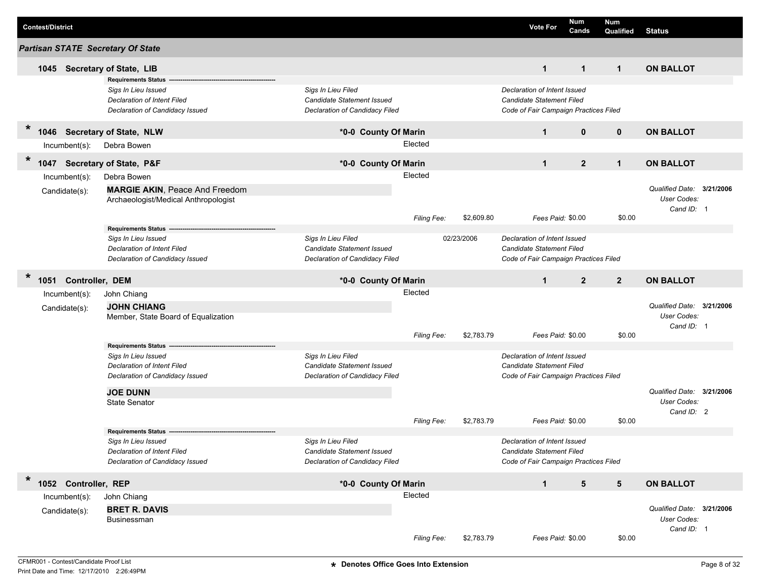| Contest/District | Vote For | Num Cands | Num Qualified | Status |
|---|---|---|---|---|

## Partisan STATE Secretary Of State

### 1045 Secretary of State, LIB

| Vote For | Num Cands | Num Qualified | Status |
|---|---|---|---|
| 1 | 1 | 1 | ON BALLOT |

**Requirements Status** ---

| | | |
|---|---|---|
| *Sigs In Lieu Issued* | *Sigs In Lieu Filed* | *Declaration of Intent Issued* |
| *Declaration of Intent Filed* | *Candidate Statement Issued* | *Candidate Statement Filed* |
| *Declaration of Candidacy Issued* | *Declaration of Candidacy Filed* | *Code of Fair Campaign Practices Filed* |

### * 1046 Secretary of State, NLW — *0-0 County Of Marin

| Vote For | Num Cands | Num Qualified | Status |
|---|---|---|---|
| 1 | 0 | 0 | ON BALLOT |

Incumbent(s): Debra Bowen — Elected

### * 1047 Secretary of State, P&F — *0-0 County Of Marin

| Vote For | Num Cands | Num Qualified | Status |
|---|---|---|---|
| 1 | 2 | 1 | ON BALLOT |

Incumbent(s): Debra Bowen — Elected

Candidate(s):

**MARGIE AKIN**, Peace And Freedom
Archaeologist/Medical Anthropologist

*Qualified Date:* **3/21/2006**
*User Codes:*
*Cand ID:* 1

*Filing Fee:* $2,609.80 — *Fees Paid:* $0.00 — $0.00

**Requirements Status** ---

| | | |
|---|---|---|
| *Sigs In Lieu Issued* | *Sigs In Lieu Filed* 02/23/2006 | *Declaration of Intent Issued* |
| *Declaration of Intent Filed* | *Candidate Statement Issued* | *Candidate Statement Filed* |
| *Declaration of Candidacy Issued* | *Declaration of Candidacy Filed* | *Code of Fair Campaign Practices Filed* |

### * 1051 Controller, DEM — *0-0 County Of Marin

| Vote For | Num Cands | Num Qualified | Status |
|---|---|---|---|
| 1 | 2 | 2 | ON BALLOT |

Incumbent(s): John Chiang — Elected

Candidate(s):

**JOHN CHIANG**
Member, State Board of Equalization

*Qualified Date:* **3/21/2006**
*User Codes:*
*Cand ID:* 1

*Filing Fee:* $2,783.79 — *Fees Paid:* $0.00 — $0.00

**Requirements Status** ---

| | | |
|---|---|---|
| *Sigs In Lieu Issued* | *Sigs In Lieu Filed* | *Declaration of Intent Issued* |
| *Declaration of Intent Filed* | *Candidate Statement Issued* | *Candidate Statement Filed* |
| *Declaration of Candidacy Issued* | *Declaration of Candidacy Filed* | *Code of Fair Campaign Practices Filed* |

**JOE DUNN**
State Senator

*Qualified Date:* **3/21/2006**
*User Codes:*
*Cand ID:* 2

*Filing Fee:* $2,783.79 — *Fees Paid:* $0.00 — $0.00

**Requirements Status** ---

| | | |
|---|---|---|
| *Sigs In Lieu Issued* | *Sigs In Lieu Filed* | *Declaration of Intent Issued* |
| *Declaration of Intent Filed* | *Candidate Statement Issued* | *Candidate Statement Filed* |
| *Declaration of Candidacy Issued* | *Declaration of Candidacy Filed* | *Code of Fair Campaign Practices Filed* |

### * 1052 Controller, REP — *0-0 County Of Marin

| Vote For | Num Cands | Num Qualified | Status |
|---|---|---|---|
| 1 | 5 | 5 | ON BALLOT |

Incumbent(s): John Chiang — Elected

Candidate(s):

**BRET R. DAVIS**
Businessman

*Qualified Date:* **3/21/2006**
*User Codes:*
*Cand ID:* 1

*Filing Fee:* $2,783.79 — *Fees Paid:* $0.00 — $0.00

CFMR001 - Contest/Candidate Proof List
Print Date and Time: 12/17/2010 2:26:49PM

* Denotes Office Goes Into Extension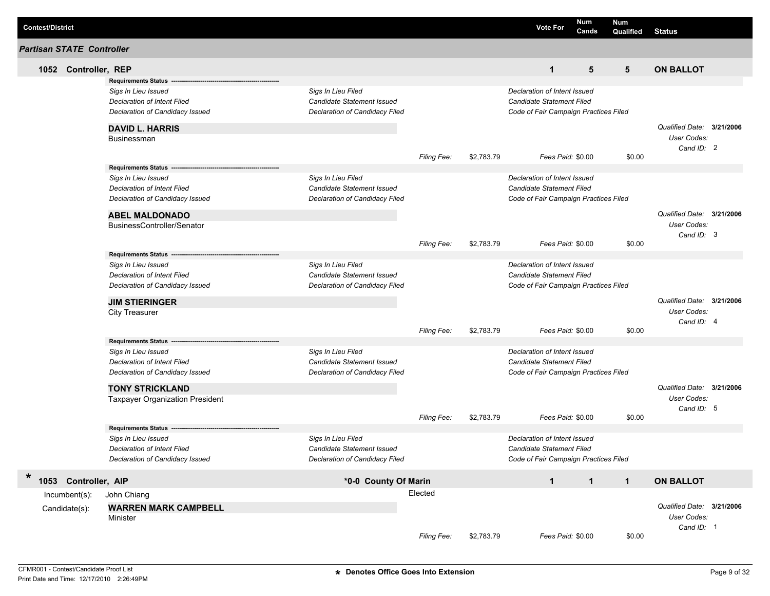| Contest/District | Vote For | Num Cands | Num Qualified | Status |
|---|---|---|---|---|

## Partisan STATE Controller

### 1052 Controller, REP

| Vote For | Num Cands | Num Qualified | Status |
|---|---|---|---|
| 1 | 5 | 5 | ON BALLOT |

**Requirements Status**

*Sigs In Lieu Issued* | *Sigs In Lieu Filed* | *Declaration of Intent Issued*
*Declaration of Intent Filed* | *Candidate Statement Issued* | *Candidate Statement Filed*
*Declaration of Candidacy Issued* | *Declaration of Candidacy Filed* | *Code of Fair Campaign Practices Filed*

**DAVID L. HARRIS**
Businessman
*Filing Fee:* $2,783.79 — *Fees Paid:* $0.00 — $0.00
*Qualified Date:* **3/21/2006** — *User Codes:* — *Cand ID:* 2

**Requirements Status**

*Sigs In Lieu Issued* | *Sigs In Lieu Filed* | *Declaration of Intent Issued*
*Declaration of Intent Filed* | *Candidate Statement Issued* | *Candidate Statement Filed*
*Declaration of Candidacy Issued* | *Declaration of Candidacy Filed* | *Code of Fair Campaign Practices Filed*

**ABEL MALDONADO**
BusinessController/Senator
*Filing Fee:* $2,783.79 — *Fees Paid:* $0.00 — $0.00
*Qualified Date:* **3/21/2006** — *User Codes:* — *Cand ID:* 3

**Requirements Status**

*Sigs In Lieu Issued* | *Sigs In Lieu Filed* | *Declaration of Intent Issued*
*Declaration of Intent Filed* | *Candidate Statement Issued* | *Candidate Statement Filed*
*Declaration of Candidacy Issued* | *Declaration of Candidacy Filed* | *Code of Fair Campaign Practices Filed*

**JIM STIERINGER**
City Treasurer
*Filing Fee:* $2,783.79 — *Fees Paid:* $0.00 — $0.00
*Qualified Date:* **3/21/2006** — *User Codes:* — *Cand ID:* 4

**Requirements Status**

*Sigs In Lieu Issued* | *Sigs In Lieu Filed* | *Declaration of Intent Issued*
*Declaration of Intent Filed* | *Candidate Statement Issued* | *Candidate Statement Filed*
*Declaration of Candidacy Issued* | *Declaration of Candidacy Filed* | *Code of Fair Campaign Practices Filed*

**TONY STRICKLAND**
Taxpayer Organization President
*Filing Fee:* $2,783.79 — *Fees Paid:* $0.00 — $0.00
*Qualified Date:* **3/21/2006** — *User Codes:* — *Cand ID:* 5

**Requirements Status**

*Sigs In Lieu Issued* | *Sigs In Lieu Filed* | *Declaration of Intent Issued*
*Declaration of Intent Filed* | *Candidate Statement Issued* | *Candidate Statement Filed*
*Declaration of Candidacy Issued* | *Declaration of Candidacy Filed* | *Code of Fair Campaign Practices Filed*

### * 1053 Controller, AIP — *0-0 County Of Marin

| Vote For | Num Cands | Num Qualified | Status |
|---|---|---|---|
| 1 | 1 | 1 | ON BALLOT |

Incumbent(s): John Chiang — Elected

Candidate(s): **WARREN MARK CAMPBELL**
Minister
*Filing Fee:* $2,783.79 — *Fees Paid:* $0.00 — $0.00
*Qualified Date:* **3/21/2006** — *User Codes:* — *Cand ID:* 1

**\*** **Denotes Office Goes Into Extension**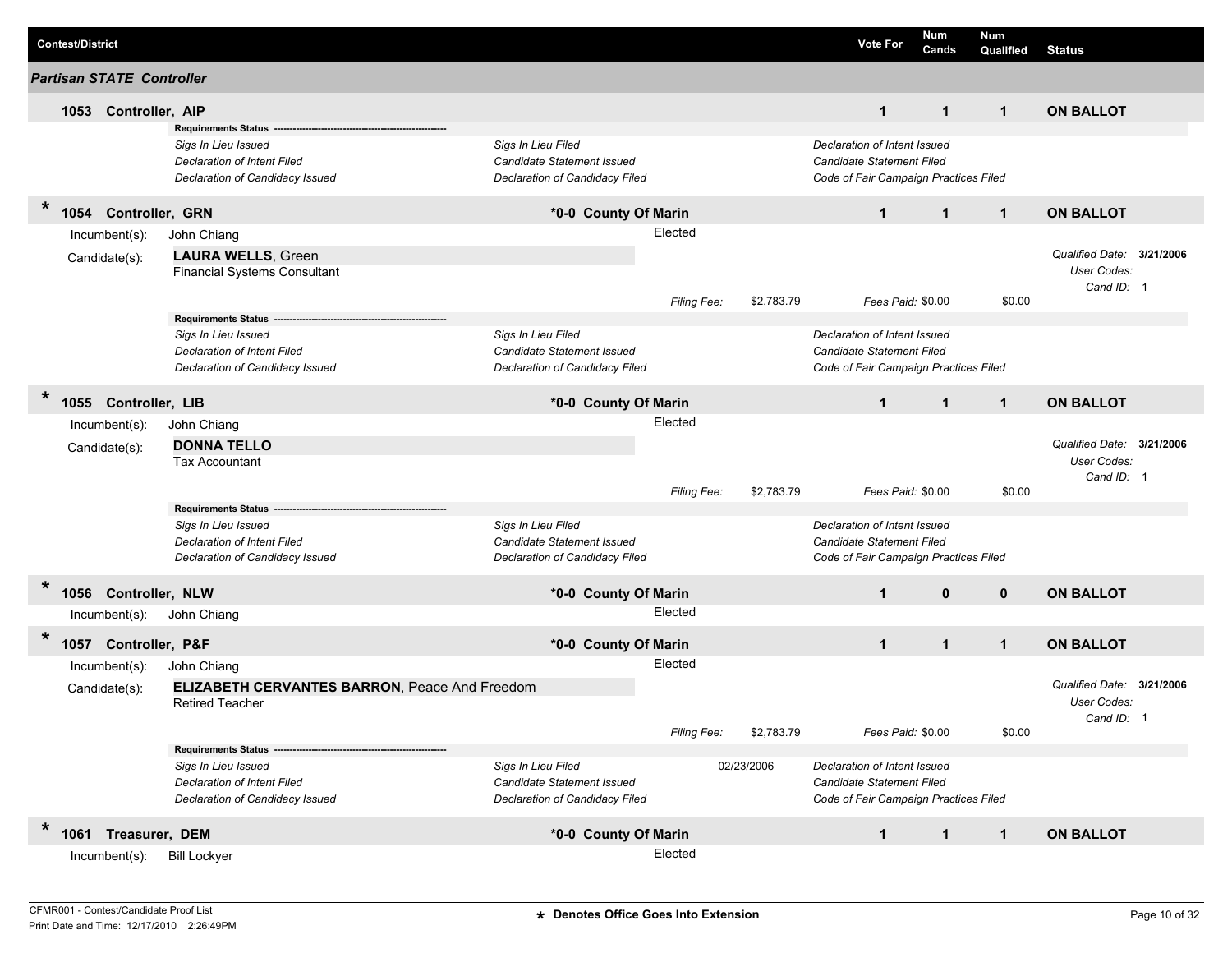| Contest/District | Vote For | Num Cands | Num Qualified | Status |
|---|---|---|---|---|

## *Partisan STATE Controller*

**1053 Controller, AIP** — Vote For: **1** | Num Cands: **1** | Num Qualified: **1** | **ON BALLOT**

**Requirements Status**

| | | |
|---|---|---|
| *Sigs In Lieu Issued* | *Sigs In Lieu Filed* | *Declaration of Intent Issued* |
| *Declaration of Intent Filed* | *Candidate Statement Issued* | *Candidate Statement Filed* |
| *Declaration of Candidacy Issued* | *Declaration of Candidacy Filed* | *Code of Fair Campaign Practices Filed* |

\* **1054 Controller, GRN** — **\*0-0 County Of Marin** — Vote For: **1** | Num Cands: **1** | Num Qualified: **1** | **ON BALLOT**

Incumbent(s): John Chiang — Elected

Candidate(s): **LAURA WELLS**, Green
Financial Systems Consultant

*Qualified Date:* **3/21/2006**
*User Codes:*
*Cand ID:* 1

*Filing Fee:* $2,783.79 | *Fees Paid:* $0.00 | $0.00

**Requirements Status**

| | | |
|---|---|---|
| *Sigs In Lieu Issued* | *Sigs In Lieu Filed* | *Declaration of Intent Issued* |
| *Declaration of Intent Filed* | *Candidate Statement Issued* | *Candidate Statement Filed* |
| *Declaration of Candidacy Issued* | *Declaration of Candidacy Filed* | *Code of Fair Campaign Practices Filed* |

\* **1055 Controller, LIB** — **\*0-0 County Of Marin** — Vote For: **1** | Num Cands: **1** | Num Qualified: **1** | **ON BALLOT**

Incumbent(s): John Chiang — Elected

Candidate(s): **DONNA TELLO**
Tax Accountant

*Qualified Date:* **3/21/2006**
*User Codes:*
*Cand ID:* 1

*Filing Fee:* $2,783.79 | *Fees Paid:* $0.00 | $0.00

**Requirements Status**

| | | |
|---|---|---|
| *Sigs In Lieu Issued* | *Sigs In Lieu Filed* | *Declaration of Intent Issued* |
| *Declaration of Intent Filed* | *Candidate Statement Issued* | *Candidate Statement Filed* |
| *Declaration of Candidacy Issued* | *Declaration of Candidacy Filed* | *Code of Fair Campaign Practices Filed* |

\* **1056 Controller, NLW** — **\*0-0 County Of Marin** — Vote For: **1** | Num Cands: **0** | Num Qualified: **0** | **ON BALLOT**

Incumbent(s): John Chiang — Elected

\* **1057 Controller, P&F** — **\*0-0 County Of Marin** — Vote For: **1** | Num Cands: **1** | Num Qualified: **1** | **ON BALLOT**

Incumbent(s): John Chiang — Elected

Candidate(s): **ELIZABETH CERVANTES BARRON**, Peace And Freedom
Retired Teacher

*Qualified Date:* **3/21/2006**
*User Codes:*
*Cand ID:* 1

*Filing Fee:* $2,783.79 | *Fees Paid:* $0.00 | $0.00

**Requirements Status**

| | | |
|---|---|---|
| *Sigs In Lieu Issued* | *Sigs In Lieu Filed* 02/23/2006 | *Declaration of Intent Issued* |
| *Declaration of Intent Filed* | *Candidate Statement Issued* | *Candidate Statement Filed* |
| *Declaration of Candidacy Issued* | *Declaration of Candidacy Filed* | *Code of Fair Campaign Practices Filed* |

\* **1061 Treasurer, DEM** — **\*0-0 County Of Marin** — Vote For: **1** | Num Cands: **1** | Num Qualified: **1** | **ON BALLOT**

Incumbent(s): Bill Lockyer — Elected

CFMR001 - Contest/Candidate Proof List
Print Date and Time: 12/17/2010 2:26:49PM

\* Denotes Office Goes Into Extension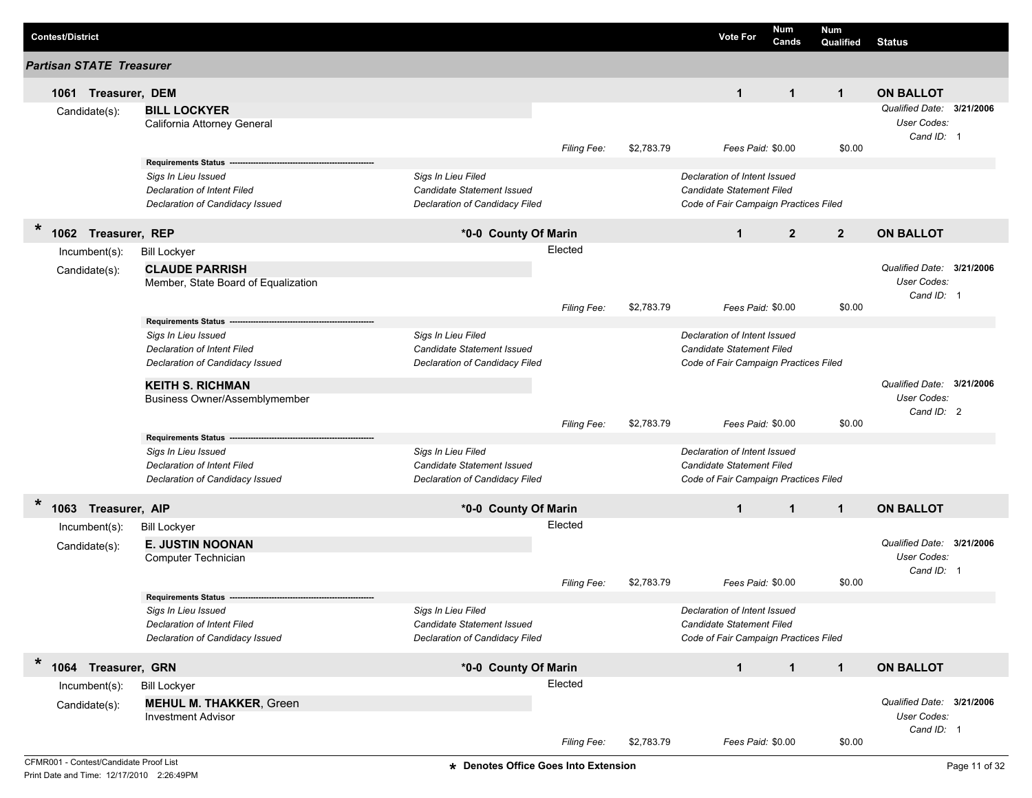| Contest/District | | Vote For | Num Cands | Num Qualified | Status |
|---|---|---|---|---|---|

## Partisan STATE Treasurer

### 1061 Treasurer, DEM

| Vote For | Num Cands | Num Qualified | Status |
|---|---|---|---|
| 1 | 1 | 1 | ON BALLOT |

Candidate(s): **BILL LOCKYER**
California Attorney General

*Qualified Date:* **3/21/2006**
*User Codes:*
*Cand ID:* 1

*Filing Fee:* $2,783.79 *Fees Paid:* $0.00 $0.00

**Requirements Status**

| | | |
|---|---|---|
| *Sigs In Lieu Issued* | *Sigs In Lieu Filed* | *Declaration of Intent Issued* |
| *Declaration of Intent Filed* | *Candidate Statement Issued* | *Candidate Statement Filed* |
| *Declaration of Candidacy Issued* | *Declaration of Candidacy Filed* | *Code of Fair Campaign Practices Filed* |

### * 1062 Treasurer, REP

***0-0 County Of Marin**

| Vote For | Num Cands | Num Qualified | Status |
|---|---|---|---|
| 1 | 2 | 2 | ON BALLOT |

Incumbent(s): Bill Lockyer — Elected

Candidate(s): **CLAUDE PARRISH**
Member, State Board of Equalization

*Qualified Date:* **3/21/2006**
*User Codes:*
*Cand ID:* 1

*Filing Fee:* $2,783.79 *Fees Paid:* $0.00 $0.00

**Requirements Status**

| | | |
|---|---|---|
| *Sigs In Lieu Issued* | *Sigs In Lieu Filed* | *Declaration of Intent Issued* |
| *Declaration of Intent Filed* | *Candidate Statement Issued* | *Candidate Statement Filed* |
| *Declaration of Candidacy Issued* | *Declaration of Candidacy Filed* | *Code of Fair Campaign Practices Filed* |

**KEITH S. RICHMAN**
Business Owner/Assemblymember

*Qualified Date:* **3/21/2006**
*User Codes:*
*Cand ID:* 2

*Filing Fee:* $2,783.79 *Fees Paid:* $0.00 $0.00

**Requirements Status**

| | | |
|---|---|---|
| *Sigs In Lieu Issued* | *Sigs In Lieu Filed* | *Declaration of Intent Issued* |
| *Declaration of Intent Filed* | *Candidate Statement Issued* | *Candidate Statement Filed* |
| *Declaration of Candidacy Issued* | *Declaration of Candidacy Filed* | *Code of Fair Campaign Practices Filed* |

### * 1063 Treasurer, AIP

***0-0 County Of Marin**

| Vote For | Num Cands | Num Qualified | Status |
|---|---|---|---|
| 1 | 1 | 1 | ON BALLOT |

Incumbent(s): Bill Lockyer — Elected

Candidate(s): **E. JUSTIN NOONAN**
Computer Technician

*Qualified Date:* **3/21/2006**
*User Codes:*
*Cand ID:* 1

*Filing Fee:* $2,783.79 *Fees Paid:* $0.00 $0.00

**Requirements Status**

| | | |
|---|---|---|
| *Sigs In Lieu Issued* | *Sigs In Lieu Filed* | *Declaration of Intent Issued* |
| *Declaration of Intent Filed* | *Candidate Statement Issued* | *Candidate Statement Filed* |
| *Declaration of Candidacy Issued* | *Declaration of Candidacy Filed* | *Code of Fair Campaign Practices Filed* |

### * 1064 Treasurer, GRN

***0-0 County Of Marin**

| Vote For | Num Cands | Num Qualified | Status |
|---|---|---|---|
| 1 | 1 | 1 | ON BALLOT |

Incumbent(s): Bill Lockyer — Elected

Candidate(s): **MEHUL M. THAKKER**, Green
Investment Advisor

*Qualified Date:* **3/21/2006**
*User Codes:*
*Cand ID:* 1

*Filing Fee:* $2,783.79 *Fees Paid:* $0.00 $0.00

CFMR001 - Contest/Candidate Proof List
Print Date and Time: 12/17/2010 2:26:49PM

**\* Denotes Office Goes Into Extension**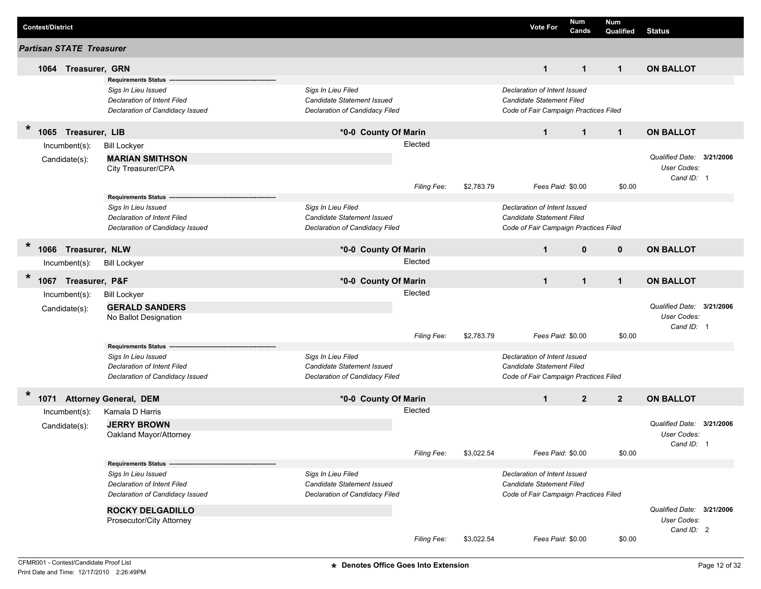| Contest/District | Vote For | Num Cands | Num Qualified | Status |
|---|---|---|---|---|

## Partisan STATE Treasurer

**1064 Treasurer, GRN** — Vote For: 1 — Num Cands: 1 — Num Qualified: 1 — **ON BALLOT**

**Requirements Status**

*Sigs In Lieu Issued* | *Sigs In Lieu Filed* | *Declaration of Intent Issued*
*Declaration of Intent Filed* | *Candidate Statement Issued* | *Candidate Statement Filed*
*Declaration of Candidacy Issued* | *Declaration of Candidacy Filed* | *Code of Fair Campaign Practices Filed*

---

\* **1065 Treasurer, LIB** — **\*0-0 County Of Marin** — Vote For: 1 — Num Cands: 1 — Num Qualified: 1 — **ON BALLOT**

Incumbent(s): Bill Lockyer — Elected

Candidate(s): **MARIAN SMITHSON**
City Treasurer/CPA

*Qualified Date:* **3/21/2006**
*User Codes:*
*Cand ID:* 1

*Filing Fee:* $2,783.79 — *Fees Paid:* $0.00 — $0.00

**Requirements Status**

*Sigs In Lieu Issued* | *Sigs In Lieu Filed* | *Declaration of Intent Issued*
*Declaration of Intent Filed* | *Candidate Statement Issued* | *Candidate Statement Filed*
*Declaration of Candidacy Issued* | *Declaration of Candidacy Filed* | *Code of Fair Campaign Practices Filed*

---

\* **1066 Treasurer, NLW** — **\*0-0 County Of Marin** — Vote For: 1 — Num Cands: 0 — Num Qualified: 0 — **ON BALLOT**

Incumbent(s): Bill Lockyer — Elected

---

\* **1067 Treasurer, P&F** — **\*0-0 County Of Marin** — Vote For: 1 — Num Cands: 1 — Num Qualified: 1 — **ON BALLOT**

Incumbent(s): Bill Lockyer — Elected

Candidate(s): **GERALD SANDERS**
No Ballot Designation

*Qualified Date:* **3/21/2006**
*User Codes:*
*Cand ID:* 1

*Filing Fee:* $2,783.79 — *Fees Paid:* $0.00 — $0.00

**Requirements Status**

*Sigs In Lieu Issued* | *Sigs In Lieu Filed* | *Declaration of Intent Issued*
*Declaration of Intent Filed* | *Candidate Statement Issued* | *Candidate Statement Filed*
*Declaration of Candidacy Issued* | *Declaration of Candidacy Filed* | *Code of Fair Campaign Practices Filed*

---

\* **1071 Attorney General, DEM** — **\*0-0 County Of Marin** — Vote For: 1 — Num Cands: 2 — Num Qualified: 2 — **ON BALLOT**

Incumbent(s): Kamala D Harris — Elected

Candidate(s): **JERRY BROWN**
Oakland Mayor/Attorney

*Qualified Date:* **3/21/2006**
*User Codes:*
*Cand ID:* 1

*Filing Fee:* $3,022.54 — *Fees Paid:* $0.00 — $0.00

**Requirements Status**

*Sigs In Lieu Issued* | *Sigs In Lieu Filed* | *Declaration of Intent Issued*
*Declaration of Intent Filed* | *Candidate Statement Issued* | *Candidate Statement Filed*
*Declaration of Candidacy Issued* | *Declaration of Candidacy Filed* | *Code of Fair Campaign Practices Filed*

**ROCKY DELGADILLO**
Prosecutor/City Attorney

*Qualified Date:* **3/21/2006**
*User Codes:*
*Cand ID:* 2

*Filing Fee:* $3,022.54 — *Fees Paid:* $0.00 — $0.00

---

CFMR001 - Contest/Candidate Proof List
Print Date and Time: 12/17/2010 2:26:49PM

**\* Denotes Office Goes Into Extension**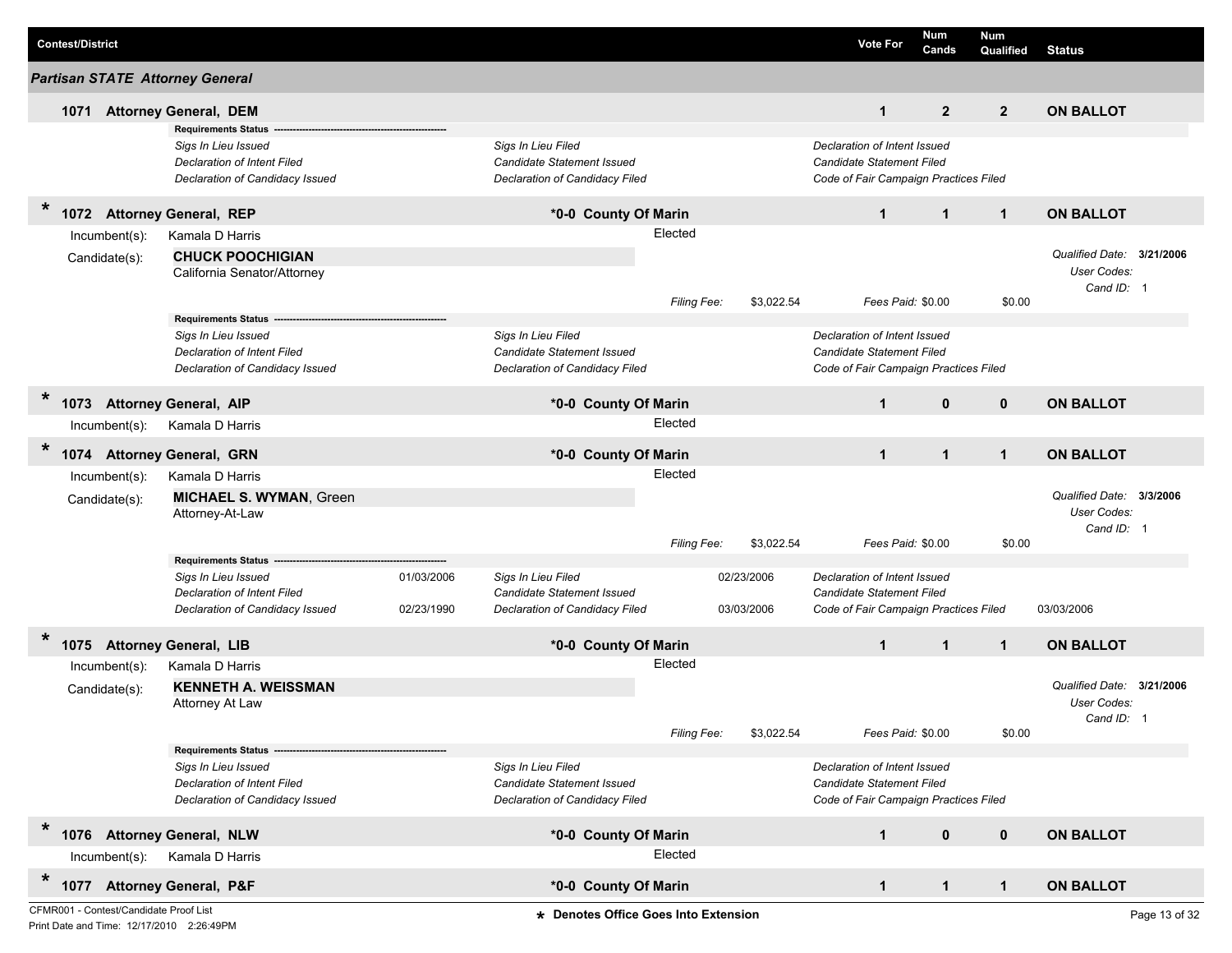| Contest/District | Vote For | Num Cands | Num Qualified | Status |
|---|---|---|---|---|

## Partisan STATE Attorney General

**1071 Attorney General, DEM** — Vote For: **1** | Num Cands: **2** | Num Qualified: **2** | **ON BALLOT**

**Requirements Status**

| | | | | | |
|---|---|---|---|---|---|
| *Sigs In Lieu Issued* | | *Sigs In Lieu Filed* | | *Declaration of Intent Issued* | |
| *Declaration of Intent Filed* | | *Candidate Statement Issued* | | *Candidate Statement Filed* | |
| *Declaration of Candidacy Issued* | | *Declaration of Candidacy Filed* | | *Code of Fair Campaign Practices Filed* | |

**\* 1072 Attorney General, REP** — **\*0-0 County Of Marin** — Vote For: **1** | Num Cands: **1** | Num Qualified: **1** | **ON BALLOT**

Incumbent(s): Kamala D Harris — Elected

Candidate(s): **CHUCK POOCHIGIAN**
California Senator/Attorney

*Qualified Date:* **3/21/2006**
*User Codes:*
*Cand ID:* 1

*Filing Fee:* $3,022.54 — *Fees Paid:* $0.00 — $0.00

**Requirements Status**

| | | | | | |
|---|---|---|---|---|---|
| *Sigs In Lieu Issued* | | *Sigs In Lieu Filed* | | *Declaration of Intent Issued* | |
| *Declaration of Intent Filed* | | *Candidate Statement Issued* | | *Candidate Statement Filed* | |
| *Declaration of Candidacy Issued* | | *Declaration of Candidacy Filed* | | *Code of Fair Campaign Practices Filed* | |

**\* 1073 Attorney General, AIP** — **\*0-0 County Of Marin** — Vote For: **1** | Num Cands: **0** | Num Qualified: **0** | **ON BALLOT**

Incumbent(s): Kamala D Harris — Elected

**\* 1074 Attorney General, GRN** — **\*0-0 County Of Marin** — Vote For: **1** | Num Cands: **1** | Num Qualified: **1** | **ON BALLOT**

Incumbent(s): Kamala D Harris — Elected

Candidate(s): **MICHAEL S. WYMAN**, Green
Attorney-At-Law

*Qualified Date:* **3/3/2006**
*User Codes:*
*Cand ID:* 1

*Filing Fee:* $3,022.54 — *Fees Paid:* $0.00 — $0.00

**Requirements Status**

| | | | | | |
|---|---|---|---|---|---|
| *Sigs In Lieu Issued* | 01/03/2006 | *Sigs In Lieu Filed* | 02/23/2006 | *Declaration of Intent Issued* | |
| *Declaration of Intent Filed* | | *Candidate Statement Issued* | | *Candidate Statement Filed* | |
| *Declaration of Candidacy Issued* | 02/23/1990 | *Declaration of Candidacy Filed* | 03/03/2006 | *Code of Fair Campaign Practices Filed* | 03/03/2006 |

**\* 1075 Attorney General, LIB** — **\*0-0 County Of Marin** — Vote For: **1** | Num Cands: **1** | Num Qualified: **1** | **ON BALLOT**

Incumbent(s): Kamala D Harris — Elected

Candidate(s): **KENNETH A. WEISSMAN**
Attorney At Law

*Qualified Date:* **3/21/2006**
*User Codes:*
*Cand ID:* 1

*Filing Fee:* $3,022.54 — *Fees Paid:* $0.00 — $0.00

**Requirements Status**

| | | | | | |
|---|---|---|---|---|---|
| *Sigs In Lieu Issued* | | *Sigs In Lieu Filed* | | *Declaration of Intent Issued* | |
| *Declaration of Intent Filed* | | *Candidate Statement Issued* | | *Candidate Statement Filed* | |
| *Declaration of Candidacy Issued* | | *Declaration of Candidacy Filed* | | *Code of Fair Campaign Practices Filed* | |

**\* 1076 Attorney General, NLW** — **\*0-0 County Of Marin** — Vote For: **1** | Num Cands: **0** | Num Qualified: **0** | **ON BALLOT**

Incumbent(s): Kamala D Harris — Elected

**\* 1077 Attorney General, P&F** — **\*0-0 County Of Marin** — Vote For: **1** | Num Cands: **1** | Num Qualified: **1** | **ON BALLOT**

CFMR001 - Contest/Candidate Proof List
Print Date and Time: 12/17/2010 2:26:49PM

\* Denotes Office Goes Into Extension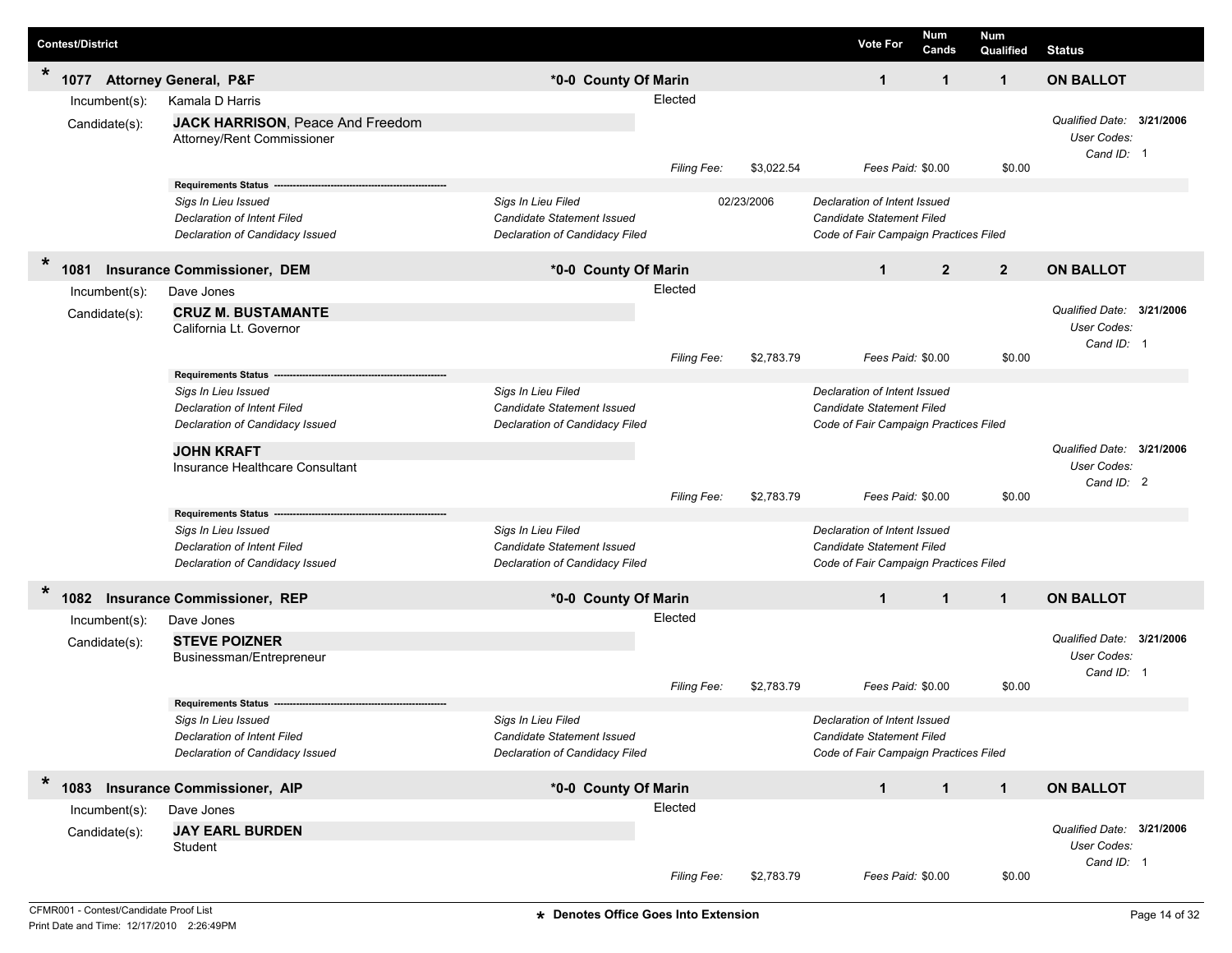| Contest/District | | Vote For | Num Cands | Num Qualified | Status |
|---|---|---|---|---|---|
| * 1077 Attorney General, P&F | *0-0 County Of Marin | 1 | 1 | 1 | ON BALLOT |

Incumbent(s): Kamala D Harris — Elected

Candidate(s): **JACK HARRISON**, Peace And Freedom
Attorney/Rent Commissioner

*Qualified Date:* **3/21/2006**
*User Codes:*
*Cand ID:* 1

*Filing Fee:* $3,022.54 *Fees Paid:* $0.00 $0.00

**Requirements Status**

| | | |
|---|---|---|
| *Sigs In Lieu Issued* | *Sigs In Lieu Filed* 02/23/2006 | *Declaration of Intent Issued* |
| *Declaration of Intent Filed* | *Candidate Statement Issued* | *Candidate Statement Filed* |
| *Declaration of Candidacy Issued* | *Declaration of Candidacy Filed* | *Code of Fair Campaign Practices Filed* |

| Contest/District | | Vote For | Num Cands | Num Qualified | Status |
|---|---|---|---|---|---|
| * 1081 Insurance Commissioner, DEM | *0-0 County Of Marin | 1 | 2 | 2 | ON BALLOT |

Incumbent(s): Dave Jones — Elected

Candidate(s): **CRUZ M. BUSTAMANTE**
California Lt. Governor

*Qualified Date:* **3/21/2006**
*User Codes:*
*Cand ID:* 1

*Filing Fee:* $2,783.79 *Fees Paid:* $0.00 $0.00

**Requirements Status**

| | | |
|---|---|---|
| *Sigs In Lieu Issued* | *Sigs In Lieu Filed* | *Declaration of Intent Issued* |
| *Declaration of Intent Filed* | *Candidate Statement Issued* | *Candidate Statement Filed* |
| *Declaration of Candidacy Issued* | *Declaration of Candidacy Filed* | *Code of Fair Campaign Practices Filed* |

**JOHN KRAFT**
Insurance Healthcare Consultant

*Qualified Date:* **3/21/2006**
*User Codes:*
*Cand ID:* 2

*Filing Fee:* $2,783.79 *Fees Paid:* $0.00 $0.00

**Requirements Status**

| | | |
|---|---|---|
| *Sigs In Lieu Issued* | *Sigs In Lieu Filed* | *Declaration of Intent Issued* |
| *Declaration of Intent Filed* | *Candidate Statement Issued* | *Candidate Statement Filed* |
| *Declaration of Candidacy Issued* | *Declaration of Candidacy Filed* | *Code of Fair Campaign Practices Filed* |

| Contest/District | | Vote For | Num Cands | Num Qualified | Status |
|---|---|---|---|---|---|
| * 1082 Insurance Commissioner, REP | *0-0 County Of Marin | 1 | 1 | 1 | ON BALLOT |

Incumbent(s): Dave Jones — Elected

Candidate(s): **STEVE POIZNER**
Businessman/Entrepreneur

*Qualified Date:* **3/21/2006**
*User Codes:*
*Cand ID:* 1

*Filing Fee:* $2,783.79 *Fees Paid:* $0.00 $0.00

**Requirements Status**

| | | |
|---|---|---|
| *Sigs In Lieu Issued* | *Sigs In Lieu Filed* | *Declaration of Intent Issued* |
| *Declaration of Intent Filed* | *Candidate Statement Issued* | *Candidate Statement Filed* |
| *Declaration of Candidacy Issued* | *Declaration of Candidacy Filed* | *Code of Fair Campaign Practices Filed* |

| Contest/District | | Vote For | Num Cands | Num Qualified | Status |
|---|---|---|---|---|---|
| * 1083 Insurance Commissioner, AIP | *0-0 County Of Marin | 1 | 1 | 1 | ON BALLOT |

Incumbent(s): Dave Jones — Elected

Candidate(s): **JAY EARL BURDEN**
Student

*Qualified Date:* **3/21/2006**
*User Codes:*
*Cand ID:* 1

*Filing Fee:* $2,783.79 *Fees Paid:* $0.00 $0.00

CFMR001 - Contest/Candidate Proof List
Print Date and Time: 12/17/2010 2:26:49PM

* Denotes Office Goes Into Extension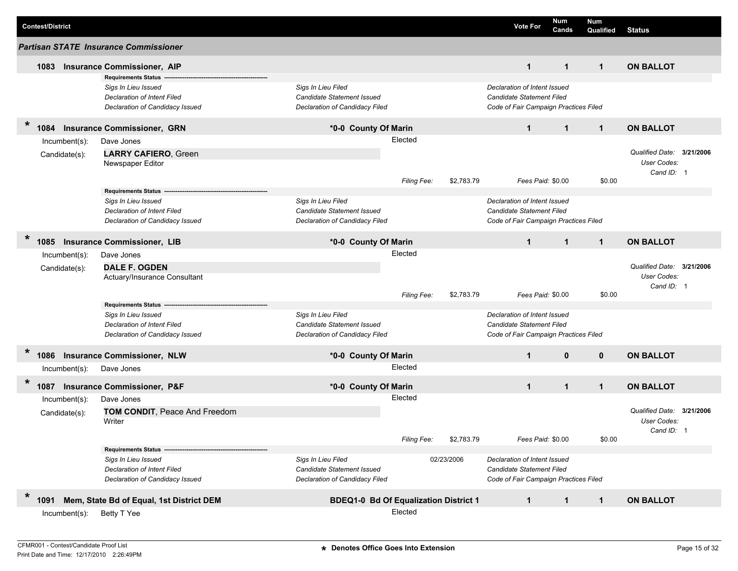| Contest/District | | Vote For | Num Cands | Num Qualified | Status |
|---|---|---|---|---|---|

***Partisan STATE Insurance Commissioner***

**1083 Insurance Commissioner, AIP** | Vote For: 1 | Num Cands: 1 | Num Qualified: 1 | **ON BALLOT**

**Requirements Status**

| | | |
|---|---|---|
| *Sigs In Lieu Issued* | *Sigs In Lieu Filed* | *Declaration of Intent Issued* |
| *Declaration of Intent Filed* | *Candidate Statement Issued* | *Candidate Statement Filed* |
| *Declaration of Candidacy Issued* | *Declaration of Candidacy Filed* | *Code of Fair Campaign Practices Filed* |

\* **1084 Insurance Commissioner, GRN** | **\*0-0 County Of Marin** | Vote For: 1 | Num Cands: 1 | Num Qualified: 1 | **ON BALLOT**

Incumbent(s): Dave Jones — Elected

Candidate(s): **LARRY CAFIERO**, Green
Newspaper Editor

*Filing Fee:* $2,783.79 *Fees Paid:* $0.00 $0.00

*Qualified Date:* **3/21/2006** *User Codes:* *Cand ID:* 1

**Requirements Status**

| | | |
|---|---|---|
| *Sigs In Lieu Issued* | *Sigs In Lieu Filed* | *Declaration of Intent Issued* |
| *Declaration of Intent Filed* | *Candidate Statement Issued* | *Candidate Statement Filed* |
| *Declaration of Candidacy Issued* | *Declaration of Candidacy Filed* | *Code of Fair Campaign Practices Filed* |

\* **1085 Insurance Commissioner, LIB** | **\*0-0 County Of Marin** | Vote For: 1 | Num Cands: 1 | Num Qualified: 1 | **ON BALLOT**

Incumbent(s): Dave Jones — Elected

Candidate(s): **DALE F. OGDEN**
Actuary/Insurance Consultant

*Filing Fee:* $2,783.79 *Fees Paid:* $0.00 $0.00

*Qualified Date:* **3/21/2006** *User Codes:* *Cand ID:* 1

**Requirements Status**

| | | |
|---|---|---|
| *Sigs In Lieu Issued* | *Sigs In Lieu Filed* | *Declaration of Intent Issued* |
| *Declaration of Intent Filed* | *Candidate Statement Issued* | *Candidate Statement Filed* |
| *Declaration of Candidacy Issued* | *Declaration of Candidacy Filed* | *Code of Fair Campaign Practices Filed* |

\* **1086 Insurance Commissioner, NLW** | **\*0-0 County Of Marin** | Vote For: 1 | Num Cands: 0 | Num Qualified: 0 | **ON BALLOT**

Incumbent(s): Dave Jones — Elected

\* **1087 Insurance Commissioner, P&F** | **\*0-0 County Of Marin** | Vote For: 1 | Num Cands: 1 | Num Qualified: 1 | **ON BALLOT**

Incumbent(s): Dave Jones — Elected

Candidate(s): **TOM CONDIT**, Peace And Freedom
Writer

*Filing Fee:* $2,783.79 *Fees Paid:* $0.00 $0.00

*Qualified Date:* **3/21/2006** *User Codes:* *Cand ID:* 1

**Requirements Status**

| | | |
|---|---|---|
| *Sigs In Lieu Issued* | *Sigs In Lieu Filed* 02/23/2006 | *Declaration of Intent Issued* |
| *Declaration of Intent Filed* | *Candidate Statement Issued* | *Candidate Statement Filed* |
| *Declaration of Candidacy Issued* | *Declaration of Candidacy Filed* | *Code of Fair Campaign Practices Filed* |

\* **1091 Mem, State Bd of Equal, 1st District DEM** | **BDEQ1-0 Bd Of Equalization District 1** | Vote For: 1 | Num Cands: 1 | Num Qualified: 1 | **ON BALLOT**

Incumbent(s): Betty T Yee — Elected

CFMR001 - Contest/Candidate Proof List
Print Date and Time: 12/17/2010 2:26:49PM

\* Denotes Office Goes Into Extension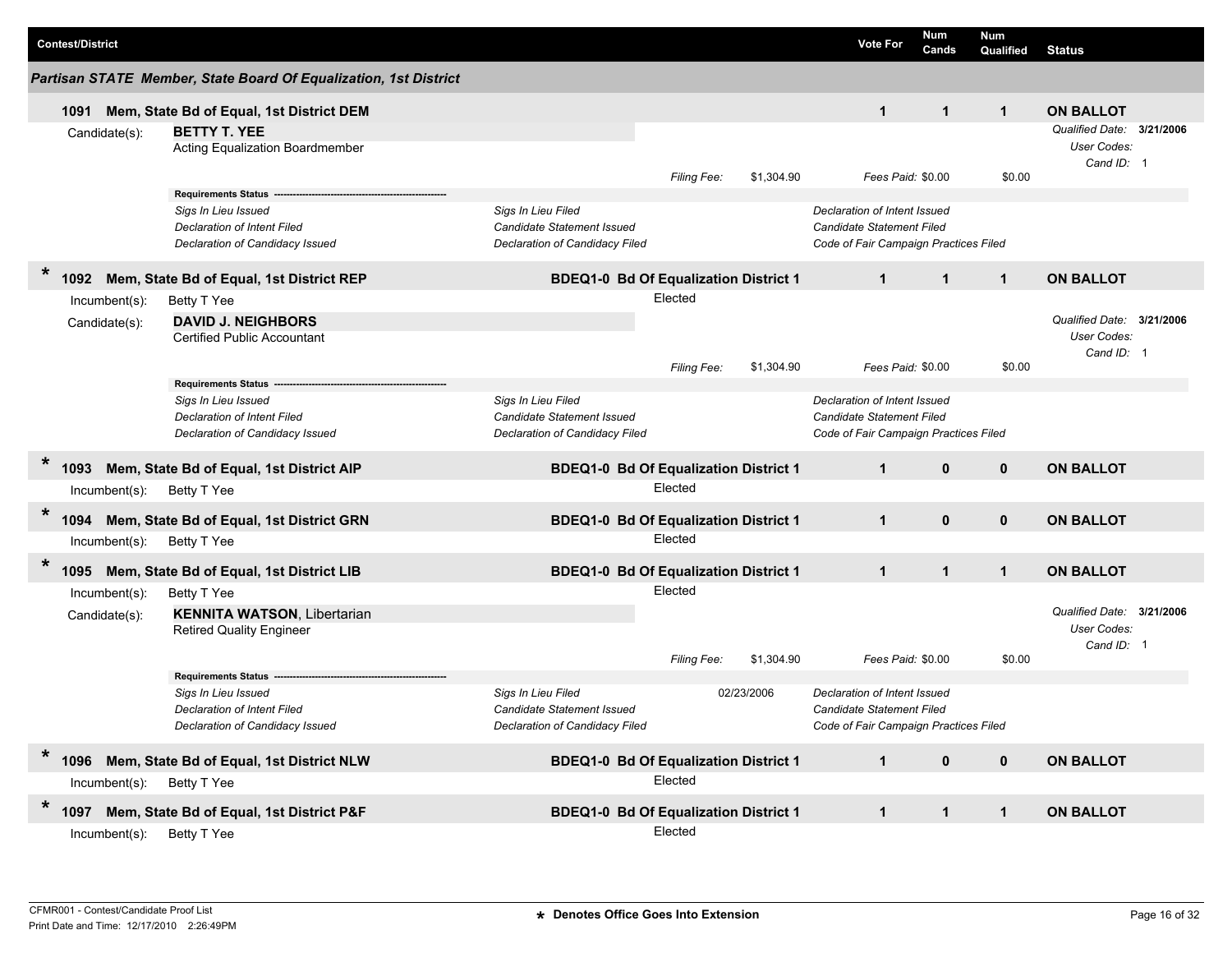| Contest/District | | | Vote For | Num Cands | Num Qualified | Status |
|---|---|---|---|---|---|---|

## Partisan STATE Member, State Board Of Equalization, 1st District

### 1091 Mem, State Bd of Equal, 1st District DEM

| Vote For | Num Cands | Num Qualified | Status |
|---|---|---|---|
| 1 | 1 | 1 | ON BALLOT |

Candidate(s): **BETTY T. YEE**
Acting Equalization Boardmember

*Qualified Date:* **3/21/2006**
*User Codes:*
*Cand ID:* 1

*Filing Fee:* $1,304.90 *Fees Paid:* $0.00 $0.00

**Requirements Status**

| | | |
|---|---|---|
| *Sigs In Lieu Issued* | *Sigs In Lieu Filed* | *Declaration of Intent Issued* |
| *Declaration of Intent Filed* | *Candidate Statement Issued* | *Candidate Statement Filed* |
| *Declaration of Candidacy Issued* | *Declaration of Candidacy Filed* | *Code of Fair Campaign Practices Filed* |

### * 1092 Mem, State Bd of Equal, 1st District REP

BDEQ1-0 Bd Of Equalization District 1

| Vote For | Num Cands | Num Qualified | Status |
|---|---|---|---|
| 1 | 1 | 1 | ON BALLOT |

Incumbent(s): Betty T Yee — Elected

Candidate(s): **DAVID J. NEIGHBORS**
Certified Public Accountant

*Qualified Date:* **3/21/2006**
*User Codes:*
*Cand ID:* 1

*Filing Fee:* $1,304.90 *Fees Paid:* $0.00 $0.00

**Requirements Status**

| | | |
|---|---|---|
| *Sigs In Lieu Issued* | *Sigs In Lieu Filed* | *Declaration of Intent Issued* |
| *Declaration of Intent Filed* | *Candidate Statement Issued* | *Candidate Statement Filed* |
| *Declaration of Candidacy Issued* | *Declaration of Candidacy Filed* | *Code of Fair Campaign Practices Filed* |

### * 1093 Mem, State Bd of Equal, 1st District AIP

BDEQ1-0 Bd Of Equalization District 1

| Vote For | Num Cands | Num Qualified | Status |
|---|---|---|---|
| 1 | 0 | 0 | ON BALLOT |

Incumbent(s): Betty T Yee — Elected

### * 1094 Mem, State Bd of Equal, 1st District GRN

BDEQ1-0 Bd Of Equalization District 1

| Vote For | Num Cands | Num Qualified | Status |
|---|---|---|---|
| 1 | 0 | 0 | ON BALLOT |

Incumbent(s): Betty T Yee — Elected

### * 1095 Mem, State Bd of Equal, 1st District LIB

BDEQ1-0 Bd Of Equalization District 1

| Vote For | Num Cands | Num Qualified | Status |
|---|---|---|---|
| 1 | 1 | 1 | ON BALLOT |

Incumbent(s): Betty T Yee — Elected

Candidate(s): **KENNITA WATSON**, Libertarian
Retired Quality Engineer

*Qualified Date:* **3/21/2006**
*User Codes:*
*Cand ID:* 1

*Filing Fee:* $1,304.90 *Fees Paid:* $0.00 $0.00

**Requirements Status**

| | | |
|---|---|---|
| *Sigs In Lieu Issued* | *Sigs In Lieu Filed* 02/23/2006 | *Declaration of Intent Issued* |
| *Declaration of Intent Filed* | *Candidate Statement Issued* | *Candidate Statement Filed* |
| *Declaration of Candidacy Issued* | *Declaration of Candidacy Filed* | *Code of Fair Campaign Practices Filed* |

### * 1096 Mem, State Bd of Equal, 1st District NLW

BDEQ1-0 Bd Of Equalization District 1

| Vote For | Num Cands | Num Qualified | Status |
|---|---|---|---|
| 1 | 0 | 0 | ON BALLOT |

Incumbent(s): Betty T Yee — Elected

### * 1097 Mem, State Bd of Equal, 1st District P&F

BDEQ1-0 Bd Of Equalization District 1

| Vote For | Num Cands | Num Qualified | Status |
|---|---|---|---|
| 1 | 1 | 1 | ON BALLOT |

Incumbent(s): Betty T Yee — Elected

CFMR001 - Contest/Candidate Proof List
Print Date and Time: 12/17/2010 2:26:49PM

* Denotes Office Goes Into Extension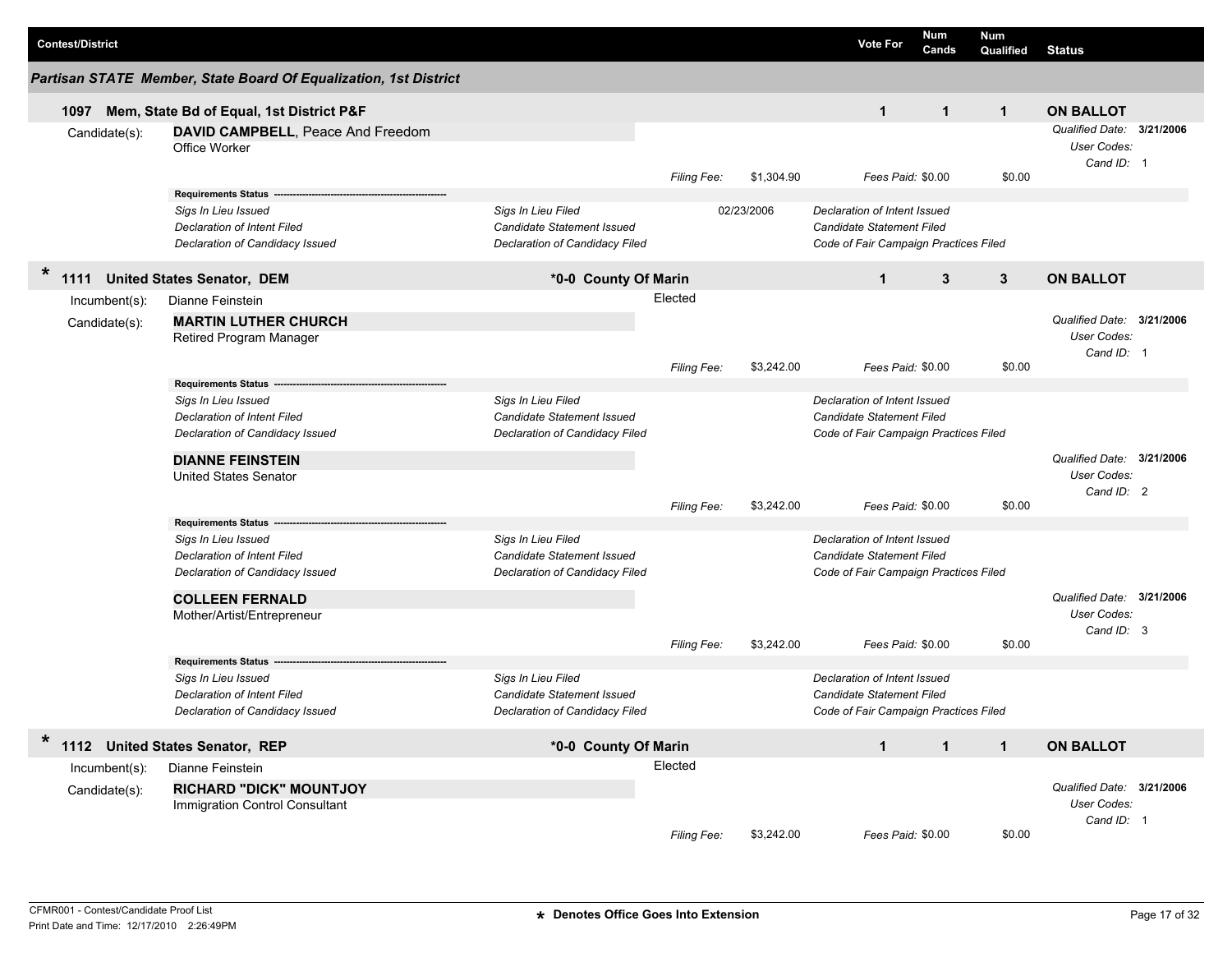| Contest/District | | Vote For | Num Cands | Num Qualified | Status |
|---|---|---|---|---|---|

## Partisan STATE Member, State Board Of Equalization, 1st District

**1097 Mem, State Bd of Equal, 1st District P&F** — Vote For: **1** | Num Cands: **1** | Num Qualified: **1** | **ON BALLOT**

Candidate(s): **DAVID CAMPBELL**, Peace And Freedom
Office Worker

*Qualified Date:* **3/21/2006**
*User Codes:*
*Cand ID:* 1

*Filing Fee:* $1,304.90 — *Fees Paid:* $0.00 — $0.00

**Requirements Status**

| | | |
|---|---|---|
| *Sigs In Lieu Issued* | *Sigs In Lieu Filed* 02/23/2006 | *Declaration of Intent Issued* |
| *Declaration of Intent Filed* | *Candidate Statement Issued* | *Candidate Statement Filed* |
| *Declaration of Candidacy Issued* | *Declaration of Candidacy Filed* | *Code of Fair Campaign Practices Filed* |

\* **1111 United States Senator, DEM** — **\*0-0 County Of Marin** — Vote For: **1** | Num Cands: **3** | Num Qualified: **3** | **ON BALLOT**

Incumbent(s): Dianne Feinstein — Elected

Candidate(s):

**MARTIN LUTHER CHURCH**
Retired Program Manager

*Qualified Date:* **3/21/2006**
*User Codes:*
*Cand ID:* 1

*Filing Fee:* $3,242.00 — *Fees Paid:* $0.00 — $0.00

**Requirements Status**

| | | |
|---|---|---|
| *Sigs In Lieu Issued* | *Sigs In Lieu Filed* | *Declaration of Intent Issued* |
| *Declaration of Intent Filed* | *Candidate Statement Issued* | *Candidate Statement Filed* |
| *Declaration of Candidacy Issued* | *Declaration of Candidacy Filed* | *Code of Fair Campaign Practices Filed* |

**DIANNE FEINSTEIN**
United States Senator

*Qualified Date:* **3/21/2006**
*User Codes:*
*Cand ID:* 2

*Filing Fee:* $3,242.00 — *Fees Paid:* $0.00 — $0.00

**Requirements Status**

| | | |
|---|---|---|
| *Sigs In Lieu Issued* | *Sigs In Lieu Filed* | *Declaration of Intent Issued* |
| *Declaration of Intent Filed* | *Candidate Statement Issued* | *Candidate Statement Filed* |
| *Declaration of Candidacy Issued* | *Declaration of Candidacy Filed* | *Code of Fair Campaign Practices Filed* |

**COLLEEN FERNALD**
Mother/Artist/Entrepreneur

*Qualified Date:* **3/21/2006**
*User Codes:*
*Cand ID:* 3

*Filing Fee:* $3,242.00 — *Fees Paid:* $0.00 — $0.00

**Requirements Status**

| | | |
|---|---|---|
| *Sigs In Lieu Issued* | *Sigs In Lieu Filed* | *Declaration of Intent Issued* |
| *Declaration of Intent Filed* | *Candidate Statement Issued* | *Candidate Statement Filed* |
| *Declaration of Candidacy Issued* | *Declaration of Candidacy Filed* | *Code of Fair Campaign Practices Filed* |

\* **1112 United States Senator, REP** — **\*0-0 County Of Marin** — Vote For: **1** | Num Cands: **1** | Num Qualified: **1** | **ON BALLOT**

Incumbent(s): Dianne Feinstein — Elected

Candidate(s): **RICHARD "DICK" MOUNTJOY**
Immigration Control Consultant

*Qualified Date:* **3/21/2006**
*User Codes:*
*Cand ID:* 1

*Filing Fee:* $3,242.00 — *Fees Paid:* $0.00 — $0.00

CFMR001 - Contest/Candidate Proof List
Print Date and Time: 12/17/2010 2:26:49PM

\* Denotes Office Goes Into Extension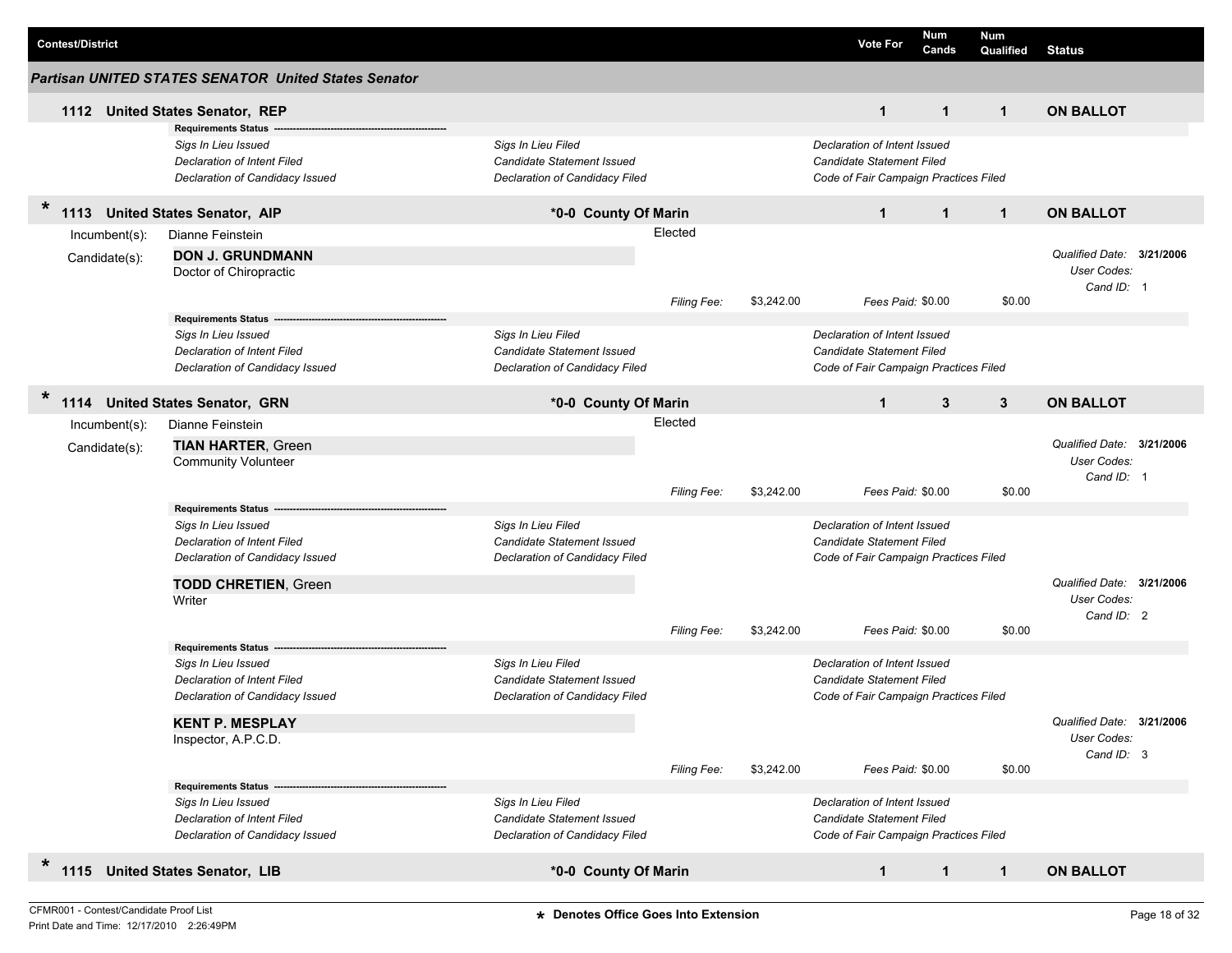| Contest/District | Vote For | Num Cands | Num Qualified | Status |
|---|---|---|---|---|

## *Partisan UNITED STATES SENATOR United States Senator*

### 1112 United States Senator, REP

| Vote For | Num Cands | Num Qualified | Status |
|---|---|---|---|
| 1 | 1 | 1 | ON BALLOT |

**Requirements Status**

| | | |
|---|---|---|
| *Sigs In Lieu Issued* | *Sigs In Lieu Filed* | *Declaration of Intent Issued* |
| *Declaration of Intent Filed* | *Candidate Statement Issued* | *Candidate Statement Filed* |
| *Declaration of Candidacy Issued* | *Declaration of Candidacy Filed* | *Code of Fair Campaign Practices Filed* |

### * 1113 United States Senator, AIP — *0-0 County Of Marin

| Vote For | Num Cands | Num Qualified | Status |
|---|---|---|---|
| 1 | 1 | 1 | ON BALLOT |

Incumbent(s): Dianne Feinstein — Elected

Candidate(s):

**DON J. GRUNDMANN**
Doctor of Chiropractic

*Qualified Date:* **3/21/2006**
*User Codes:*
*Cand ID:* 1

*Filing Fee:* $3,242.00 — *Fees Paid:* $0.00 — $0.00

**Requirements Status**

| | | |
|---|---|---|
| *Sigs In Lieu Issued* | *Sigs In Lieu Filed* | *Declaration of Intent Issued* |
| *Declaration of Intent Filed* | *Candidate Statement Issued* | *Candidate Statement Filed* |
| *Declaration of Candidacy Issued* | *Declaration of Candidacy Filed* | *Code of Fair Campaign Practices Filed* |

### * 1114 United States Senator, GRN — *0-0 County Of Marin

| Vote For | Num Cands | Num Qualified | Status |
|---|---|---|---|
| 1 | 3 | 3 | ON BALLOT |

Incumbent(s): Dianne Feinstein — Elected

Candidate(s):

**TIAN HARTER**, Green
Community Volunteer

*Qualified Date:* **3/21/2006**
*User Codes:*
*Cand ID:* 1

*Filing Fee:* $3,242.00 — *Fees Paid:* $0.00 — $0.00

**Requirements Status**

| | | |
|---|---|---|
| *Sigs In Lieu Issued* | *Sigs In Lieu Filed* | *Declaration of Intent Issued* |
| *Declaration of Intent Filed* | *Candidate Statement Issued* | *Candidate Statement Filed* |
| *Declaration of Candidacy Issued* | *Declaration of Candidacy Filed* | *Code of Fair Campaign Practices Filed* |

**TODD CHRETIEN**, Green
Writer

*Qualified Date:* **3/21/2006**
*User Codes:*
*Cand ID:* 2

*Filing Fee:* $3,242.00 — *Fees Paid:* $0.00 — $0.00

**Requirements Status**

| | | |
|---|---|---|
| *Sigs In Lieu Issued* | *Sigs In Lieu Filed* | *Declaration of Intent Issued* |
| *Declaration of Intent Filed* | *Candidate Statement Issued* | *Candidate Statement Filed* |
| *Declaration of Candidacy Issued* | *Declaration of Candidacy Filed* | *Code of Fair Campaign Practices Filed* |

**KENT P. MESPLAY**
Inspector, A.P.C.D.

*Qualified Date:* **3/21/2006**
*User Codes:*
*Cand ID:* 3

*Filing Fee:* $3,242.00 — *Fees Paid:* $0.00 — $0.00

**Requirements Status**

| | | |
|---|---|---|
| *Sigs In Lieu Issued* | *Sigs In Lieu Filed* | *Declaration of Intent Issued* |
| *Declaration of Intent Filed* | *Candidate Statement Issued* | *Candidate Statement Filed* |
| *Declaration of Candidacy Issued* | *Declaration of Candidacy Filed* | *Code of Fair Campaign Practices Filed* |

### * 1115 United States Senator, LIB — *0-0 County Of Marin

| Vote For | Num Cands | Num Qualified | Status |
|---|---|---|---|
| 1 | 1 | 1 | ON BALLOT |

CFMR001 - Contest/Candidate Proof List
Print Date and Time: 12/17/2010 2:26:49PM

**\* Denotes Office Goes Into Extension**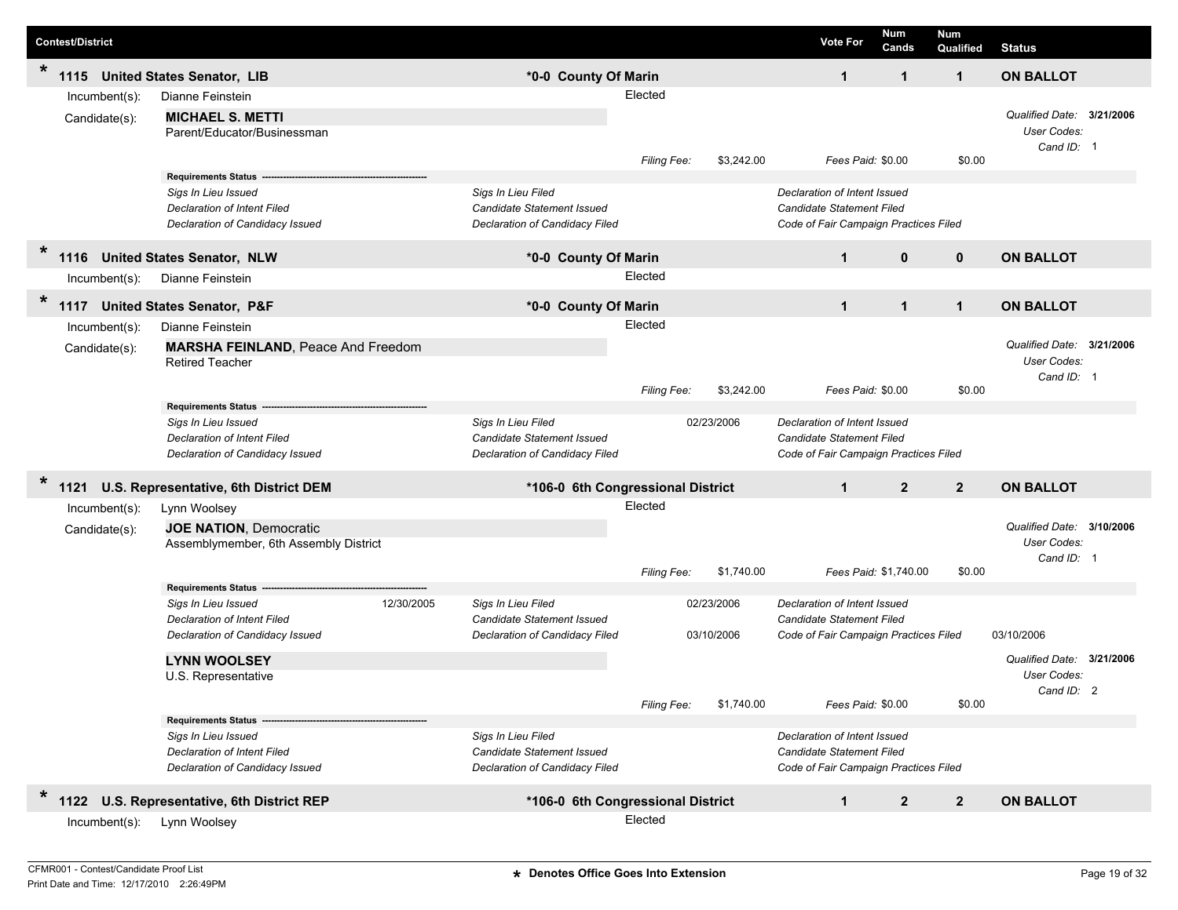| Contest/District | | Vote For | Num Cands | Num Qualified | Status |
|---|---|---|---|---|---|
| * 1115 United States Senator, LIB | *0-0 County Of Marin | 1 | 1 | 1 | ON BALLOT |

Incumbent(s): Dianne Feinstein — Elected

Candidate(s):

**MICHAEL S. METTI**
Parent/Educator/Businessman

*Qualified Date:* **3/21/2006**
*User Codes:*
*Cand ID:* 1

*Filing Fee:* $3,242.00 *Fees Paid:* $0.00 $0.00

**Requirements Status**

| | | | | | |
|---|---|---|---|---|---|
| *Sigs In Lieu Issued* | | *Sigs In Lieu Filed* | | *Declaration of Intent Issued* | |
| *Declaration of Intent Filed* | | *Candidate Statement Issued* | | *Candidate Statement Filed* | |
| *Declaration of Candidacy Issued* | | *Declaration of Candidacy Filed* | | *Code of Fair Campaign Practices Filed* | |

| Contest/District | | Vote For | Num Cands | Num Qualified | Status |
|---|---|---|---|---|---|
| * 1116 United States Senator, NLW | *0-0 County Of Marin | 1 | 0 | 0 | ON BALLOT |

Incumbent(s): Dianne Feinstein — Elected

| Contest/District | | Vote For | Num Cands | Num Qualified | Status |
|---|---|---|---|---|---|
| * 1117 United States Senator, P&F | *0-0 County Of Marin | 1 | 1 | 1 | ON BALLOT |

Incumbent(s): Dianne Feinstein — Elected

Candidate(s):

**MARSHA FEINLAND**, Peace And Freedom
Retired Teacher

*Qualified Date:* **3/21/2006**
*User Codes:*
*Cand ID:* 1

*Filing Fee:* $3,242.00 *Fees Paid:* $0.00 $0.00

**Requirements Status**

| | | | | | |
|---|---|---|---|---|---|
| *Sigs In Lieu Issued* | | *Sigs In Lieu Filed* | 02/23/2006 | *Declaration of Intent Issued* | |
| *Declaration of Intent Filed* | | *Candidate Statement Issued* | | *Candidate Statement Filed* | |
| *Declaration of Candidacy Issued* | | *Declaration of Candidacy Filed* | | *Code of Fair Campaign Practices Filed* | |

| Contest/District | | Vote For | Num Cands | Num Qualified | Status |
|---|---|---|---|---|---|
| * 1121 U.S. Representative, 6th District DEM | *106-0 6th Congressional District | 1 | 2 | 2 | ON BALLOT |

Incumbent(s): Lynn Woolsey — Elected

Candidate(s):

**JOE NATION**, Democratic
Assemblymember, 6th Assembly District

*Qualified Date:* **3/10/2006**
*User Codes:*
*Cand ID:* 1

*Filing Fee:* $1,740.00 *Fees Paid:* $1,740.00 $0.00

**Requirements Status**

| | | | | | |
|---|---|---|---|---|---|
| *Sigs In Lieu Issued* | 12/30/2005 | *Sigs In Lieu Filed* | 02/23/2006 | *Declaration of Intent Issued* | |
| *Declaration of Intent Filed* | | *Candidate Statement Issued* | | *Candidate Statement Filed* | |
| *Declaration of Candidacy Issued* | | *Declaration of Candidacy Filed* | 03/10/2006 | *Code of Fair Campaign Practices Filed* | 03/10/2006 |

**LYNN WOOLSEY**
U.S. Representative

*Qualified Date:* **3/21/2006**
*User Codes:*
*Cand ID:* 2

*Filing Fee:* $1,740.00 *Fees Paid:* $0.00 $0.00

**Requirements Status**

| | | | | | |
|---|---|---|---|---|---|
| *Sigs In Lieu Issued* | | *Sigs In Lieu Filed* | | *Declaration of Intent Issued* | |
| *Declaration of Intent Filed* | | *Candidate Statement Issued* | | *Candidate Statement Filed* | |
| *Declaration of Candidacy Issued* | | *Declaration of Candidacy Filed* | | *Code of Fair Campaign Practices Filed* | |

| Contest/District | | Vote For | Num Cands | Num Qualified | Status |
|---|---|---|---|---|---|
| * 1122 U.S. Representative, 6th District REP | *106-0 6th Congressional District | 1 | 2 | 2 | ON BALLOT |

Incumbent(s): Lynn Woolsey — Elected

CFMR001 - Contest/Candidate Proof List
Print Date and Time: 12/17/2010 2:26:49PM

* Denotes Office Goes Into Extension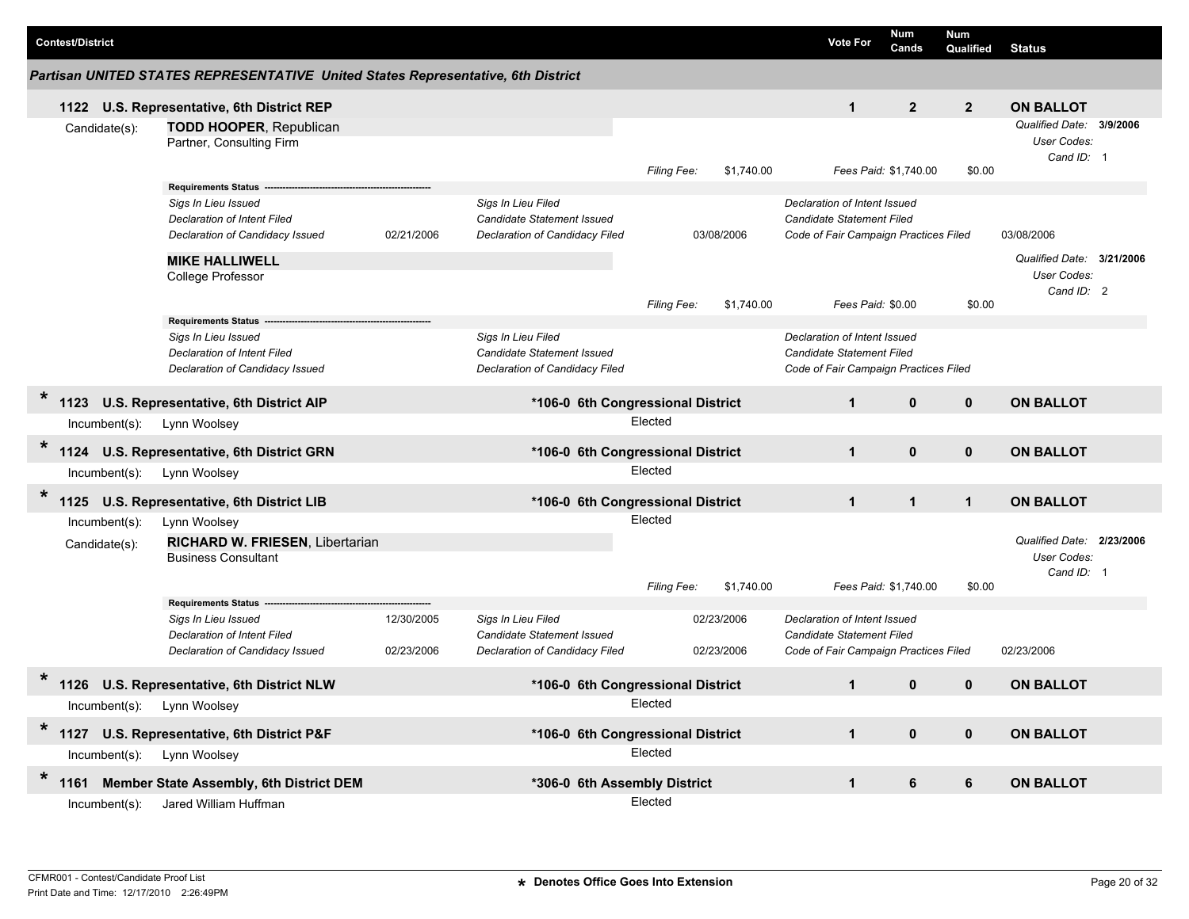| Contest/District | | | Vote For | Num Cands | Num Qualified | Status |
|---|---|---|---|---|---|---|

### *Partisan UNITED STATES REPRESENTATIVE United States Representative, 6th District*

**1122 U.S. Representative, 6th District REP** | Vote For: **1** | Num Cands: **2** | Num Qualified: **2** | **ON BALLOT**

Candidate(s):

**TODD HOOPER**, Republican
Partner, Consulting Firm

*Qualified Date:* **3/9/2006**
*User Codes:*
*Cand ID:* 1

*Filing Fee:* $1,740.00 — *Fees Paid:* $1,740.00 — $0.00

**Requirements Status**

| | | | | | |
|---|---|---|---|---|---|
| *Sigs In Lieu Issued* | | *Sigs In Lieu Filed* | | *Declaration of Intent Issued* | |
| *Declaration of Intent Filed* | | *Candidate Statement Issued* | | *Candidate Statement Filed* | |
| *Declaration of Candidacy Issued* | 02/21/2006 | *Declaration of Candidacy Filed* | 03/08/2006 | *Code of Fair Campaign Practices Filed* | 03/08/2006 |

**MIKE HALLIWELL**
College Professor

*Qualified Date:* **3/21/2006**
*User Codes:*
*Cand ID:* 2

*Filing Fee:* $1,740.00 — *Fees Paid:* $0.00 — $0.00

**Requirements Status**

| | | | | | |
|---|---|---|---|---|---|
| *Sigs In Lieu Issued* | | *Sigs In Lieu Filed* | | *Declaration of Intent Issued* | |
| *Declaration of Intent Filed* | | *Candidate Statement Issued* | | *Candidate Statement Filed* | |
| *Declaration of Candidacy Issued* | | *Declaration of Candidacy Filed* | | *Code of Fair Campaign Practices Filed* | |

\* **1123 U.S. Representative, 6th District AIP** | **\*106-0 6th Congressional District** | Vote For: **1** | Num Cands: **0** | Num Qualified: **0** | **ON BALLOT**

Incumbent(s): Lynn Woolsey — Elected

\* **1124 U.S. Representative, 6th District GRN** | **\*106-0 6th Congressional District** | Vote For: **1** | Num Cands: **0** | Num Qualified: **0** | **ON BALLOT**

Incumbent(s): Lynn Woolsey — Elected

\* **1125 U.S. Representative, 6th District LIB** | **\*106-0 6th Congressional District** | Vote For: **1** | Num Cands: **1** | Num Qualified: **1** | **ON BALLOT**

Incumbent(s): Lynn Woolsey — Elected

Candidate(s):

**RICHARD W. FRIESEN**, Libertarian
Business Consultant

*Qualified Date:* **2/23/2006**
*User Codes:*
*Cand ID:* 1

*Filing Fee:* $1,740.00 — *Fees Paid:* $1,740.00 — $0.00

**Requirements Status**

| | | | | | |
|---|---|---|---|---|---|
| *Sigs In Lieu Issued* | 12/30/2005 | *Sigs In Lieu Filed* | 02/23/2006 | *Declaration of Intent Issued* | |
| *Declaration of Intent Filed* | | *Candidate Statement Issued* | | *Candidate Statement Filed* | |
| *Declaration of Candidacy Issued* | 02/23/2006 | *Declaration of Candidacy Filed* | 02/23/2006 | *Code of Fair Campaign Practices Filed* | 02/23/2006 |

\* **1126 U.S. Representative, 6th District NLW** | **\*106-0 6th Congressional District** | Vote For: **1** | Num Cands: **0** | Num Qualified: **0** | **ON BALLOT**

Incumbent(s): Lynn Woolsey — Elected

\* **1127 U.S. Representative, 6th District P&F** | **\*106-0 6th Congressional District** | Vote For: **1** | Num Cands: **0** | Num Qualified: **0** | **ON BALLOT**

Incumbent(s): Lynn Woolsey — Elected

\* **1161 Member State Assembly, 6th District DEM** | **\*306-0 6th Assembly District** | Vote For: **1** | Num Cands: **6** | Num Qualified: **6** | **ON BALLOT**

Incumbent(s): Jared William Huffman — Elected

CFMR001 - Contest/Candidate Proof List
Print Date and Time: 12/17/2010 2:26:49PM

\* Denotes Office Goes Into Extension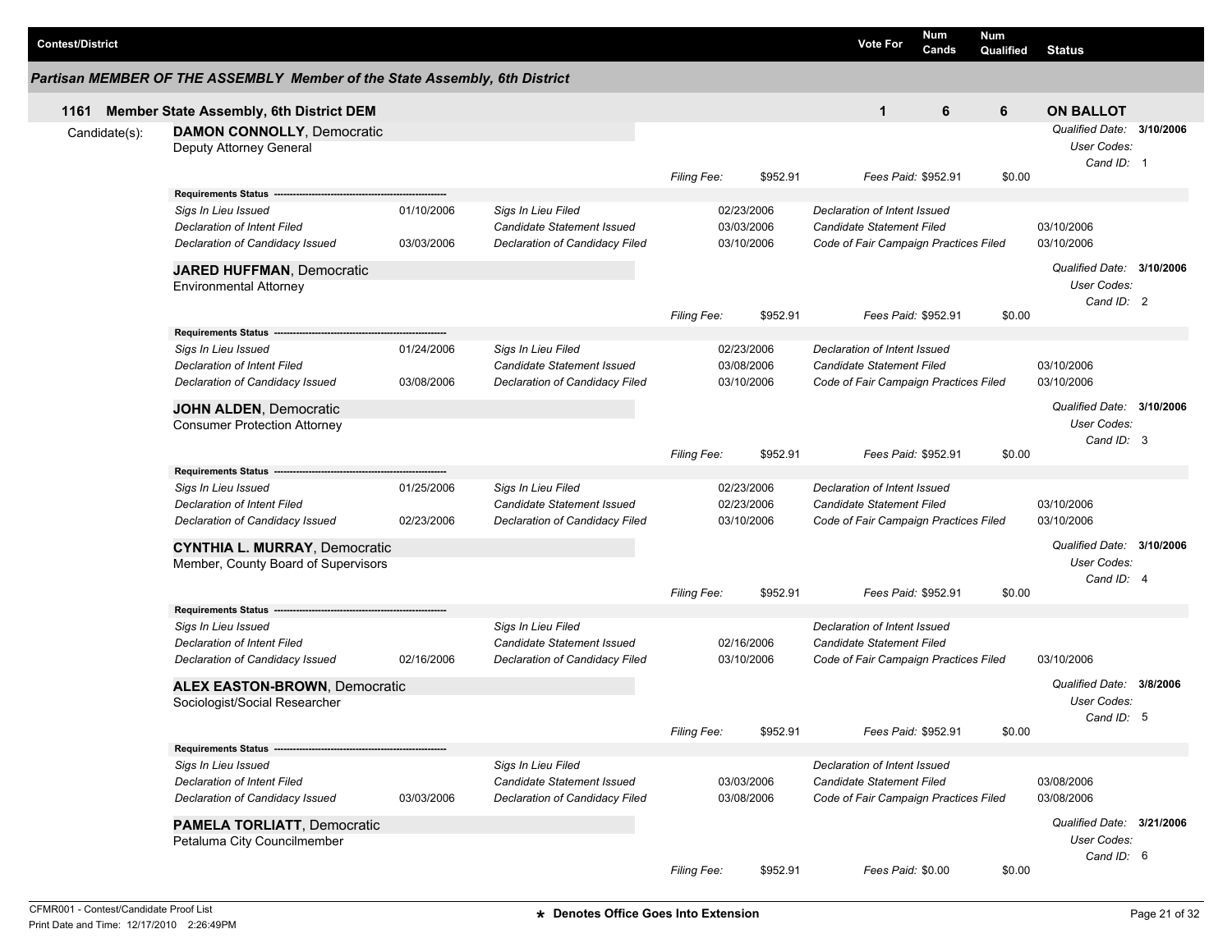| Contest/District | Vote For | Num Cands | Num Qualified | Status |
|---|---|---|---|---|

### *Partisan MEMBER OF THE ASSEMBLY Member of the State Assembly, 6th District*

| | | Vote For | Num Cands | Num Qualified | Status |
|---|---|---|---|---|---|
| **1161** | **Member State Assembly, 6th District DEM** | **1** | **6** | **6** | **ON BALLOT** |

Candidate(s):

**DAMON CONNOLLY**, Democratic
Deputy Attorney General

*Qualified Date:* **3/10/2006**
*User Codes:*
*Cand ID:* 1

*Filing Fee:* $952.91 *Fees Paid:* $952.91 $0.00

| **Requirements Status** | | | | | |
|---|---|---|---|---|---|
| *Sigs In Lieu Issued* | 01/10/2006 | *Sigs In Lieu Filed* | 02/23/2006 | *Declaration of Intent Issued* | |
| *Declaration of Intent Filed* | | *Candidate Statement Issued* | 03/03/2006 | *Candidate Statement Filed* | 03/10/2006 |
| *Declaration of Candidacy Issued* | 03/03/2006 | *Declaration of Candidacy Filed* | 03/10/2006 | *Code of Fair Campaign Practices Filed* | 03/10/2006 |

**JARED HUFFMAN**, Democratic
Environmental Attorney

*Qualified Date:* **3/10/2006**
*User Codes:*
*Cand ID:* 2

*Filing Fee:* $952.91 *Fees Paid:* $952.91 $0.00

| **Requirements Status** | | | | | |
|---|---|---|---|---|---|
| *Sigs In Lieu Issued* | 01/24/2006 | *Sigs In Lieu Filed* | 02/23/2006 | *Declaration of Intent Issued* | |
| *Declaration of Intent Filed* | | *Candidate Statement Issued* | 03/08/2006 | *Candidate Statement Filed* | 03/10/2006 |
| *Declaration of Candidacy Issued* | 03/08/2006 | *Declaration of Candidacy Filed* | 03/10/2006 | *Code of Fair Campaign Practices Filed* | 03/10/2006 |

**JOHN ALDEN**, Democratic
Consumer Protection Attorney

*Qualified Date:* **3/10/2006**
*User Codes:*
*Cand ID:* 3

*Filing Fee:* $952.91 *Fees Paid:* $952.91 $0.00

| **Requirements Status** | | | | | |
|---|---|---|---|---|---|
| *Sigs In Lieu Issued* | 01/25/2006 | *Sigs In Lieu Filed* | 02/23/2006 | *Declaration of Intent Issued* | |
| *Declaration of Intent Filed* | | *Candidate Statement Issued* | 02/23/2006 | *Candidate Statement Filed* | 03/10/2006 |
| *Declaration of Candidacy Issued* | 02/23/2006 | *Declaration of Candidacy Filed* | 03/10/2006 | *Code of Fair Campaign Practices Filed* | 03/10/2006 |

**CYNTHIA L. MURRAY**, Democratic
Member, County Board of Supervisors

*Qualified Date:* **3/10/2006**
*User Codes:*
*Cand ID:* 4

*Filing Fee:* $952.91 *Fees Paid:* $952.91 $0.00

| **Requirements Status** | | | | | |
|---|---|---|---|---|---|
| *Sigs In Lieu Issued* | | *Sigs In Lieu Filed* | | *Declaration of Intent Issued* | |
| *Declaration of Intent Filed* | | *Candidate Statement Issued* | 02/16/2006 | *Candidate Statement Filed* | |
| *Declaration of Candidacy Issued* | 02/16/2006 | *Declaration of Candidacy Filed* | 03/10/2006 | *Code of Fair Campaign Practices Filed* | 03/10/2006 |

**ALEX EASTON-BROWN**, Democratic
Sociologist/Social Researcher

*Qualified Date:* **3/8/2006**
*User Codes:*
*Cand ID:* 5

*Filing Fee:* $952.91 *Fees Paid:* $952.91 $0.00

| **Requirements Status** | | | | | |
|---|---|---|---|---|---|
| *Sigs In Lieu Issued* | | *Sigs In Lieu Filed* | | *Declaration of Intent Issued* | |
| *Declaration of Intent Filed* | | *Candidate Statement Issued* | 03/03/2006 | *Candidate Statement Filed* | 03/08/2006 |
| *Declaration of Candidacy Issued* | 03/03/2006 | *Declaration of Candidacy Filed* | 03/08/2006 | *Code of Fair Campaign Practices Filed* | 03/08/2006 |

**PAMELA TORLIATT**, Democratic
Petaluma City Councilmember

*Qualified Date:* **3/21/2006**
*User Codes:*
*Cand ID:* 6

*Filing Fee:* $952.91 *Fees Paid:* $0.00 $0.00

CFMR001 - Contest/Candidate Proof List
Print Date and Time: 12/17/2010 2:26:49PM

**\* Denotes Office Goes Into Extension**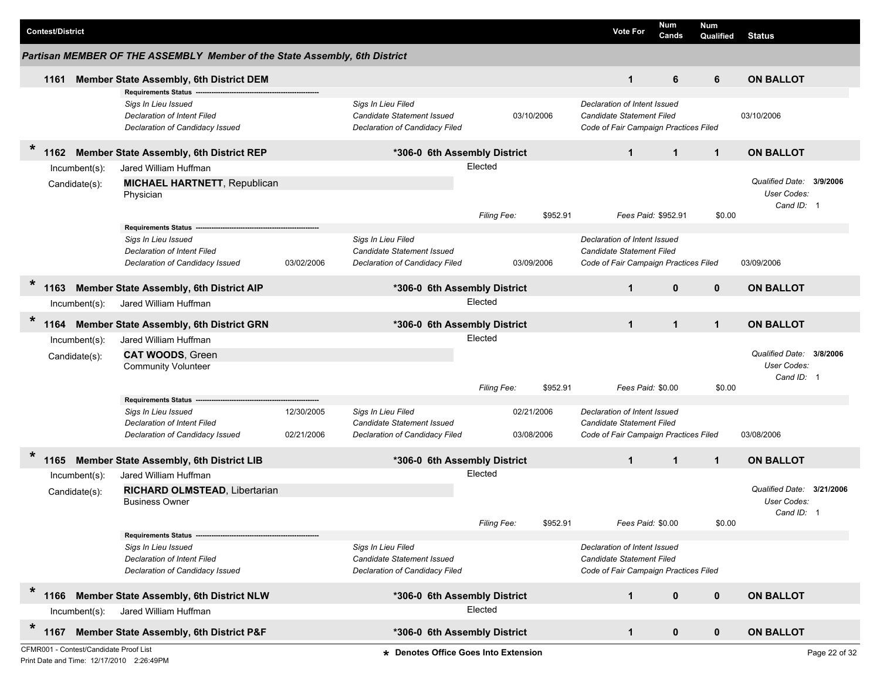| Contest/District | | Vote For | Num Cands | Num Qualified | Status |
|---|---|---|---|---|---|

### Partisan MEMBER OF THE ASSEMBLY Member of the State Assembly, 6th District

**1161 Member State Assembly, 6th District DEM** | Vote For: **1** | Num Cands: **6** | Num Qualified: **6** | **ON BALLOT**

**Requirements Status**

| | | | | | |
|---|---|---|---|---|---|
| *Sigs In Lieu Issued* | | *Sigs In Lieu Filed* | | *Declaration of Intent Issued* | |
| *Declaration of Intent Filed* | | *Candidate Statement Issued* | 03/10/2006 | *Candidate Statement Filed* | 03/10/2006 |
| *Declaration of Candidacy Issued* | | *Declaration of Candidacy Filed* | | *Code of Fair Campaign Practices Filed* | |

---

\* **1162 Member State Assembly, 6th District REP** — **\*306-0 6th Assembly District** | Vote For: **1** | Num Cands: **1** | Num Qualified: **1** | **ON BALLOT**

Incumbent(s): Jared William Huffman — Elected

Candidate(s): **MICHAEL HARTNETT**, Republican
Physician

*Qualified Date:* **3/9/2006**
*User Codes:*
*Cand ID:* 1

*Filing Fee:* $952.91 *Fees Paid:* $952.91 $0.00

**Requirements Status**

| | | | | | |
|---|---|---|---|---|---|
| *Sigs In Lieu Issued* | | *Sigs In Lieu Filed* | | *Declaration of Intent Issued* | |
| *Declaration of Intent Filed* | | *Candidate Statement Issued* | | *Candidate Statement Filed* | |
| *Declaration of Candidacy Issued* | 03/02/2006 | *Declaration of Candidacy Filed* | 03/09/2006 | *Code of Fair Campaign Practices Filed* | 03/09/2006 |

---

\* **1163 Member State Assembly, 6th District AIP** — **\*306-0 6th Assembly District** | Vote For: **1** | Num Cands: **0** | Num Qualified: **0** | **ON BALLOT**

Incumbent(s): Jared William Huffman — Elected

---

\* **1164 Member State Assembly, 6th District GRN** — **\*306-0 6th Assembly District** | Vote For: **1** | Num Cands: **1** | Num Qualified: **1** | **ON BALLOT**

Incumbent(s): Jared William Huffman — Elected

Candidate(s): **CAT WOODS**, Green
Community Volunteer

*Qualified Date:* **3/8/2006**
*User Codes:*
*Cand ID:* 1

*Filing Fee:* $952.91 *Fees Paid:* $0.00 $0.00

**Requirements Status**

| | | | | | |
|---|---|---|---|---|---|
| *Sigs In Lieu Issued* | 12/30/2005 | *Sigs In Lieu Filed* | 02/21/2006 | *Declaration of Intent Issued* | |
| *Declaration of Intent Filed* | | *Candidate Statement Issued* | | *Candidate Statement Filed* | |
| *Declaration of Candidacy Issued* | 02/21/2006 | *Declaration of Candidacy Filed* | 03/08/2006 | *Code of Fair Campaign Practices Filed* | 03/08/2006 |

---

\* **1165 Member State Assembly, 6th District LIB** — **\*306-0 6th Assembly District** | Vote For: **1** | Num Cands: **1** | Num Qualified: **1** | **ON BALLOT**

Incumbent(s): Jared William Huffman — Elected

Candidate(s): **RICHARD OLMSTEAD**, Libertarian
Business Owner

*Qualified Date:* **3/21/2006**
*User Codes:*
*Cand ID:* 1

*Filing Fee:* $952.91 *Fees Paid:* $0.00 $0.00

**Requirements Status**

| | | | | | |
|---|---|---|---|---|---|
| *Sigs In Lieu Issued* | | *Sigs In Lieu Filed* | | *Declaration of Intent Issued* | |
| *Declaration of Intent Filed* | | *Candidate Statement Issued* | | *Candidate Statement Filed* | |
| *Declaration of Candidacy Issued* | | *Declaration of Candidacy Filed* | | *Code of Fair Campaign Practices Filed* | |

---

\* **1166 Member State Assembly, 6th District NLW** — **\*306-0 6th Assembly District** | Vote For: **1** | Num Cands: **0** | Num Qualified: **0** | **ON BALLOT**

Incumbent(s): Jared William Huffman — Elected

---

\* **1167 Member State Assembly, 6th District P&F** — **\*306-0 6th Assembly District** | Vote For: **1** | Num Cands: **0** | Num Qualified: **0** | **ON BALLOT**

---

CFMR001 - Contest/Candidate Proof List
Print Date and Time: 12/17/2010 2:26:49PM

**\* Denotes Office Goes Into Extension**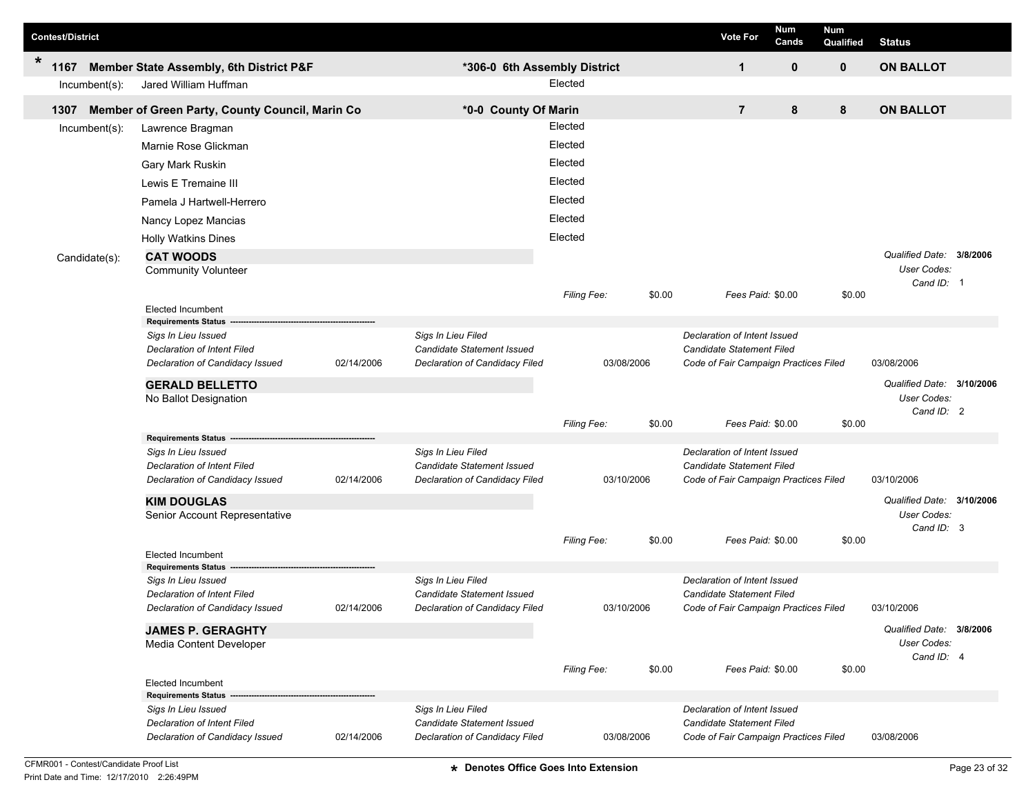| Contest/District | | | Vote For | Num Cands | Num Qualified | Status |
|---|---|---|---|---|---|---|
| * 1167 | Member State Assembly, 6th District P&F | *306-0 6th Assembly District | 1 | 0 | 0 | ON BALLOT |

Incumbent(s): Jared William Huffman — Elected

| Contest/District | | | Vote For | Num Cands | Num Qualified | Status |
|---|---|---|---|---|---|---|
| 1307 | Member of Green Party, County Council, Marin Co | *0-0 County Of Marin | 7 | 8 | 8 | ON BALLOT |

Incumbent(s):

| Name | Status |
|---|---|
| Lawrence Bragman | Elected |
| Marnie Rose Glickman | Elected |
| Gary Mark Ruskin | Elected |
| Lewis E Tremaine III | Elected |
| Pamela J Hartwell-Herrero | Elected |
| Nancy Lopez Mancias | Elected |
| Holly Watkins Dines | Elected |

Candidate(s):

**CAT WOODS**
Community Volunteer

*Qualified Date:* **3/8/2006**
*User Codes:*
*Cand ID:* 1

*Filing Fee:* $0.00 *Fees Paid:* $0.00 $0.00

Elected Incumbent

**Requirements Status** ------------------------------------------------

| | | | | | |
|---|---|---|---|---|---|
| *Sigs In Lieu Issued* | | *Sigs In Lieu Filed* | | *Declaration of Intent Issued* | |
| *Declaration of Intent Filed* | | *Candidate Statement Issued* | | *Candidate Statement Filed* | |
| *Declaration of Candidacy Issued* | 02/14/2006 | *Declaration of Candidacy Filed* | 03/08/2006 | *Code of Fair Campaign Practices Filed* | 03/08/2006 |

**GERALD BELLETTO**
No Ballot Designation

*Qualified Date:* **3/10/2006**
*User Codes:*
*Cand ID:* 2

*Filing Fee:* $0.00 *Fees Paid:* $0.00 $0.00

**Requirements Status** ------------------------------------------------

| | | | | | |
|---|---|---|---|---|---|
| *Sigs In Lieu Issued* | | *Sigs In Lieu Filed* | | *Declaration of Intent Issued* | |
| *Declaration of Intent Filed* | | *Candidate Statement Issued* | | *Candidate Statement Filed* | |
| *Declaration of Candidacy Issued* | 02/14/2006 | *Declaration of Candidacy Filed* | 03/10/2006 | *Code of Fair Campaign Practices Filed* | 03/10/2006 |

**KIM DOUGLAS**
Senior Account Representative

*Qualified Date:* **3/10/2006**
*User Codes:*
*Cand ID:* 3

*Filing Fee:* $0.00 *Fees Paid:* $0.00 $0.00

Elected Incumbent

**Requirements Status** ------------------------------------------------

| | | | | | |
|---|---|---|---|---|---|
| *Sigs In Lieu Issued* | | *Sigs In Lieu Filed* | | *Declaration of Intent Issued* | |
| *Declaration of Intent Filed* | | *Candidate Statement Issued* | | *Candidate Statement Filed* | |
| *Declaration of Candidacy Issued* | 02/14/2006 | *Declaration of Candidacy Filed* | 03/10/2006 | *Code of Fair Campaign Practices Filed* | 03/10/2006 |

**JAMES P. GERAGHTY**
Media Content Developer

*Qualified Date:* **3/8/2006**
*User Codes:*
*Cand ID:* 4

*Filing Fee:* $0.00 *Fees Paid:* $0.00 $0.00

Elected Incumbent

**Requirements Status** ------------------------------------------------

| | | | | | |
|---|---|---|---|---|---|
| *Sigs In Lieu Issued* | | *Sigs In Lieu Filed* | | *Declaration of Intent Issued* | |
| *Declaration of Intent Filed* | | *Candidate Statement Issued* | | *Candidate Statement Filed* | |
| *Declaration of Candidacy Issued* | 02/14/2006 | *Declaration of Candidacy Filed* | 03/08/2006 | *Code of Fair Campaign Practices Filed* | 03/08/2006 |

**\*** Denotes Office Goes Into Extension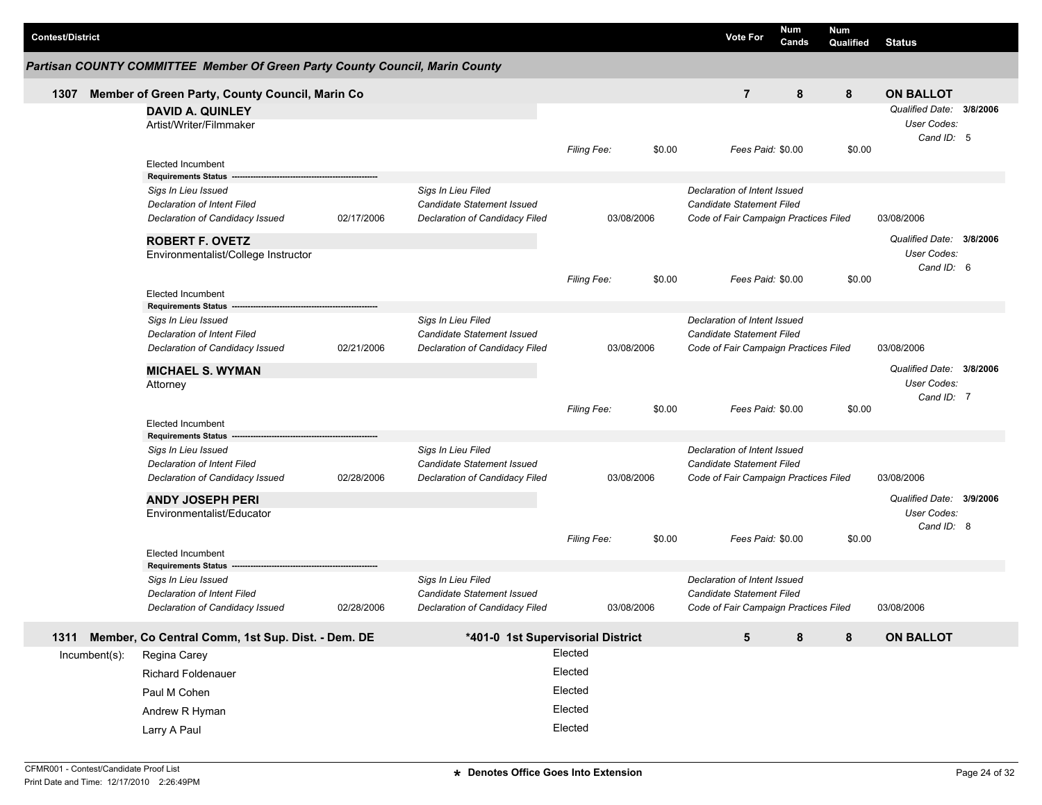| Contest/District | Vote For | Num Cands | Num Qualified | Status |
|---|---|---|---|---|

## Partisan COUNTY COMMITTEE Member Of Green Party County Council, Marin County

| | Contest/District | Vote For | Num Cands | Num Qualified | Status |
|---|---|---|---|---|---|
| 1307 | Member of Green Party, County Council, Marin Co | 7 | 8 | 8 | ON BALLOT |

**DAVID A. QUINLEY**
Artist/Writer/Filmmaker

*Qualified Date:* **3/8/2006**
*User Codes:*
*Cand ID:* 5

*Filing Fee:* $0.00 *Fees Paid:* $0.00 $0.00

Elected Incumbent

**Requirements Status**

| | | | | | |
|---|---|---|---|---|---|
| *Sigs In Lieu Issued* | | *Sigs In Lieu Filed* | | *Declaration of Intent Issued* | |
| *Declaration of Intent Filed* | | *Candidate Statement Issued* | | *Candidate Statement Filed* | |
| *Declaration of Candidacy Issued* | 02/17/2006 | *Declaration of Candidacy Filed* | 03/08/2006 | *Code of Fair Campaign Practices Filed* | 03/08/2006 |

**ROBERT F. OVETZ**
Environmentalist/College Instructor

*Qualified Date:* **3/8/2006**
*User Codes:*
*Cand ID:* 6

*Filing Fee:* $0.00 *Fees Paid:* $0.00 $0.00

Elected Incumbent

**Requirements Status**

| | | | | | |
|---|---|---|---|---|---|
| *Sigs In Lieu Issued* | | *Sigs In Lieu Filed* | | *Declaration of Intent Issued* | |
| *Declaration of Intent Filed* | | *Candidate Statement Issued* | | *Candidate Statement Filed* | |
| *Declaration of Candidacy Issued* | 02/21/2006 | *Declaration of Candidacy Filed* | 03/08/2006 | *Code of Fair Campaign Practices Filed* | 03/08/2006 |

**MICHAEL S. WYMAN**
Attorney

*Qualified Date:* **3/8/2006**
*User Codes:*
*Cand ID:* 7

*Filing Fee:* $0.00 *Fees Paid:* $0.00 $0.00

Elected Incumbent

**Requirements Status**

| | | | | | |
|---|---|---|---|---|---|
| *Sigs In Lieu Issued* | | *Sigs In Lieu Filed* | | *Declaration of Intent Issued* | |
| *Declaration of Intent Filed* | | *Candidate Statement Issued* | | *Candidate Statement Filed* | |
| *Declaration of Candidacy Issued* | 02/28/2006 | *Declaration of Candidacy Filed* | 03/08/2006 | *Code of Fair Campaign Practices Filed* | 03/08/2006 |

**ANDY JOSEPH PERI**
Environmentalist/Educator

*Qualified Date:* **3/9/2006**
*User Codes:*
*Cand ID:* 8

*Filing Fee:* $0.00 *Fees Paid:* $0.00 $0.00

Elected Incumbent

**Requirements Status**

| | | | | | |
|---|---|---|---|---|---|
| *Sigs In Lieu Issued* | | *Sigs In Lieu Filed* | | *Declaration of Intent Issued* | |
| *Declaration of Intent Filed* | | *Candidate Statement Issued* | | *Candidate Statement Filed* | |
| *Declaration of Candidacy Issued* | 02/28/2006 | *Declaration of Candidacy Filed* | 03/08/2006 | *Code of Fair Campaign Practices Filed* | 03/08/2006 |

| | Contest/District | District | Vote For | Num Cands | Num Qualified | Status |
|---|---|---|---|---|---|---|
| 1311 | Member, Co Central Comm, 1st Sup. Dist. - Dem. DE | *401-0 1st Supervisorial District | 5 | 8 | 8 | ON BALLOT |

Incumbent(s):

| Name | Status |
|---|---|
| Regina Carey | Elected |
| Richard Foldenauer | Elected |
| Paul M Cohen | Elected |
| Andrew R Hyman | Elected |
| Larry A Paul | Elected |

CFMR001 - Contest/Candidate Proof List
Print Date and Time: 12/17/2010 2:26:49PM

* Denotes Office Goes Into Extension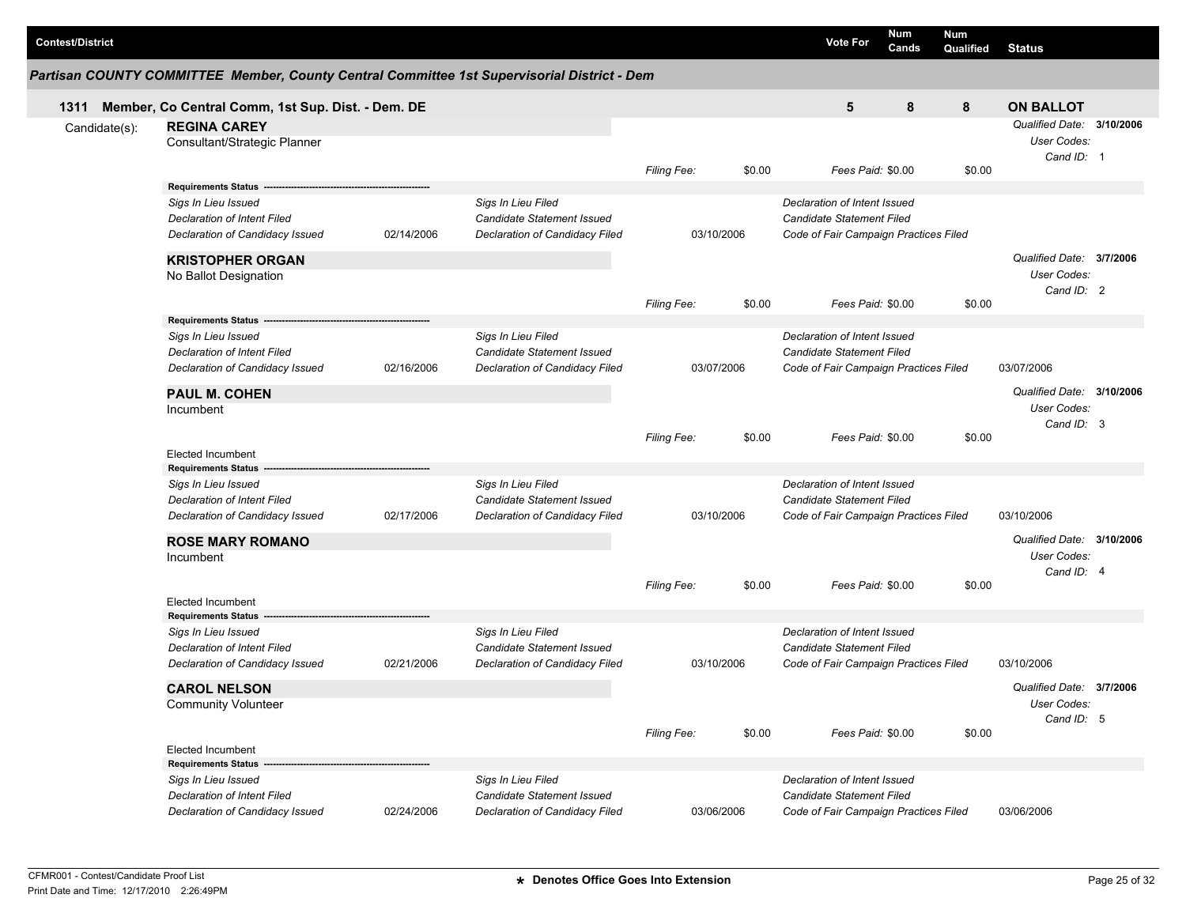| Contest/District | Vote For | Num Cands | Num Qualified | Status |
|---|---|---|---|---|

*Partisan COUNTY COMMITTEE Member, County Central Committee 1st Supervisorial District - Dem*

| 1311 Member, Co Central Comm, 1st Sup. Dist. - Dem. DE | 5 | 8 | 8 | ON BALLOT |
|---|---|---|---|---|

Candidate(s):

**REGINA CAREY**
Consultant/Strategic Planner

*Qualified Date:* **3/10/2006**
*User Codes:*
*Cand ID:* 1

*Filing Fee:* $0.00 *Fees Paid:* $0.00 $0.00

**Requirements Status**

| | | | | | |
|---|---|---|---|---|---|
| *Sigs In Lieu Issued* | | *Sigs In Lieu Filed* | | *Declaration of Intent Issued* | |
| *Declaration of Intent Filed* | | *Candidate Statement Issued* | | *Candidate Statement Filed* | |
| *Declaration of Candidacy Issued* | 02/14/2006 | *Declaration of Candidacy Filed* | 03/10/2006 | *Code of Fair Campaign Practices Filed* | |

**KRISTOPHER ORGAN**
No Ballot Designation

*Qualified Date:* **3/7/2006**
*User Codes:*
*Cand ID:* 2

*Filing Fee:* $0.00 *Fees Paid:* $0.00 $0.00

**Requirements Status**

| | | | | | |
|---|---|---|---|---|---|
| *Sigs In Lieu Issued* | | *Sigs In Lieu Filed* | | *Declaration of Intent Issued* | |
| *Declaration of Intent Filed* | | *Candidate Statement Issued* | | *Candidate Statement Filed* | |
| *Declaration of Candidacy Issued* | 02/16/2006 | *Declaration of Candidacy Filed* | 03/07/2006 | *Code of Fair Campaign Practices Filed* | 03/07/2006 |

**PAUL M. COHEN**
Incumbent

*Qualified Date:* **3/10/2006**
*User Codes:*
*Cand ID:* 3

*Filing Fee:* $0.00 *Fees Paid:* $0.00 $0.00

Elected Incumbent

**Requirements Status**

| | | | | | |
|---|---|---|---|---|---|
| *Sigs In Lieu Issued* | | *Sigs In Lieu Filed* | | *Declaration of Intent Issued* | |
| *Declaration of Intent Filed* | | *Candidate Statement Issued* | | *Candidate Statement Filed* | |
| *Declaration of Candidacy Issued* | 02/17/2006 | *Declaration of Candidacy Filed* | 03/10/2006 | *Code of Fair Campaign Practices Filed* | 03/10/2006 |

**ROSE MARY ROMANO**
Incumbent

*Qualified Date:* **3/10/2006**
*User Codes:*
*Cand ID:* 4

*Filing Fee:* $0.00 *Fees Paid:* $0.00 $0.00

Elected Incumbent

**Requirements Status**

| | | | | | |
|---|---|---|---|---|---|
| *Sigs In Lieu Issued* | | *Sigs In Lieu Filed* | | *Declaration of Intent Issued* | |
| *Declaration of Intent Filed* | | *Candidate Statement Issued* | | *Candidate Statement Filed* | |
| *Declaration of Candidacy Issued* | 02/21/2006 | *Declaration of Candidacy Filed* | 03/10/2006 | *Code of Fair Campaign Practices Filed* | 03/10/2006 |

**CAROL NELSON**
Community Volunteer

*Qualified Date:* **3/7/2006**
*User Codes:*
*Cand ID:* 5

*Filing Fee:* $0.00 *Fees Paid:* $0.00 $0.00

Elected Incumbent

**Requirements Status**

| | | | | | |
|---|---|---|---|---|---|
| *Sigs In Lieu Issued* | | *Sigs In Lieu Filed* | | *Declaration of Intent Issued* | |
| *Declaration of Intent Filed* | | *Candidate Statement Issued* | | *Candidate Statement Filed* | |
| *Declaration of Candidacy Issued* | 02/24/2006 | *Declaration of Candidacy Filed* | 03/06/2006 | *Code of Fair Campaign Practices Filed* | 03/06/2006 |

CFMR001 - Contest/Candidate Proof List
Print Date and Time: 12/17/2010 2:26:49PM

**\* Denotes Office Goes Into Extension**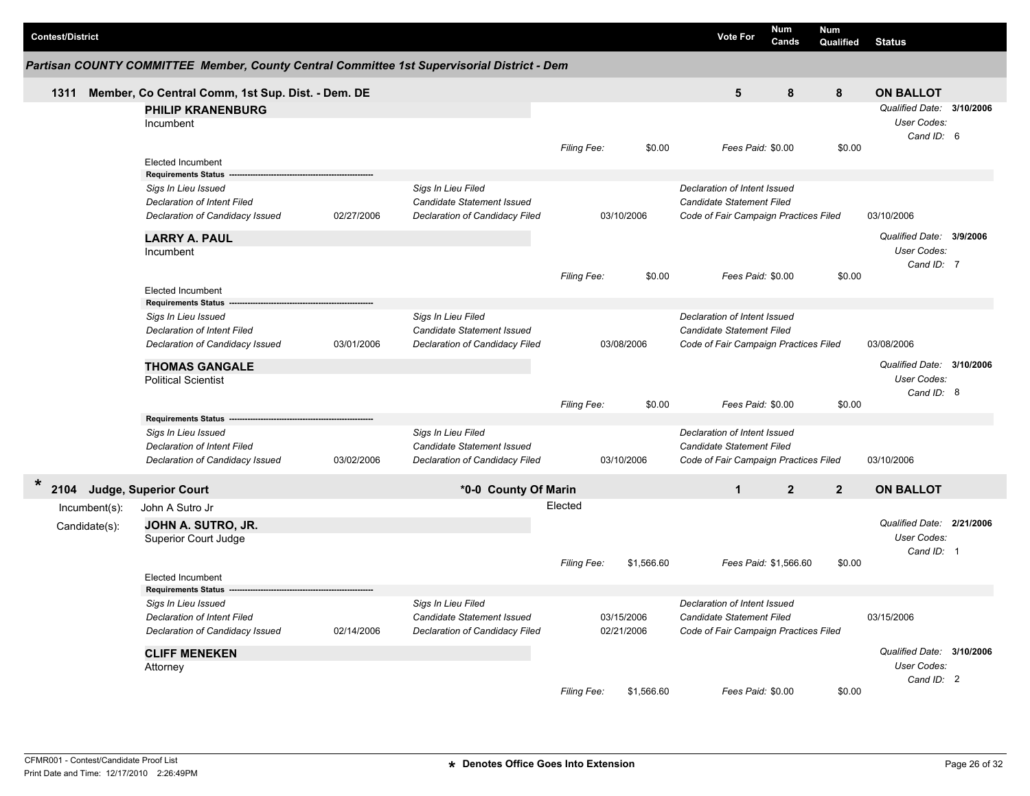| Contest/District | Vote For | Num Cands | Num Qualified | Status |
|---|---|---|---|---|

***Partisan COUNTY COMMITTEE Member, County Central Committee 1st Supervisorial District - Dem***

**1311 Member, Co Central Comm, 1st Sup. Dist. - Dem. DE** | Vote For: **5** | Num Cands: **8** | Num Qualified: **8** | **ON BALLOT**

**PHILIP KRANENBURG**
Incumbent

*Qualified Date:* **3/10/2006**
*User Codes:*
*Cand ID:* 6

*Filing Fee:* $0.00 | *Fees Paid:* $0.00 | $0.00

Elected Incumbent

**Requirements Status**

| | | | | | |
|---|---|---|---|---|---|
| *Sigs In Lieu Issued* | | *Sigs In Lieu Filed* | | *Declaration of Intent Issued* | |
| *Declaration of Intent Filed* | | *Candidate Statement Issued* | | *Candidate Statement Filed* | |
| *Declaration of Candidacy Issued* | 02/27/2006 | *Declaration of Candidacy Filed* | 03/10/2006 | *Code of Fair Campaign Practices Filed* | 03/10/2006 |

**LARRY A. PAUL**
Incumbent

*Qualified Date:* **3/9/2006**
*User Codes:*
*Cand ID:* 7

*Filing Fee:* $0.00 | *Fees Paid:* $0.00 | $0.00

Elected Incumbent

**Requirements Status**

| | | | | | |
|---|---|---|---|---|---|
| *Sigs In Lieu Issued* | | *Sigs In Lieu Filed* | | *Declaration of Intent Issued* | |
| *Declaration of Intent Filed* | | *Candidate Statement Issued* | | *Candidate Statement Filed* | |
| *Declaration of Candidacy Issued* | 03/01/2006 | *Declaration of Candidacy Filed* | 03/08/2006 | *Code of Fair Campaign Practices Filed* | 03/08/2006 |

**THOMAS GANGALE**
Political Scientist

*Qualified Date:* **3/10/2006**
*User Codes:*
*Cand ID:* 8

*Filing Fee:* $0.00 | *Fees Paid:* $0.00 | $0.00

**Requirements Status**

| | | | | | |
|---|---|---|---|---|---|
| *Sigs In Lieu Issued* | | *Sigs In Lieu Filed* | | *Declaration of Intent Issued* | |
| *Declaration of Intent Filed* | | *Candidate Statement Issued* | | *Candidate Statement Filed* | |
| *Declaration of Candidacy Issued* | 03/02/2006 | *Declaration of Candidacy Filed* | 03/10/2006 | *Code of Fair Campaign Practices Filed* | 03/10/2006 |

**\* 2104 Judge, Superior Court** | ***0-0 County Of Marin** | Vote For: **1** | Num Cands: **2** | Num Qualified: **2** | **ON BALLOT**

Incumbent(s): John A Sutro Jr — Elected

Candidate(s):

**JOHN A. SUTRO, JR.**
Superior Court Judge

*Qualified Date:* **2/21/2006**
*User Codes:*
*Cand ID:* 1

*Filing Fee:* $1,566.60 | *Fees Paid:* $1,566.60 | $0.00

Elected Incumbent

**Requirements Status**

| | | | | | |
|---|---|---|---|---|---|
| *Sigs In Lieu Issued* | | *Sigs In Lieu Filed* | | *Declaration of Intent Issued* | |
| *Declaration of Intent Filed* | | *Candidate Statement Issued* | 03/15/2006 | *Candidate Statement Filed* | 03/15/2006 |
| *Declaration of Candidacy Issued* | 02/14/2006 | *Declaration of Candidacy Filed* | 02/21/2006 | *Code of Fair Campaign Practices Filed* | |

**CLIFF MENEKEN**
Attorney

*Qualified Date:* **3/10/2006**
*User Codes:*
*Cand ID:* 2

*Filing Fee:* $1,566.60 | *Fees Paid:* $0.00 | $0.00

CFMR001 - Contest/Candidate Proof List
Print Date and Time: 12/17/2010 2:26:49PM

**\* Denotes Office Goes Into Extension**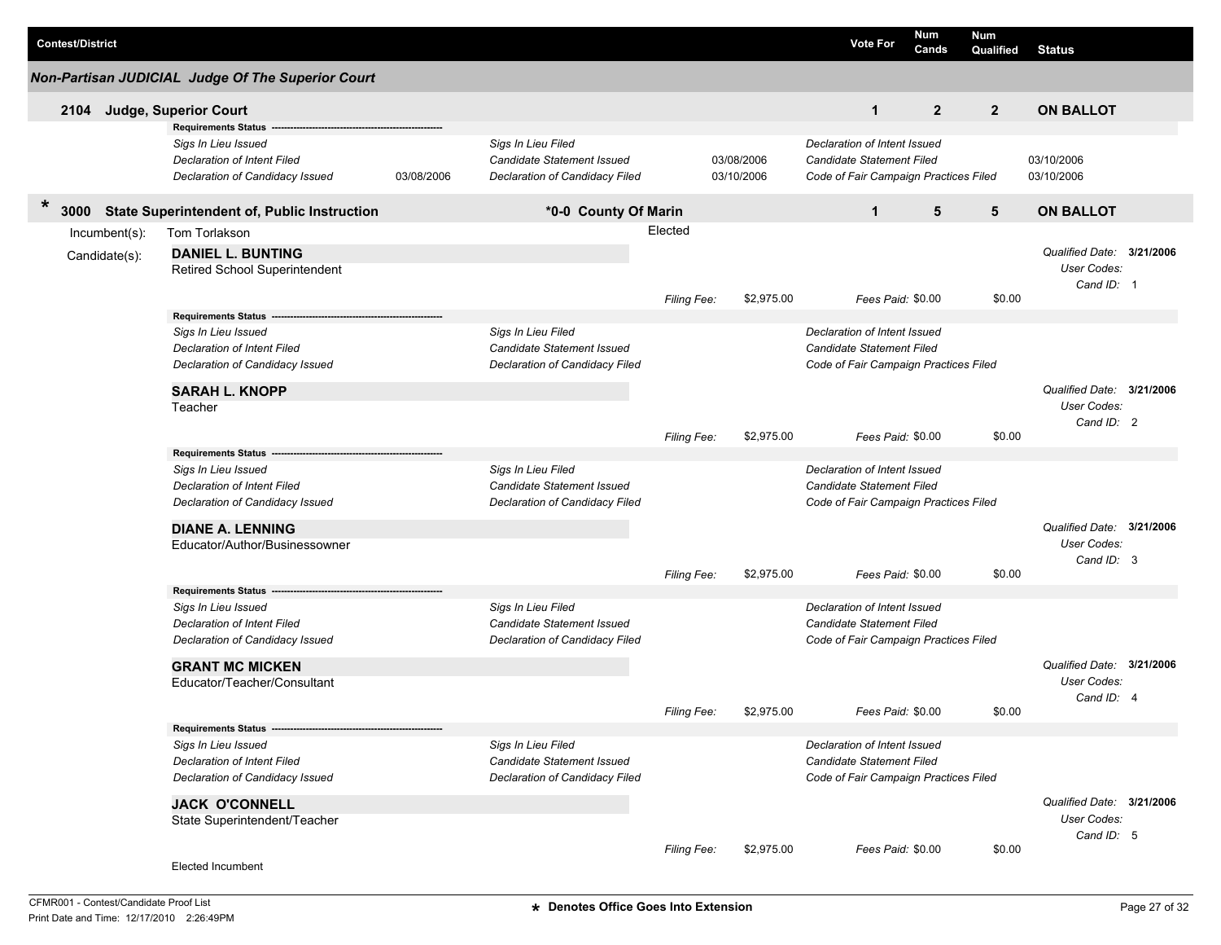| Contest/District | Vote For | Num Cands | Num Qualified | Status |
|---|---|---|---|---|

## Non-Partisan JUDICIAL Judge Of The Superior Court

### 2104 Judge, Superior Court

| | | | |
|---|---|---|---|
| Vote For: 1 | Num Cands: 2 | Num Qualified: 2 | ON BALLOT |

**Requirements Status**

| | | | | | |
|---|---|---|---|---|---|
| *Sigs In Lieu Issued* | | *Sigs In Lieu Filed* | | *Declaration of Intent Issued* | |
| *Declaration of Intent Filed* | | *Candidate Statement Issued* | 03/08/2006 | *Candidate Statement Filed* | 03/10/2006 |
| *Declaration of Candidacy Issued* | 03/08/2006 | *Declaration of Candidacy Filed* | 03/10/2006 | *Code of Fair Campaign Practices Filed* | 03/10/2006 |

### * 3000 State Superintendent of, Public Instruction — *0-0 County Of Marin

| | | | |
|---|---|---|---|
| Vote For: 1 | Num Cands: 5 | Num Qualified: 5 | ON BALLOT |

Incumbent(s): Tom Torlakson — Elected

Candidate(s):

**DANIEL L. BUNTING**
Retired School Superintendent

*Filing Fee:* $2,975.00 *Fees Paid:* $0.00 $0.00
*Qualified Date:* **3/21/2006** *User Codes:* *Cand ID:* 1

**Requirements Status**

| | | |
|---|---|---|
| *Sigs In Lieu Issued* | *Sigs In Lieu Filed* | *Declaration of Intent Issued* |
| *Declaration of Intent Filed* | *Candidate Statement Issued* | *Candidate Statement Filed* |
| *Declaration of Candidacy Issued* | *Declaration of Candidacy Filed* | *Code of Fair Campaign Practices Filed* |

**SARAH L. KNOPP**
Teacher

*Filing Fee:* $2,975.00 *Fees Paid:* $0.00 $0.00
*Qualified Date:* **3/21/2006** *User Codes:* *Cand ID:* 2

**Requirements Status**

| | | |
|---|---|---|
| *Sigs In Lieu Issued* | *Sigs In Lieu Filed* | *Declaration of Intent Issued* |
| *Declaration of Intent Filed* | *Candidate Statement Issued* | *Candidate Statement Filed* |
| *Declaration of Candidacy Issued* | *Declaration of Candidacy Filed* | *Code of Fair Campaign Practices Filed* |

**DIANE A. LENNING**
Educator/Author/Businessowner

*Filing Fee:* $2,975.00 *Fees Paid:* $0.00 $0.00
*Qualified Date:* **3/21/2006** *User Codes:* *Cand ID:* 3

**Requirements Status**

| | | |
|---|---|---|
| *Sigs In Lieu Issued* | *Sigs In Lieu Filed* | *Declaration of Intent Issued* |
| *Declaration of Intent Filed* | *Candidate Statement Issued* | *Candidate Statement Filed* |
| *Declaration of Candidacy Issued* | *Declaration of Candidacy Filed* | *Code of Fair Campaign Practices Filed* |

**GRANT MC MICKEN**
Educator/Teacher/Consultant

*Filing Fee:* $2,975.00 *Fees Paid:* $0.00 $0.00
*Qualified Date:* **3/21/2006** *User Codes:* *Cand ID:* 4

**Requirements Status**

| | | |
|---|---|---|
| *Sigs In Lieu Issued* | *Sigs In Lieu Filed* | *Declaration of Intent Issued* |
| *Declaration of Intent Filed* | *Candidate Statement Issued* | *Candidate Statement Filed* |
| *Declaration of Candidacy Issued* | *Declaration of Candidacy Filed* | *Code of Fair Campaign Practices Filed* |

**JACK O'CONNELL**
State Superintendent/Teacher

*Filing Fee:* $2,975.00 *Fees Paid:* $0.00 $0.00
*Qualified Date:* **3/21/2006** *User Codes:* *Cand ID:* 5

Elected Incumbent

CFMR001 - Contest/Candidate Proof List
Print Date and Time: 12/17/2010 2:26:49PM

\* Denotes Office Goes Into Extension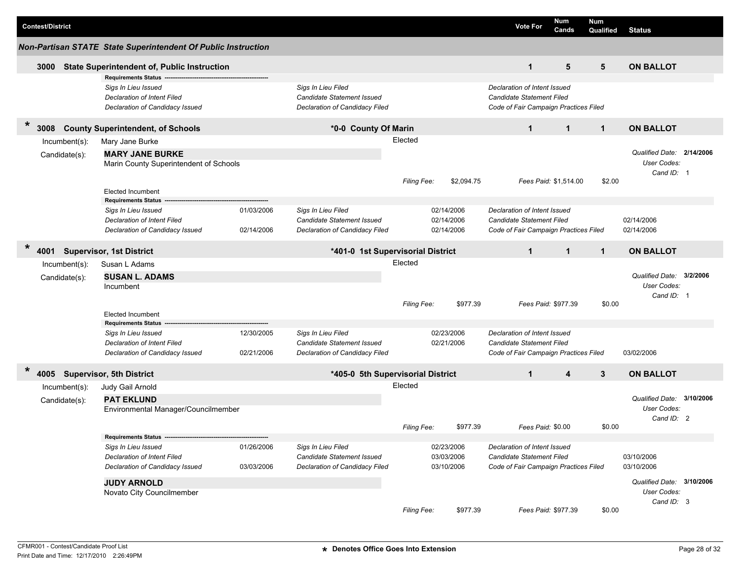| Contest/District | Vote For | Num Cands | Num Qualified | Status |
|---|---|---|---|---|

## Non-Partisan STATE State Superintendent Of Public Instruction

**3000 State Superintendent of, Public Instruction** — Vote For: 1 | Num Cands: 5 | Num Qualified: 5 | **ON BALLOT**

**Requirements Status**

| | | | | | |
|---|---|---|---|---|---|
| *Sigs In Lieu Issued* | | *Sigs In Lieu Filed* | | *Declaration of Intent Issued* | |
| *Declaration of Intent Filed* | | *Candidate Statement Issued* | | *Candidate Statement Filed* | |
| *Declaration of Candidacy Issued* | | *Declaration of Candidacy Filed* | | *Code of Fair Campaign Practices Filed* | |

---

\* **3008 County Superintendent, of Schools** — **\*0-0 County Of Marin** — Vote For: 1 | Num Cands: 1 | Num Qualified: 1 | **ON BALLOT**

Incumbent(s): Mary Jane Burke — Elected

Candidate(s):

**MARY JANE BURKE**
Marin County Superintendent of Schools

*Qualified Date:* **2/14/2006**
*User Codes:*
*Cand ID:* 1

*Filing Fee:* $2,094.75 — *Fees Paid:* $1,514.00 — $2.00

Elected Incumbent

**Requirements Status**

| | | | | | |
|---|---|---|---|---|---|
| *Sigs In Lieu Issued* | 01/03/2006 | *Sigs In Lieu Filed* | 02/14/2006 | *Declaration of Intent Issued* | |
| *Declaration of Intent Filed* | | *Candidate Statement Issued* | 02/14/2006 | *Candidate Statement Filed* | 02/14/2006 |
| *Declaration of Candidacy Issued* | 02/14/2006 | *Declaration of Candidacy Filed* | 02/14/2006 | *Code of Fair Campaign Practices Filed* | 02/14/2006 |

---

\* **4001 Supervisor, 1st District** — **\*401-0 1st Supervisorial District** — Vote For: 1 | Num Cands: 1 | Num Qualified: 1 | **ON BALLOT**

Incumbent(s): Susan L Adams — Elected

Candidate(s):

**SUSAN L. ADAMS**
Incumbent

*Qualified Date:* **3/2/2006**
*User Codes:*
*Cand ID:* 1

*Filing Fee:* $977.39 — *Fees Paid:* $977.39 — $0.00

Elected Incumbent

**Requirements Status**

| | | | | | |
|---|---|---|---|---|---|
| *Sigs In Lieu Issued* | 12/30/2005 | *Sigs In Lieu Filed* | 02/23/2006 | *Declaration of Intent Issued* | |
| *Declaration of Intent Filed* | | *Candidate Statement Issued* | 02/21/2006 | *Candidate Statement Filed* | |
| *Declaration of Candidacy Issued* | 02/21/2006 | *Declaration of Candidacy Filed* | | *Code of Fair Campaign Practices Filed* | 03/02/2006 |

---

\* **4005 Supervisor, 5th District** — **\*405-0 5th Supervisorial District** — Vote For: 1 | Num Cands: 4 | Num Qualified: 3 | **ON BALLOT**

Incumbent(s): Judy Gail Arnold — Elected

Candidate(s):

**PAT EKLUND**
Environmental Manager/Councilmember

*Qualified Date:* **3/10/2006**
*User Codes:*
*Cand ID:* 2

*Filing Fee:* $977.39 — *Fees Paid:* $0.00 — $0.00

**Requirements Status**

| | | | | | |
|---|---|---|---|---|---|
| *Sigs In Lieu Issued* | 01/26/2006 | *Sigs In Lieu Filed* | 02/23/2006 | *Declaration of Intent Issued* | |
| *Declaration of Intent Filed* | | *Candidate Statement Issued* | 03/03/2006 | *Candidate Statement Filed* | 03/10/2006 |
| *Declaration of Candidacy Issued* | 03/03/2006 | *Declaration of Candidacy Filed* | 03/10/2006 | *Code of Fair Campaign Practices Filed* | 03/10/2006 |

**JUDY ARNOLD**
Novato City Councilmember

*Qualified Date:* **3/10/2006**
*User Codes:*
*Cand ID:* 3

*Filing Fee:* $977.39 — *Fees Paid:* $977.39 — $0.00

CFMR001 - Contest/Candidate Proof List
Print Date and Time: 12/17/2010 2:26:49PM

\* Denotes Office Goes Into Extension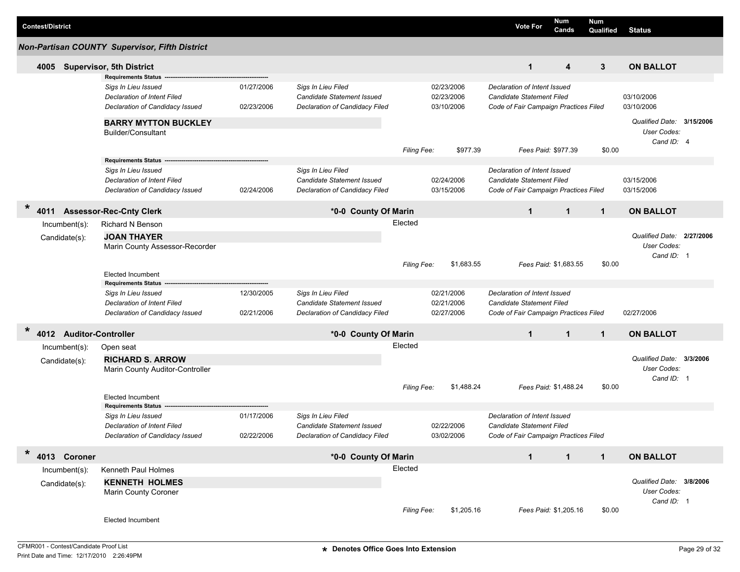| Contest/District | Vote For | Num Cands | Num Qualified | Status |
|---|---|---|---|---|

## Non-Partisan COUNTY Supervisor, Fifth District

### 4005 Supervisor, 5th District

| Vote For | Num Cands | Num Qualified | Status |
|---|---|---|---|
| 1 | 4 | 3 | ON BALLOT |

**Requirements Status**

| | | | | | |
|---|---|---|---|---|---|
| *Sigs In Lieu Issued* | 01/27/2006 | *Sigs In Lieu Filed* | 02/23/2006 | *Declaration of Intent Issued* | |
| *Declaration of Intent Filed* | | *Candidate Statement Issued* | 02/23/2006 | *Candidate Statement Filed* | 03/10/2006 |
| *Declaration of Candidacy Issued* | 02/23/2006 | *Declaration of Candidacy Filed* | 03/10/2006 | *Code of Fair Campaign Practices Filed* | 03/10/2006 |

**BARRY MYTTON BUCKLEY**
Builder/Consultant

*Qualified Date:* **3/15/2006**
*User Codes:*
*Cand ID:* 4

*Filing Fee:* $977.39 *Fees Paid:* $977.39 $0.00

**Requirements Status**

| | | | | | |
|---|---|---|---|---|---|
| *Sigs In Lieu Issued* | | *Sigs In Lieu Filed* | | *Declaration of Intent Issued* | |
| *Declaration of Intent Filed* | | *Candidate Statement Issued* | 02/24/2006 | *Candidate Statement Filed* | 03/15/2006 |
| *Declaration of Candidacy Issued* | 02/24/2006 | *Declaration of Candidacy Filed* | 03/15/2006 | *Code of Fair Campaign Practices Filed* | 03/15/2006 |

### * 4011 Assessor-Rec-Cnty Clerk — *0-0 County Of Marin

| Vote For | Num Cands | Num Qualified | Status |
|---|---|---|---|
| 1 | 1 | 1 | ON BALLOT |

Incumbent(s): Richard N Benson — Elected

Candidate(s): **JOAN THAYER**
Marin County Assessor-Recorder

*Qualified Date:* **2/27/2006**
*User Codes:*
*Cand ID:* 1

*Filing Fee:* $1,683.55 *Fees Paid:* $1,683.55 $0.00

Elected Incumbent

**Requirements Status**

| | | | | | |
|---|---|---|---|---|---|
| *Sigs In Lieu Issued* | 12/30/2005 | *Sigs In Lieu Filed* | 02/21/2006 | *Declaration of Intent Issued* | |
| *Declaration of Intent Filed* | | *Candidate Statement Issued* | 02/21/2006 | *Candidate Statement Filed* | |
| *Declaration of Candidacy Issued* | 02/21/2006 | *Declaration of Candidacy Filed* | 02/27/2006 | *Code of Fair Campaign Practices Filed* | 02/27/2006 |

### * 4012 Auditor-Controller — *0-0 County Of Marin

| Vote For | Num Cands | Num Qualified | Status |
|---|---|---|---|
| 1 | 1 | 1 | ON BALLOT |

Incumbent(s): Open seat — Elected

Candidate(s): **RICHARD S. ARROW**
Marin County Auditor-Controller

*Qualified Date:* **3/3/2006**
*User Codes:*
*Cand ID:* 1

*Filing Fee:* $1,488.24 *Fees Paid:* $1,488.24 $0.00

Elected Incumbent

**Requirements Status**

| | | | | | |
|---|---|---|---|---|---|
| *Sigs In Lieu Issued* | 01/17/2006 | *Sigs In Lieu Filed* | | *Declaration of Intent Issued* | |
| *Declaration of Intent Filed* | | *Candidate Statement Issued* | 02/22/2006 | *Candidate Statement Filed* | |
| *Declaration of Candidacy Issued* | 02/22/2006 | *Declaration of Candidacy Filed* | 03/02/2006 | *Code of Fair Campaign Practices Filed* | |

### * 4013 Coroner — *0-0 County Of Marin

| Vote For | Num Cands | Num Qualified | Status |
|---|---|---|---|
| 1 | 1 | 1 | ON BALLOT |

Incumbent(s): Kenneth Paul Holmes — Elected

Candidate(s): **KENNETH HOLMES**
Marin County Coroner

*Qualified Date:* **3/8/2006**
*User Codes:*
*Cand ID:* 1

*Filing Fee:* $1,205.16 *Fees Paid:* $1,205.16 $0.00

Elected Incumbent

CFMR001 - Contest/Candidate Proof List
Print Date and Time: 12/17/2010 2:26:49PM

* Denotes Office Goes Into Extension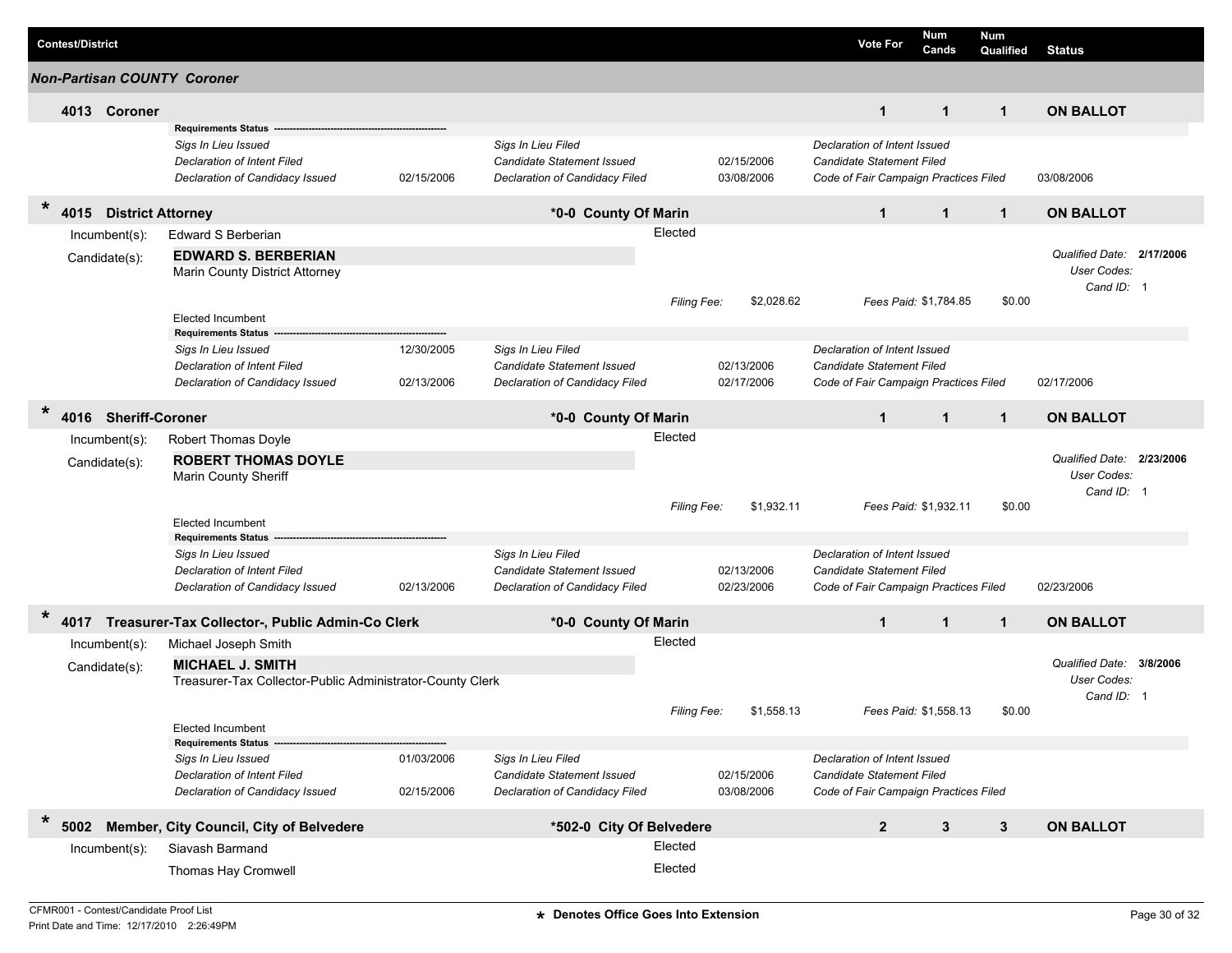| Contest/District | Vote For | Num Cands | Num Qualified | Status |
|---|---|---|---|---|

## Non-Partisan COUNTY Coroner

### 4013 Coroner

| Vote For | Num Cands | Num Qualified | Status |
|---|---|---|---|
| 1 | 1 | 1 | ON BALLOT |

**Requirements Status**

| | | | | | |
|---|---|---|---|---|---|
| *Sigs In Lieu Issued* | | *Sigs In Lieu Filed* | | *Declaration of Intent Issued* | |
| *Declaration of Intent Filed* | | *Candidate Statement Issued* | 02/15/2006 | *Candidate Statement Filed* | |
| *Declaration of Candidacy Issued* | 02/15/2006 | *Declaration of Candidacy Filed* | 03/08/2006 | *Code of Fair Campaign Practices Filed* | 03/08/2006 |

### * 4015 District Attorney — *0-0 County Of Marin

| Vote For | Num Cands | Num Qualified | Status |
|---|---|---|---|
| 1 | 1 | 1 | ON BALLOT |

Incumbent(s): Edward S Berberian — Elected

Candidate(s): **EDWARD S. BERBERIAN**
Marin County District Attorney

*Qualified Date:* **2/17/2006**
*User Codes:*
*Cand ID:* 1

*Filing Fee:* $2,028.62 *Fees Paid:* $1,784.85 $0.00

Elected Incumbent

**Requirements Status**

| | | | | | |
|---|---|---|---|---|---|
| *Sigs In Lieu Issued* | 12/30/2005 | *Sigs In Lieu Filed* | | *Declaration of Intent Issued* | |
| *Declaration of Intent Filed* | | *Candidate Statement Issued* | 02/13/2006 | *Candidate Statement Filed* | |
| *Declaration of Candidacy Issued* | 02/13/2006 | *Declaration of Candidacy Filed* | 02/17/2006 | *Code of Fair Campaign Practices Filed* | 02/17/2006 |

### * 4016 Sheriff-Coroner — *0-0 County Of Marin

| Vote For | Num Cands | Num Qualified | Status |
|---|---|---|---|
| 1 | 1 | 1 | ON BALLOT |

Incumbent(s): Robert Thomas Doyle — Elected

Candidate(s): **ROBERT THOMAS DOYLE**
Marin County Sheriff

*Qualified Date:* **2/23/2006**
*User Codes:*
*Cand ID:* 1

*Filing Fee:* $1,932.11 *Fees Paid:* $1,932.11 $0.00

Elected Incumbent

**Requirements Status**

| | | | | | |
|---|---|---|---|---|---|
| *Sigs In Lieu Issued* | | *Sigs In Lieu Filed* | | *Declaration of Intent Issued* | |
| *Declaration of Intent Filed* | | *Candidate Statement Issued* | 02/13/2006 | *Candidate Statement Filed* | |
| *Declaration of Candidacy Issued* | 02/13/2006 | *Declaration of Candidacy Filed* | 02/23/2006 | *Code of Fair Campaign Practices Filed* | 02/23/2006 |

### * 4017 Treasurer-Tax Collector-, Public Admin-Co Clerk — *0-0 County Of Marin

| Vote For | Num Cands | Num Qualified | Status |
|---|---|---|---|
| 1 | 1 | 1 | ON BALLOT |

Incumbent(s): Michael Joseph Smith — Elected

Candidate(s): **MICHAEL J. SMITH**
Treasurer-Tax Collector-Public Administrator-County Clerk

*Qualified Date:* **3/8/2006**
*User Codes:*
*Cand ID:* 1

*Filing Fee:* $1,558.13 *Fees Paid:* $1,558.13 $0.00

Elected Incumbent

**Requirements Status**

| | | | | | |
|---|---|---|---|---|---|
| *Sigs In Lieu Issued* | 01/03/2006 | *Sigs In Lieu Filed* | | *Declaration of Intent Issued* | |
| *Declaration of Intent Filed* | | *Candidate Statement Issued* | 02/15/2006 | *Candidate Statement Filed* | |
| *Declaration of Candidacy Issued* | 02/15/2006 | *Declaration of Candidacy Filed* | 03/08/2006 | *Code of Fair Campaign Practices Filed* | |

### * 5002 Member, City Council, City of Belvedere — *502-0 City Of Belvedere

| Vote For | Num Cands | Num Qualified | Status |
|---|---|---|---|
| 2 | 3 | 3 | ON BALLOT |

Incumbent(s):
- Siavash Barmand — Elected
- Thomas Hay Cromwell — Elected

**\* Denotes Office Goes Into Extension**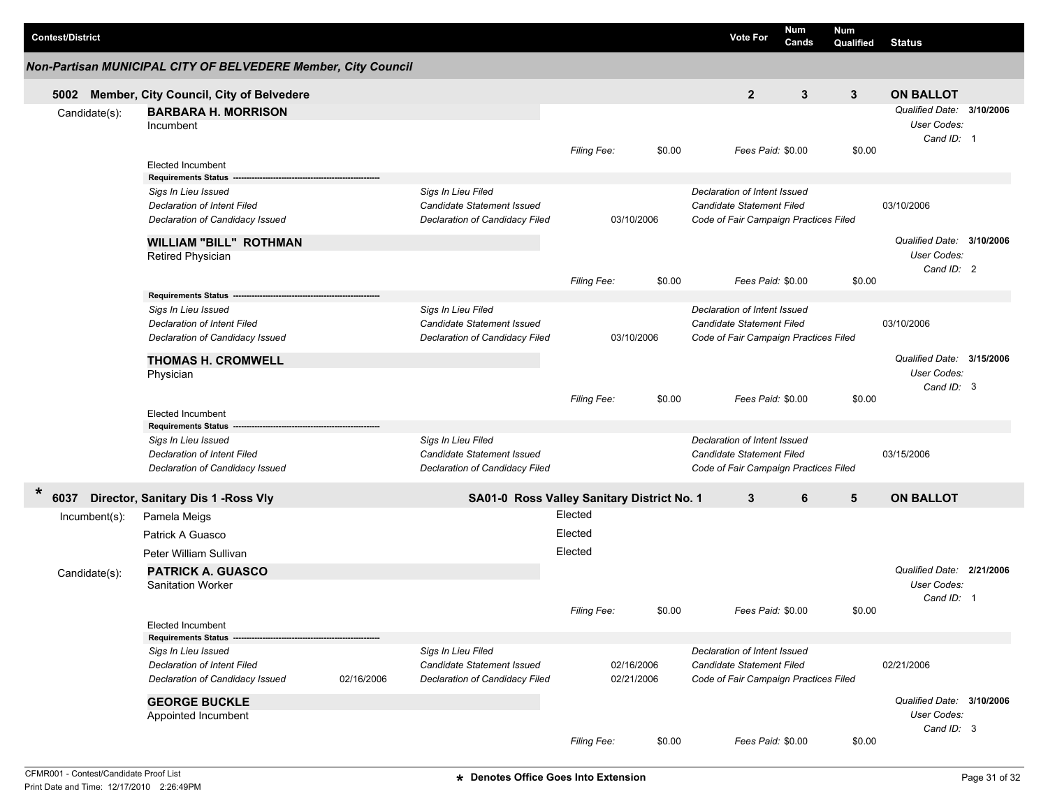| Contest/District | Vote For | Num Cands | Num Qualified | Status |
|---|---|---|---|---|

## *Non-Partisan MUNICIPAL CITY OF BELVEDERE Member, City Council*

### 5002 Member, City Council, City of Belvedere

| Vote For | Num Cands | Num Qualified | Status |
|---|---|---|---|
| 2 | 3 | 3 | ON BALLOT |

Candidate(s):

**BARBARA H. MORRISON**
Incumbent

*Qualified Date:* **3/10/2006**
*User Codes:*
*Cand ID:* 1

*Filing Fee:* $0.00 *Fees Paid:* $0.00 $0.00

Elected Incumbent

**Requirements Status** ----------------------------------------------------------

| | | | | |
|---|---|---|---|---|
| *Sigs In Lieu Issued* | *Sigs In Lieu Filed* | | *Declaration of Intent Issued* | |
| *Declaration of Intent Filed* | *Candidate Statement Issued* | | *Candidate Statement Filed* | 03/10/2006 |
| *Declaration of Candidacy Issued* | *Declaration of Candidacy Filed* | 03/10/2006 | *Code of Fair Campaign Practices Filed* | |

**WILLIAM "BILL" ROTHMAN**
Retired Physician

*Qualified Date:* **3/10/2006**
*User Codes:*
*Cand ID:* 2

*Filing Fee:* $0.00 *Fees Paid:* $0.00 $0.00

**Requirements Status** ----------------------------------------------------------

| | | | | |
|---|---|---|---|---|
| *Sigs In Lieu Issued* | *Sigs In Lieu Filed* | | *Declaration of Intent Issued* | |
| *Declaration of Intent Filed* | *Candidate Statement Issued* | | *Candidate Statement Filed* | 03/10/2006 |
| *Declaration of Candidacy Issued* | *Declaration of Candidacy Filed* | 03/10/2006 | *Code of Fair Campaign Practices Filed* | |

**THOMAS H. CROMWELL**
Physician

*Qualified Date:* **3/15/2006**
*User Codes:*
*Cand ID:* 3

*Filing Fee:* $0.00 *Fees Paid:* $0.00 $0.00

Elected Incumbent

**Requirements Status** ----------------------------------------------------------

| | | | | |
|---|---|---|---|---|
| *Sigs In Lieu Issued* | *Sigs In Lieu Filed* | | *Declaration of Intent Issued* | |
| *Declaration of Intent Filed* | *Candidate Statement Issued* | | *Candidate Statement Filed* | 03/15/2006 |
| *Declaration of Candidacy Issued* | *Declaration of Candidacy Filed* | | *Code of Fair Campaign Practices Filed* | |

### * 6037 Director, Sanitary Dis 1 -Ross Vly — SA01-0 Ross Valley Sanitary District No. 1

| Vote For | Num Cands | Num Qualified | Status |
|---|---|---|---|
| 3 | 6 | 5 | ON BALLOT |

Incumbent(s):

| | |
|---|---|
| Pamela Meigs | Elected |
| Patrick A Guasco | Elected |
| Peter William Sullivan | Elected |

Candidate(s):

**PATRICK A. GUASCO**
Sanitation Worker

*Qualified Date:* **2/21/2006**
*User Codes:*
*Cand ID:* 1

*Filing Fee:* $0.00 *Fees Paid:* $0.00 $0.00

Elected Incumbent

**Requirements Status** ----------------------------------------------------------

| | | | | | |
|---|---|---|---|---|---|
| *Sigs In Lieu Issued* | | *Sigs In Lieu Filed* | | *Declaration of Intent Issued* | |
| *Declaration of Intent Filed* | | *Candidate Statement Issued* | 02/16/2006 | *Candidate Statement Filed* | 02/21/2006 |
| *Declaration of Candidacy Issued* | 02/16/2006 | *Declaration of Candidacy Filed* | 02/21/2006 | *Code of Fair Campaign Practices Filed* | |

**GEORGE BUCKLE**
Appointed Incumbent

*Qualified Date:* **3/10/2006**
*User Codes:*
*Cand ID:* 3

*Filing Fee:* $0.00 *Fees Paid:* $0.00 $0.00

CFMR001 - Contest/Candidate Proof List
Print Date and Time: 12/17/2010 2:26:49PM

* Denotes Office Goes Into Extension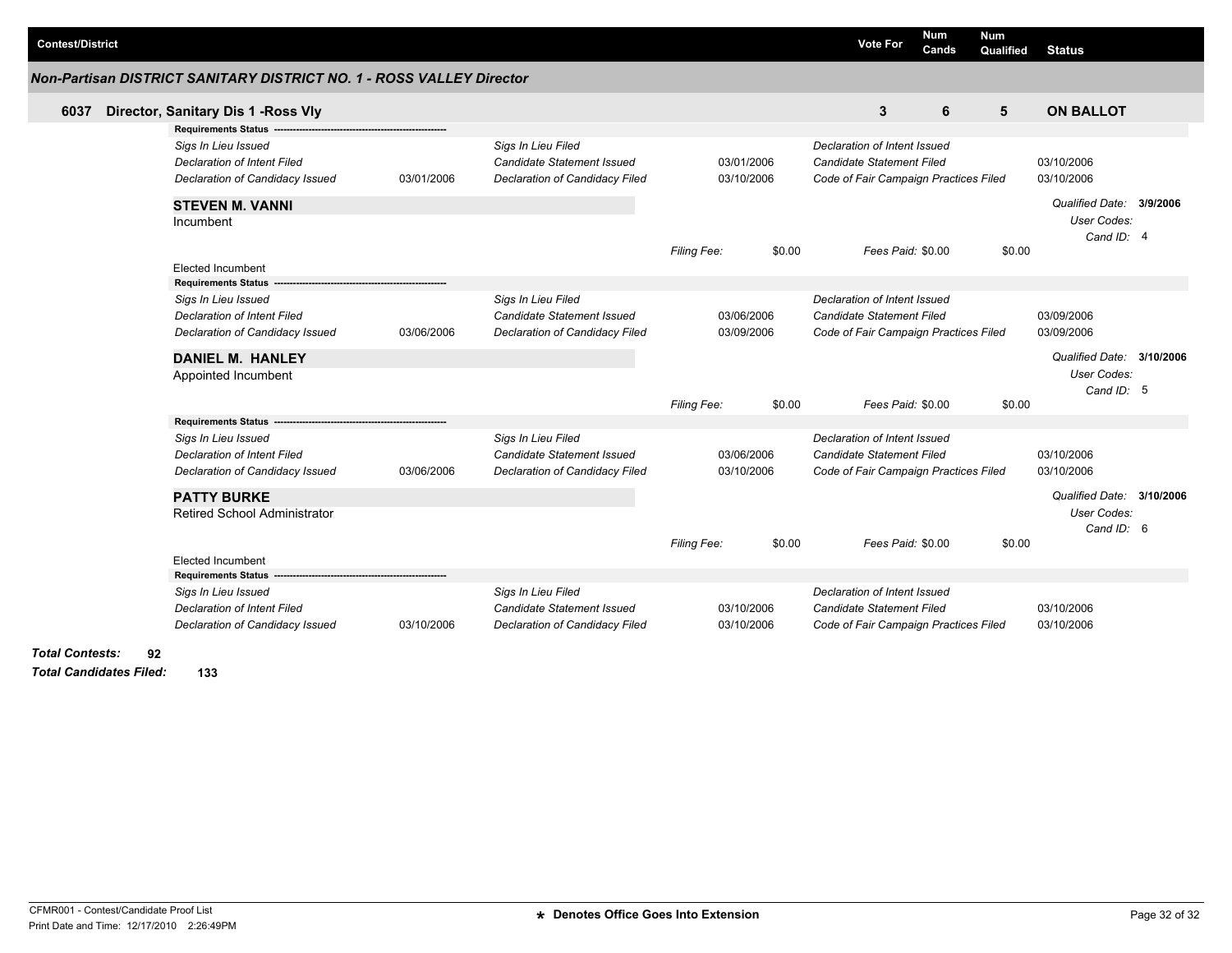| Contest/District | Vote For | Num Cands | Num Qualified | Status |
|---|---|---|---|---|

### *Non-Partisan DISTRICT SANITARY DISTRICT NO. 1 - ROSS VALLEY Director*

| | | | | |
|---|---|---|---|---|
| **6037 Director, Sanitary Dis 1 -Ross Vly** | **3** | **6** | **5** | **ON BALLOT** |

**Requirements Status** ---

| | | | | | |
|---|---|---|---|---|---|
| *Sigs In Lieu Issued* | | *Sigs In Lieu Filed* | | *Declaration of Intent Issued* | |
| *Declaration of Intent Filed* | | *Candidate Statement Issued* | 03/01/2006 | *Candidate Statement Filed* | 03/10/2006 |
| *Declaration of Candidacy Issued* | 03/01/2006 | *Declaration of Candidacy Filed* | 03/10/2006 | *Code of Fair Campaign Practices Filed* | 03/10/2006 |

**STEVEN M. VANNI**
Incumbent

*Qualified Date:* **3/9/2006**
*User Codes:*
*Cand ID:* 4

*Filing Fee:* $0.00 *Fees Paid:* $0.00 $0.00

Elected Incumbent

**Requirements Status** ---

| | | | | | |
|---|---|---|---|---|---|
| *Sigs In Lieu Issued* | | *Sigs In Lieu Filed* | | *Declaration of Intent Issued* | |
| *Declaration of Intent Filed* | | *Candidate Statement Issued* | 03/06/2006 | *Candidate Statement Filed* | 03/09/2006 |
| *Declaration of Candidacy Issued* | 03/06/2006 | *Declaration of Candidacy Filed* | 03/09/2006 | *Code of Fair Campaign Practices Filed* | 03/09/2006 |

**DANIEL M. HANLEY**
Appointed Incumbent

*Qualified Date:* **3/10/2006**
*User Codes:*
*Cand ID:* 5

*Filing Fee:* $0.00 *Fees Paid:* $0.00 $0.00

**Requirements Status** ---

| | | | | | |
|---|---|---|---|---|---|
| *Sigs In Lieu Issued* | | *Sigs In Lieu Filed* | | *Declaration of Intent Issued* | |
| *Declaration of Intent Filed* | | *Candidate Statement Issued* | 03/06/2006 | *Candidate Statement Filed* | 03/10/2006 |
| *Declaration of Candidacy Issued* | 03/06/2006 | *Declaration of Candidacy Filed* | 03/10/2006 | *Code of Fair Campaign Practices Filed* | 03/10/2006 |

**PATTY BURKE**
Retired School Administrator

*Qualified Date:* **3/10/2006**
*User Codes:*
*Cand ID:* 6

*Filing Fee:* $0.00 *Fees Paid:* $0.00 $0.00

Elected Incumbent

**Requirements Status** ---

| | | | | | |
|---|---|---|---|---|---|
| *Sigs In Lieu Issued* | | *Sigs In Lieu Filed* | | *Declaration of Intent Issued* | |
| *Declaration of Intent Filed* | | *Candidate Statement Issued* | 03/10/2006 | *Candidate Statement Filed* | 03/10/2006 |
| *Declaration of Candidacy Issued* | 03/10/2006 | *Declaration of Candidacy Filed* | 03/10/2006 | *Code of Fair Campaign Practices Filed* | 03/10/2006 |

***Total Contests:*** **92**
***Total Candidates Filed:*** **133**

CFMR001 - Contest/Candidate Proof List
Print Date and Time: 12/17/2010 2:26:49PM

**\* Denotes Office Goes Into Extension**